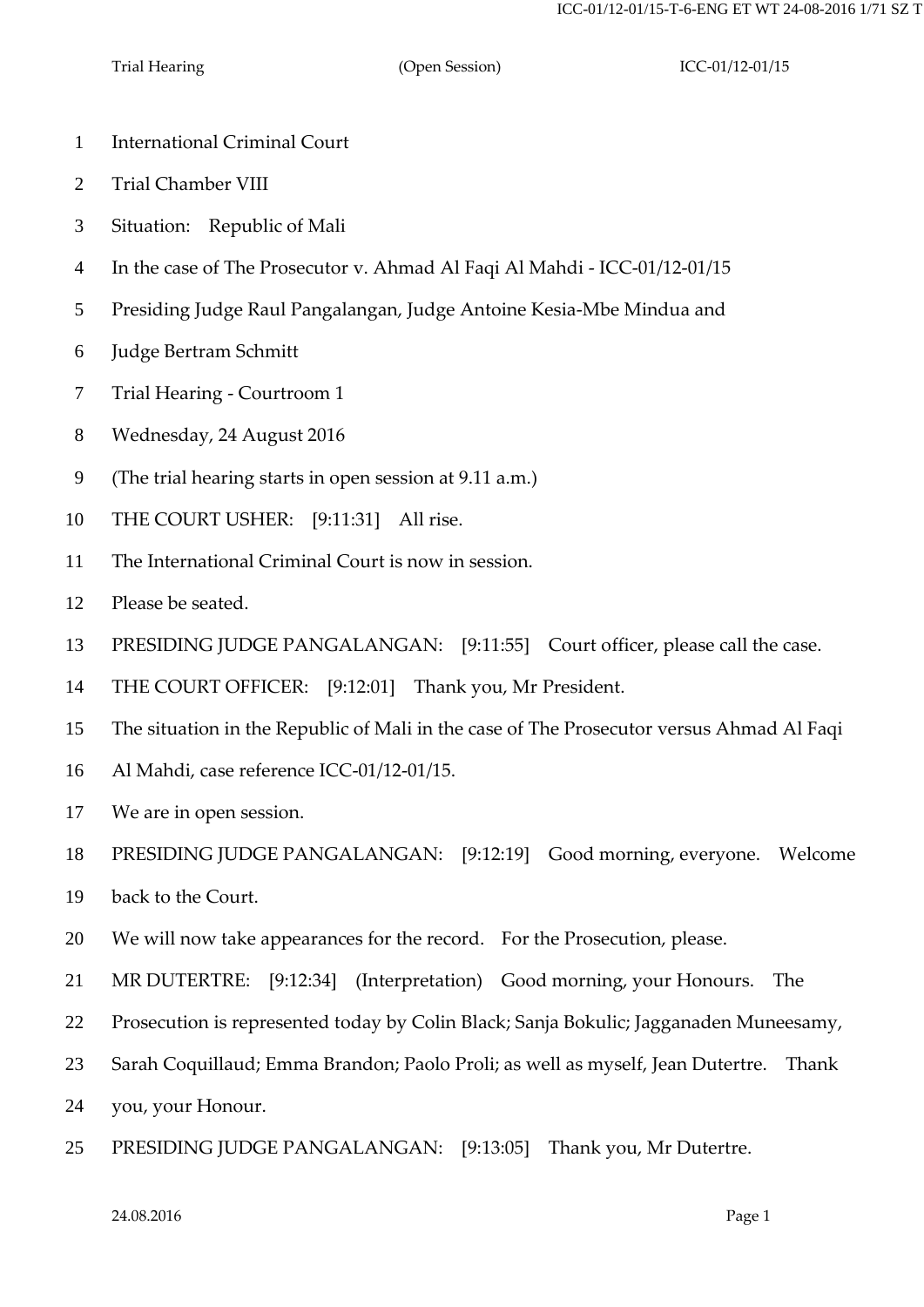International Criminal Court

Trial Chamber VIII

Situation: Republic of Mali

In the case of The Prosecutor v. Ahmad Al Faqi Al Mahdi - ICC-01/12-01/15

Presiding Judge Raul Pangalangan, Judge Antoine Kesia-Mbe Mindua and Judge Bertram Schmitt

Trial Hearing - Courtroom 1

Wednesday, 24 August 2016

(The trial hearing starts in open session at 9.11 a.m.)

THE COURT USHER: [9:11:31] All rise.

The International Criminal Court is now in session.

Please be seated.

PRESIDING JUDGE PANGALANGAN: [9:11:55] Court officer, please call the case.

THE COURT OFFICER: [9:12:01] Thank you, Mr President.

The situation in the Republic of Mali in the case of The Prosecutor versus Ahmad Al Faqi Al Mahdi, case reference ICC-01/12-01/15.

We are in open session.

PRESIDING JUDGE PANGALANGAN: [9:12:19] Good morning, everyone. Welcome back to the Court.

We will now take appearances for the record. For the Prosecution, please.

MR DUTERTRE: [9:12:34] (Interpretation) Good morning, your Honours. The Prosecution is represented today by Colin Black; Sanja Bokulic; Jagganaden Muneesamy, Sarah Coquillaud; Emma Brandon; Paolo Proli; as well as myself, Jean Dutertre. Thank you, your Honour.

PRESIDING JUDGE PANGALANGAN: [9:13:05] Thank you, Mr Dutertre.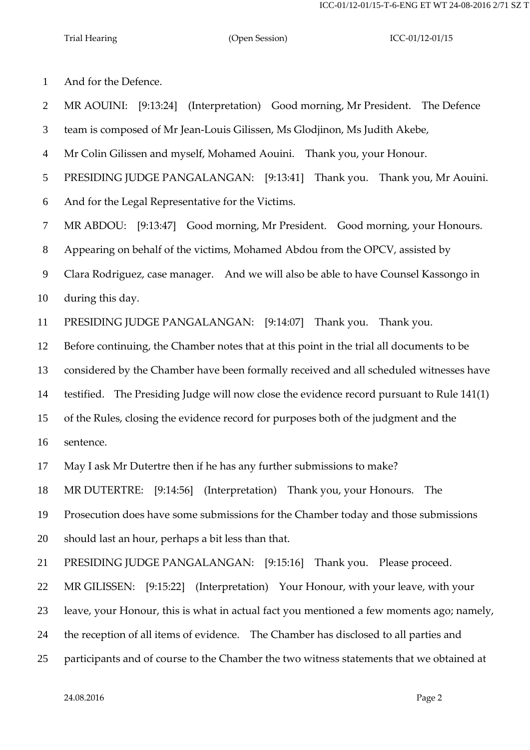1 And for the Defence.

2 MR AOUINI: [9:13:24] (Interpretation) Good morning, Mr President. The Defence

3 team is composed of Mr Jean-Louis Gilissen, Ms Glodjinon, Ms Judith Akebe,

4 Mr Colin Gilissen and myself, Mohamed Aouini. Thank you, your Honour.

5 PRESIDING JUDGE PANGALANGAN: [9:13:41] Thank you. Thank you, Mr Aouini.

6 And for the Legal Representative for the Victims.

7 MR ABDOU: [9:13:47] Good morning, Mr President. Good morning, your Honours.

8 Appearing on behalf of the victims, Mohamed Abdou from the OPCV, assisted by

9 Clara Rodriguez, case manager. And we will also be able to have Counsel Kassongo in

10 during this day.

11 PRESIDING JUDGE PANGALANGAN: [9:14:07] Thank you. Thank you.

12 Before continuing, the Chamber notes that at this point in the trial all documents to be

13 considered by the Chamber have been formally received and all scheduled witnesses have

14 testified. The Presiding Judge will now close the evidence record pursuant to Rule 141(1)

15 of the Rules, closing the evidence record for purposes both of the judgment and the

16 sentence.

17 May I ask Mr Dutertre then if he has any further submissions to make?

18 MR DUTERTRE: [9:14:56] (Interpretation) Thank you, your Honours. The

19 Prosecution does have some submissions for the Chamber today and those submissions

20 should last an hour, perhaps a bit less than that.

21 PRESIDING JUDGE PANGALANGAN: [9:15:16] Thank you. Please proceed.

22 MR GILISSEN: [9:15:22] (Interpretation) Your Honour, with your leave, with your

23 leave, your Honour, this is what in actual fact you mentioned a few moments ago; namely,

24 the reception of all items of evidence. The Chamber has disclosed to all parties and

25 participants and of course to the Chamber the two witness statements that we obtained at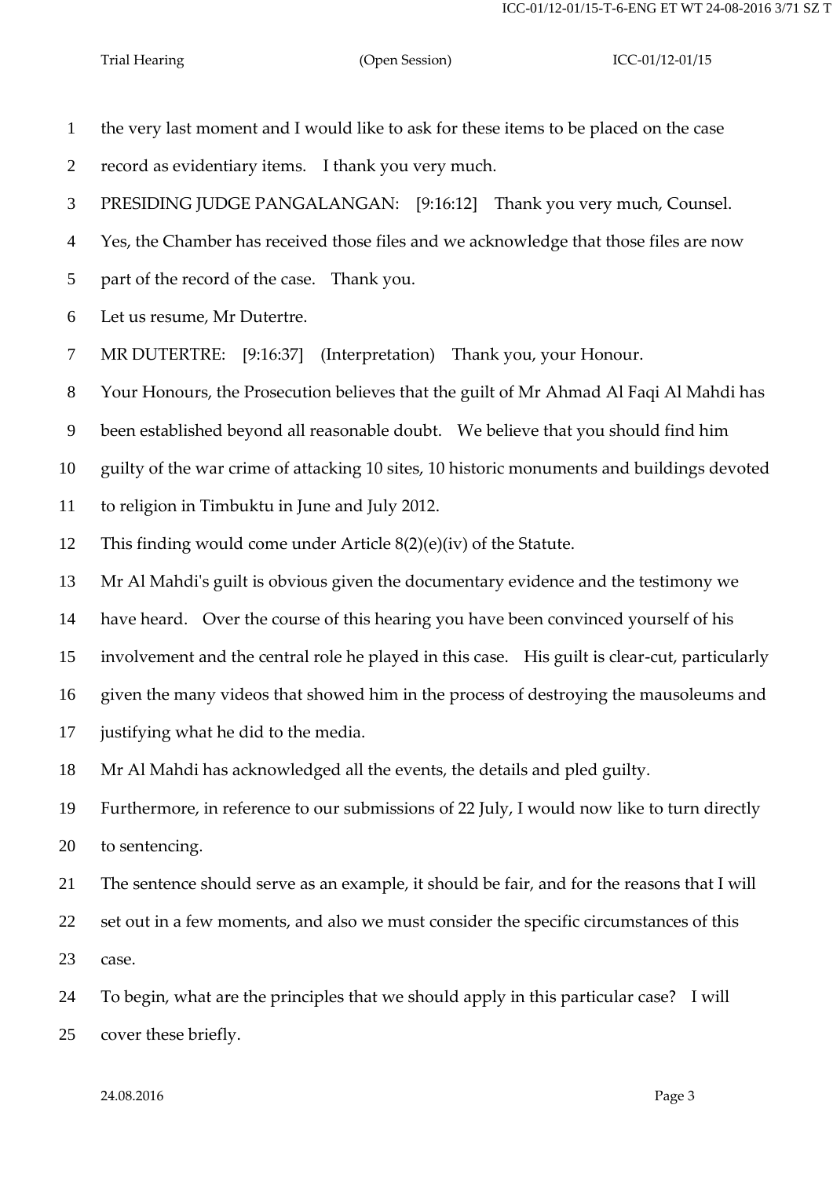1 the very last moment and I would like to ask for these items to be placed on the case
2 record as evidentiary items. I thank you very much.
3 PRESIDING JUDGE PANGALANGAN: [9:16:12] Thank you very much, Counsel.
4 Yes, the Chamber has received those files and we acknowledge that those files are now
5 part of the record of the case. Thank you.
6 Let us resume, Mr Dutertre.
7 MR DUTERTRE: [9:16:37] (Interpretation) Thank you, your Honour.
8 Your Honours, the Prosecution believes that the guilt of Mr Ahmad Al Faqi Al Mahdi has
9 been established beyond all reasonable doubt. We believe that you should find him
10 guilty of the war crime of attacking 10 sites, 10 historic monuments and buildings devoted
11 to religion in Timbuktu in June and July 2012.
12 This finding would come under Article 8(2)(e)(iv) of the Statute.
13 Mr Al Mahdi's guilt is obvious given the documentary evidence and the testimony we
14 have heard. Over the course of this hearing you have been convinced yourself of his
15 involvement and the central role he played in this case. His guilt is clear-cut, particularly
16 given the many videos that showed him in the process of destroying the mausoleums and
17 justifying what he did to the media.
18 Mr Al Mahdi has acknowledged all the events, the details and pled guilty.
19 Furthermore, in reference to our submissions of 22 July, I would now like to turn directly
20 to sentencing.
21 The sentence should serve as an example, it should be fair, and for the reasons that I will
22 set out in a few moments, and also we must consider the specific circumstances of this
23 case.
24 To begin, what are the principles that we should apply in this particular case? I will
25 cover these briefly.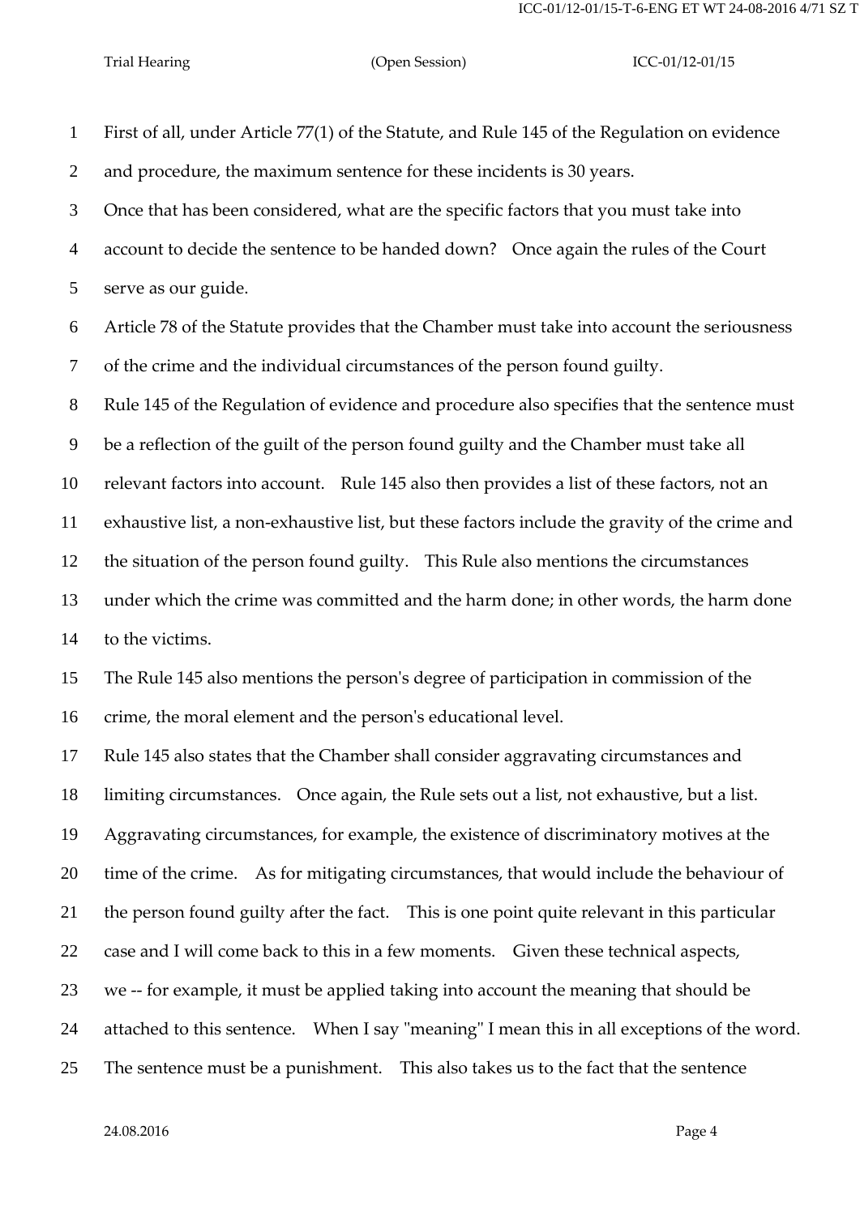First of all, under Article 77(1) of the Statute, and Rule 145 of the Regulation on evidence and procedure, the maximum sentence for these incidents is 30 years.

Once that has been considered, what are the specific factors that you must take into account to decide the sentence to be handed down? Once again the rules of the Court serve as our guide.

Article 78 of the Statute provides that the Chamber must take into account the seriousness of the crime and the individual circumstances of the person found guilty.

Rule 145 of the Regulation of evidence and procedure also specifies that the sentence must be a reflection of the guilt of the person found guilty and the Chamber must take all relevant factors into account. Rule 145 also then provides a list of these factors, not an exhaustive list, a non-exhaustive list, but these factors include the gravity of the crime and the situation of the person found guilty. This Rule also mentions the circumstances under which the crime was committed and the harm done; in other words, the harm done to the victims.

The Rule 145 also mentions the person's degree of participation in commission of the crime, the moral element and the person's educational level.

Rule 145 also states that the Chamber shall consider aggravating circumstances and limiting circumstances. Once again, the Rule sets out a list, not exhaustive, but a list. Aggravating circumstances, for example, the existence of discriminatory motives at the time of the crime. As for mitigating circumstances, that would include the behaviour of the person found guilty after the fact. This is one point quite relevant in this particular case and I will come back to this in a few moments. Given these technical aspects, we -- for example, it must be applied taking into account the meaning that should be attached to this sentence. When I say "meaning" I mean this in all exceptions of the word. The sentence must be a punishment. This also takes us to the fact that the sentence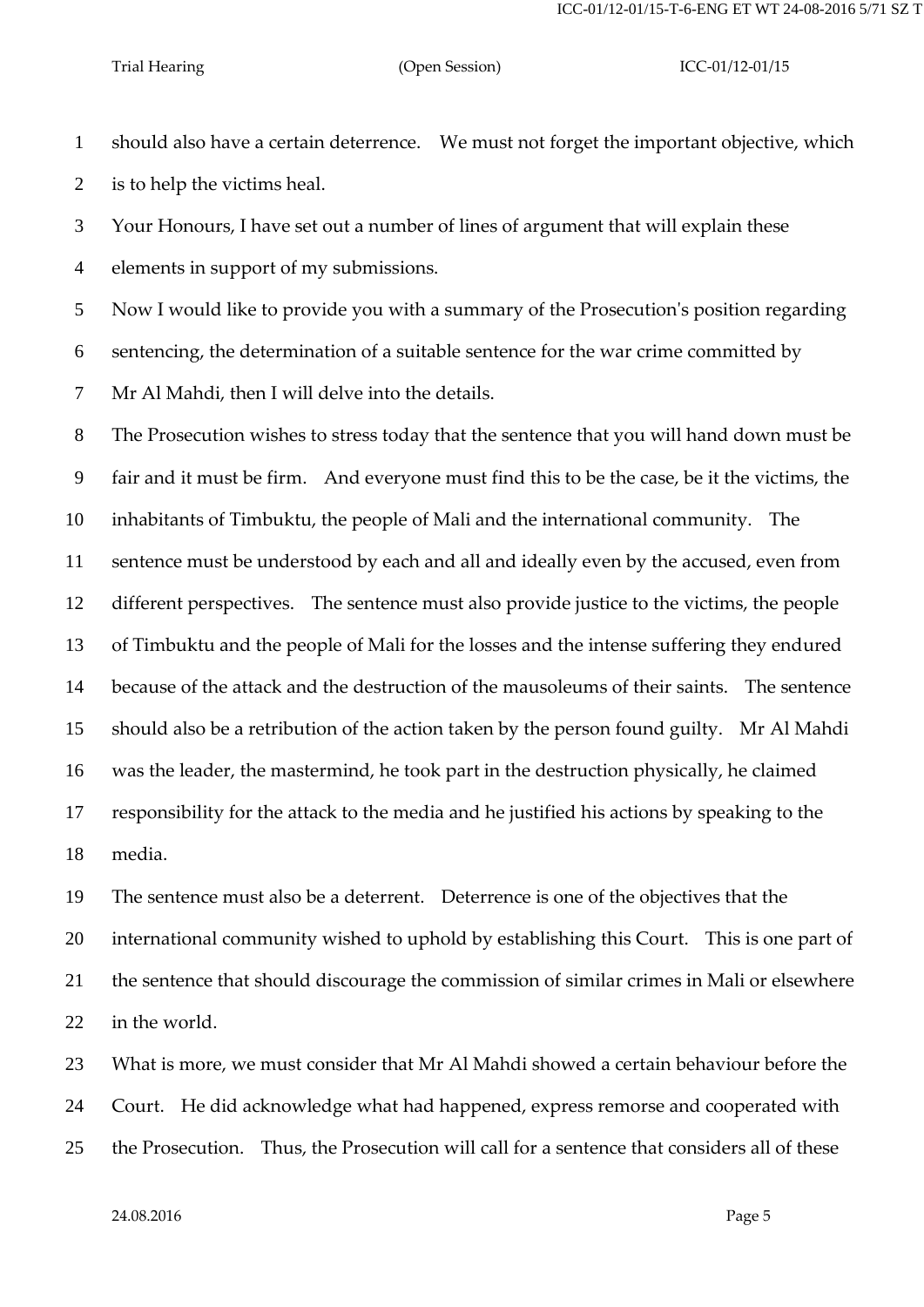should also have a certain deterrence. We must not forget the important objective, which is to help the victims heal.

Your Honours, I have set out a number of lines of argument that will explain these elements in support of my submissions.

Now I would like to provide you with a summary of the Prosecution's position regarding sentencing, the determination of a suitable sentence for the war crime committed by Mr Al Mahdi, then I will delve into the details.

The Prosecution wishes to stress today that the sentence that you will hand down must be fair and it must be firm. And everyone must find this to be the case, be it the victims, the inhabitants of Timbuktu, the people of Mali and the international community. The sentence must be understood by each and all and ideally even by the accused, even from different perspectives. The sentence must also provide justice to the victims, the people of Timbuktu and the people of Mali for the losses and the intense suffering they endured because of the attack and the destruction of the mausoleums of their saints. The sentence should also be a retribution of the action taken by the person found guilty. Mr Al Mahdi was the leader, the mastermind, he took part in the destruction physically, he claimed responsibility for the attack to the media and he justified his actions by speaking to the media.

The sentence must also be a deterrent. Deterrence is one of the objectives that the international community wished to uphold by establishing this Court. This is one part of the sentence that should discourage the commission of similar crimes in Mali or elsewhere in the world.

What is more, we must consider that Mr Al Mahdi showed a certain behaviour before the Court. He did acknowledge what had happened, express remorse and cooperated with the Prosecution. Thus, the Prosecution will call for a sentence that considers all of these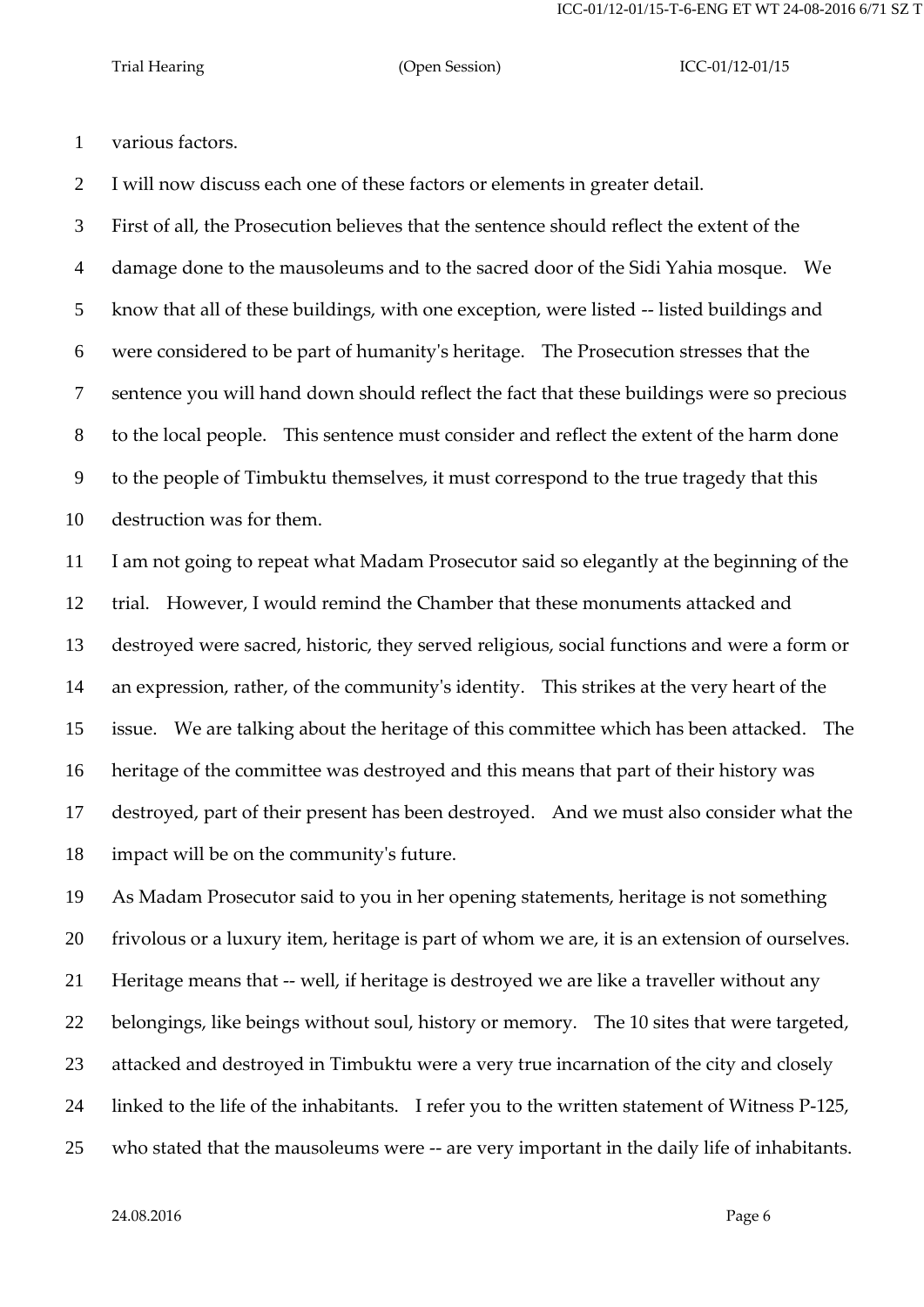various factors.

I will now discuss each one of these factors or elements in greater detail.

First of all, the Prosecution believes that the sentence should reflect the extent of the damage done to the mausoleums and to the sacred door of the Sidi Yahia mosque. We know that all of these buildings, with one exception, were listed -- listed buildings and were considered to be part of humanity's heritage. The Prosecution stresses that the sentence you will hand down should reflect the fact that these buildings were so precious to the local people. This sentence must consider and reflect the extent of the harm done to the people of Timbuktu themselves, it must correspond to the true tragedy that this destruction was for them.

I am not going to repeat what Madam Prosecutor said so elegantly at the beginning of the trial. However, I would remind the Chamber that these monuments attacked and destroyed were sacred, historic, they served religious, social functions and were a form or an expression, rather, of the community's identity. This strikes at the very heart of the issue. We are talking about the heritage of this committee which has been attacked. The heritage of the committee was destroyed and this means that part of their history was destroyed, part of their present has been destroyed. And we must also consider what the impact will be on the community's future.

As Madam Prosecutor said to you in her opening statements, heritage is not something frivolous or a luxury item, heritage is part of whom we are, it is an extension of ourselves. Heritage means that -- well, if heritage is destroyed we are like a traveller without any belongings, like beings without soul, history or memory. The 10 sites that were targeted, attacked and destroyed in Timbuktu were a very true incarnation of the city and closely linked to the life of the inhabitants. I refer you to the written statement of Witness P-125, who stated that the mausoleums were -- are very important in the daily life of inhabitants.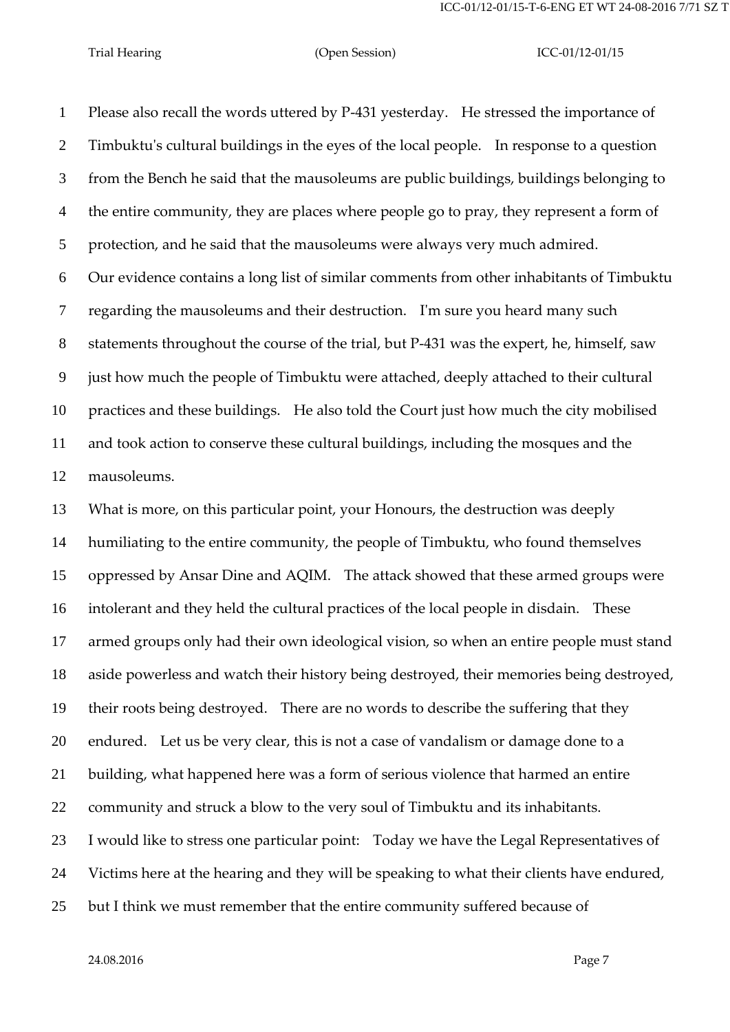Please also recall the words uttered by P-431 yesterday. He stressed the importance of Timbuktu's cultural buildings in the eyes of the local people. In response to a question from the Bench he said that the mausoleums are public buildings, buildings belonging to the entire community, they are places where people go to pray, they represent a form of protection, and he said that the mausoleums were always very much admired.

Our evidence contains a long list of similar comments from other inhabitants of Timbuktu regarding the mausoleums and their destruction. I'm sure you heard many such statements throughout the course of the trial, but P-431 was the expert, he, himself, saw just how much the people of Timbuktu were attached, deeply attached to their cultural practices and these buildings. He also told the Court just how much the city mobilised and took action to conserve these cultural buildings, including the mosques and the mausoleums.

What is more, on this particular point, your Honours, the destruction was deeply humiliating to the entire community, the people of Timbuktu, who found themselves oppressed by Ansar Dine and AQIM. The attack showed that these armed groups were intolerant and they held the cultural practices of the local people in disdain. These armed groups only had their own ideological vision, so when an entire people must stand aside powerless and watch their history being destroyed, their memories being destroyed, their roots being destroyed. There are no words to describe the suffering that they endured. Let us be very clear, this is not a case of vandalism or damage done to a building, what happened here was a form of serious violence that harmed an entire community and struck a blow to the very soul of Timbuktu and its inhabitants.

I would like to stress one particular point: Today we have the Legal Representatives of Victims here at the hearing and they will be speaking to what their clients have endured, but I think we must remember that the entire community suffered because of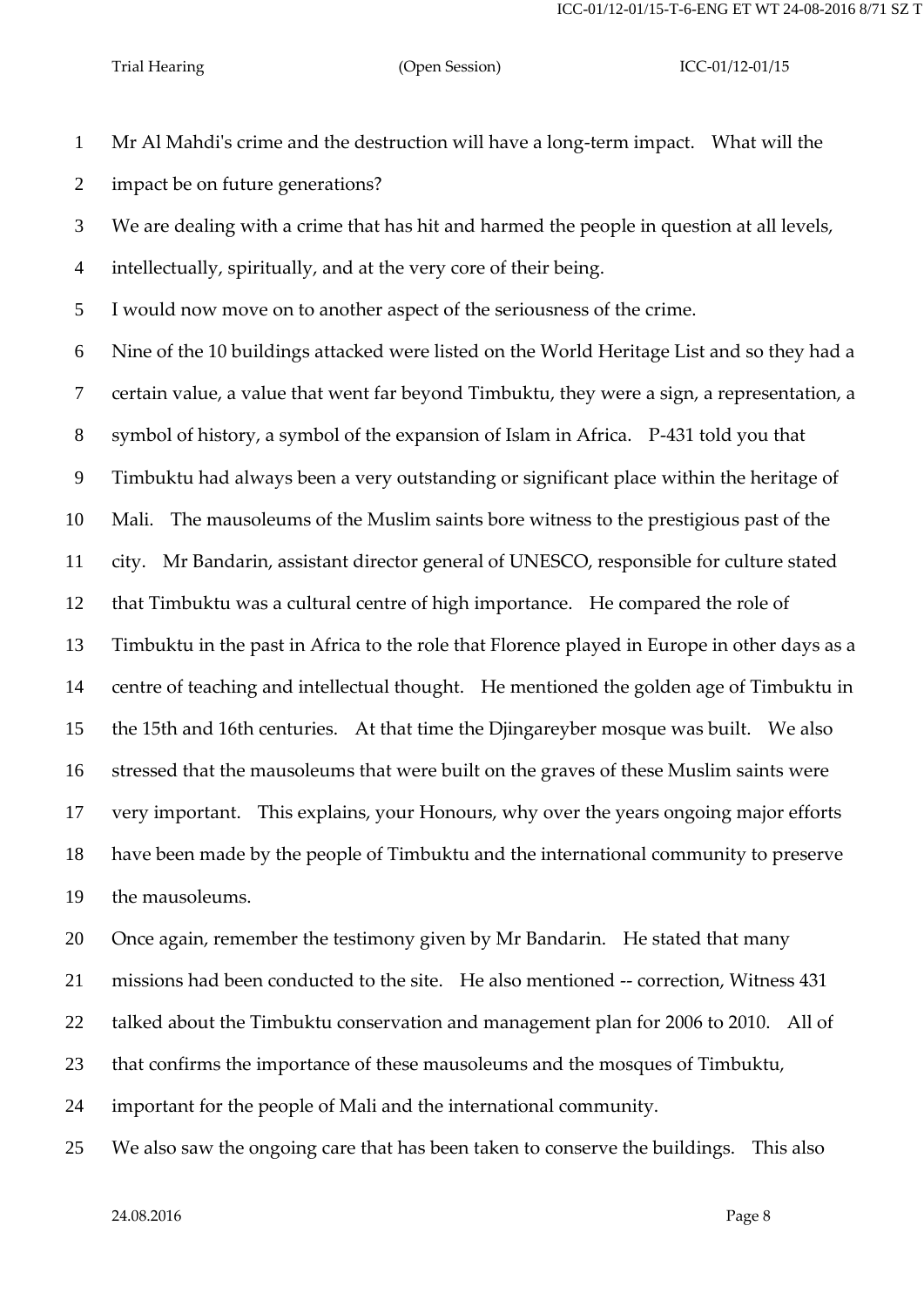Mr Al Mahdi's crime and the destruction will have a long-term impact. What will the impact be on future generations?

We are dealing with a crime that has hit and harmed the people in question at all levels, intellectually, spiritually, and at the very core of their being.

I would now move on to another aspect of the seriousness of the crime.

Nine of the 10 buildings attacked were listed on the World Heritage List and so they had a certain value, a value that went far beyond Timbuktu, they were a sign, a representation, a symbol of history, a symbol of the expansion of Islam in Africa. P-431 told you that Timbuktu had always been a very outstanding or significant place within the heritage of Mali. The mausoleums of the Muslim saints bore witness to the prestigious past of the city. Mr Bandarin, assistant director general of UNESCO, responsible for culture stated that Timbuktu was a cultural centre of high importance. He compared the role of Timbuktu in the past in Africa to the role that Florence played in Europe in other days as a centre of teaching and intellectual thought. He mentioned the golden age of Timbuktu in the 15th and 16th centuries. At that time the Djingareyber mosque was built. We also stressed that the mausoleums that were built on the graves of these Muslim saints were very important. This explains, your Honours, why over the years ongoing major efforts have been made by the people of Timbuktu and the international community to preserve the mausoleums.

Once again, remember the testimony given by Mr Bandarin. He stated that many missions had been conducted to the site. He also mentioned -- correction, Witness 431 talked about the Timbuktu conservation and management plan for 2006 to 2010. All of that confirms the importance of these mausoleums and the mosques of Timbuktu, important for the people of Mali and the international community.

We also saw the ongoing care that has been taken to conserve the buildings. This also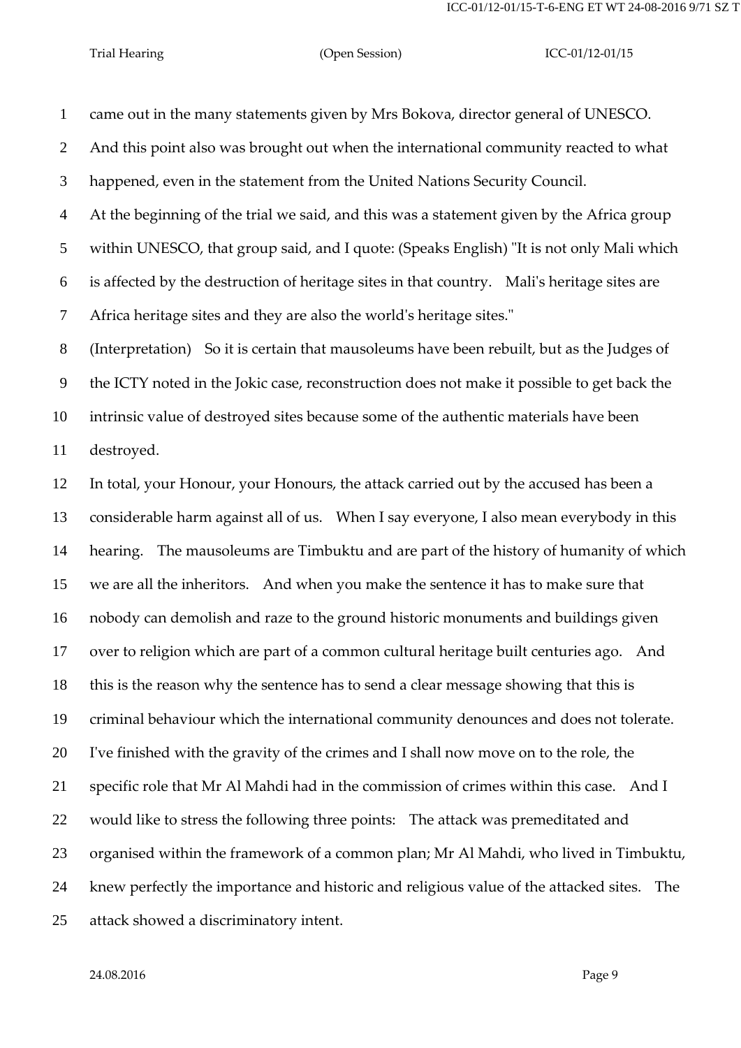came out in the many statements given by Mrs Bokova, director general of UNESCO. And this point also was brought out when the international community reacted to what happened, even in the statement from the United Nations Security Council.

At the beginning of the trial we said, and this was a statement given by the Africa group within UNESCO, that group said, and I quote: (Speaks English) "It is not only Mali which is affected by the destruction of heritage sites in that country. Mali's heritage sites are Africa heritage sites and they are also the world's heritage sites."

(Interpretation) So it is certain that mausoleums have been rebuilt, but as the Judges of the ICTY noted in the Jokic case, reconstruction does not make it possible to get back the intrinsic value of destroyed sites because some of the authentic materials have been destroyed.

In total, your Honour, your Honours, the attack carried out by the accused has been a considerable harm against all of us. When I say everyone, I also mean everybody in this hearing. The mausoleums are Timbuktu and are part of the history of humanity of which we are all the inheritors. And when you make the sentence it has to make sure that nobody can demolish and raze to the ground historic monuments and buildings given over to religion which are part of a common cultural heritage built centuries ago. And this is the reason why the sentence has to send a clear message showing that this is criminal behaviour which the international community denounces and does not tolerate.

I've finished with the gravity of the crimes and I shall now move on to the role, the specific role that Mr Al Mahdi had in the commission of crimes within this case. And I would like to stress the following three points: The attack was premeditated and organised within the framework of a common plan; Mr Al Mahdi, who lived in Timbuktu, knew perfectly the importance and historic and religious value of the attacked sites. The attack showed a discriminatory intent.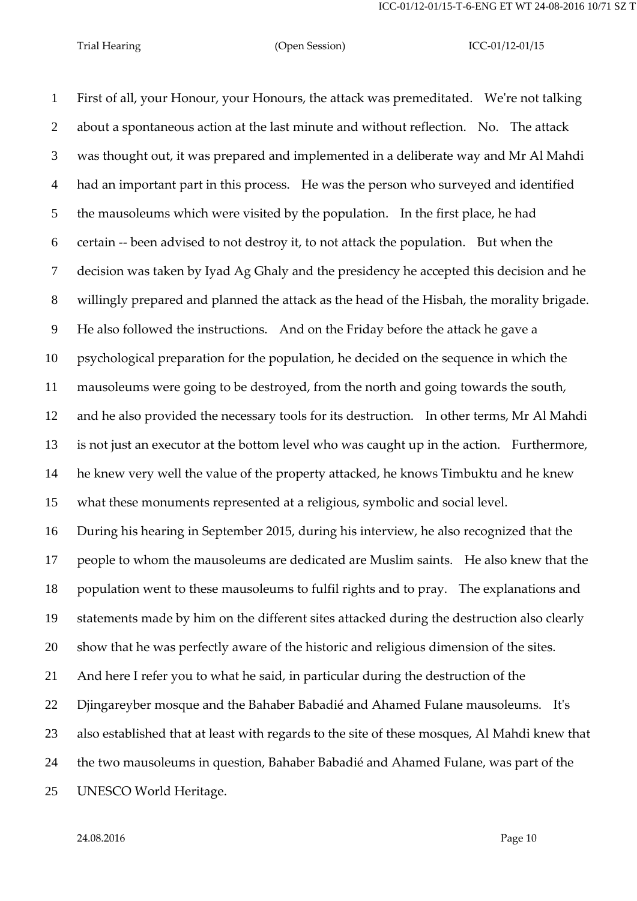First of all, your Honour, your Honours, the attack was premeditated. We're not talking about a spontaneous action at the last minute and without reflection. No. The attack was thought out, it was prepared and implemented in a deliberate way and Mr Al Mahdi had an important part in this process. He was the person who surveyed and identified the mausoleums which were visited by the population. In the first place, he had certain -- been advised to not destroy it, to not attack the population. But when the decision was taken by Iyad Ag Ghaly and the presidency he accepted this decision and he willingly prepared and planned the attack as the head of the Hisbah, the morality brigade. He also followed the instructions. And on the Friday before the attack he gave a psychological preparation for the population, he decided on the sequence in which the mausoleums were going to be destroyed, from the north and going towards the south, and he also provided the necessary tools for its destruction. In other terms, Mr Al Mahdi is not just an executor at the bottom level who was caught up in the action. Furthermore, he knew very well the value of the property attacked, he knows Timbuktu and he knew what these monuments represented at a religious, symbolic and social level.

During his hearing in September 2015, during his interview, he also recognized that the people to whom the mausoleums are dedicated are Muslim saints. He also knew that the population went to these mausoleums to fulfil rights and to pray. The explanations and statements made by him on the different sites attacked during the destruction also clearly show that he was perfectly aware of the historic and religious dimension of the sites. And here I refer you to what he said, in particular during the destruction of the Djingareyber mosque and the Bahaber Babadié and Ahamed Fulane mausoleums. It's also established that at least with regards to the site of these mosques, Al Mahdi knew that the two mausoleums in question, Bahaber Babadié and Ahamed Fulane, was part of the UNESCO World Heritage.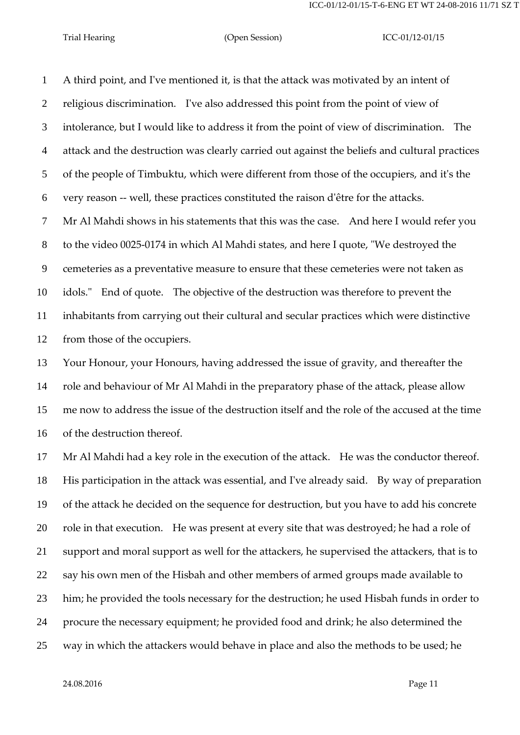A third point, and I've mentioned it, is that the attack was motivated by an intent of religious discrimination. I've also addressed this point from the point of view of intolerance, but I would like to address it from the point of view of discrimination. The attack and the destruction was clearly carried out against the beliefs and cultural practices of the people of Timbuktu, which were different from those of the occupiers, and it's the very reason -- well, these practices constituted the raison d'être for the attacks.

Mr Al Mahdi shows in his statements that this was the case. And here I would refer you to the video 0025-0174 in which Al Mahdi states, and here I quote, "We destroyed the cemeteries as a preventative measure to ensure that these cemeteries were not taken as idols." End of quote. The objective of the destruction was therefore to prevent the inhabitants from carrying out their cultural and secular practices which were distinctive from those of the occupiers.

Your Honour, your Honours, having addressed the issue of gravity, and thereafter the role and behaviour of Mr Al Mahdi in the preparatory phase of the attack, please allow me now to address the issue of the destruction itself and the role of the accused at the time of the destruction thereof.

Mr Al Mahdi had a key role in the execution of the attack. He was the conductor thereof. His participation in the attack was essential, and I've already said. By way of preparation of the attack he decided on the sequence for destruction, but you have to add his concrete role in that execution. He was present at every site that was destroyed; he had a role of support and moral support as well for the attackers, he supervised the attackers, that is to say his own men of the Hisbah and other members of armed groups made available to him; he provided the tools necessary for the destruction; he used Hisbah funds in order to procure the necessary equipment; he provided food and drink; he also determined the way in which the attackers would behave in place and also the methods to be used; he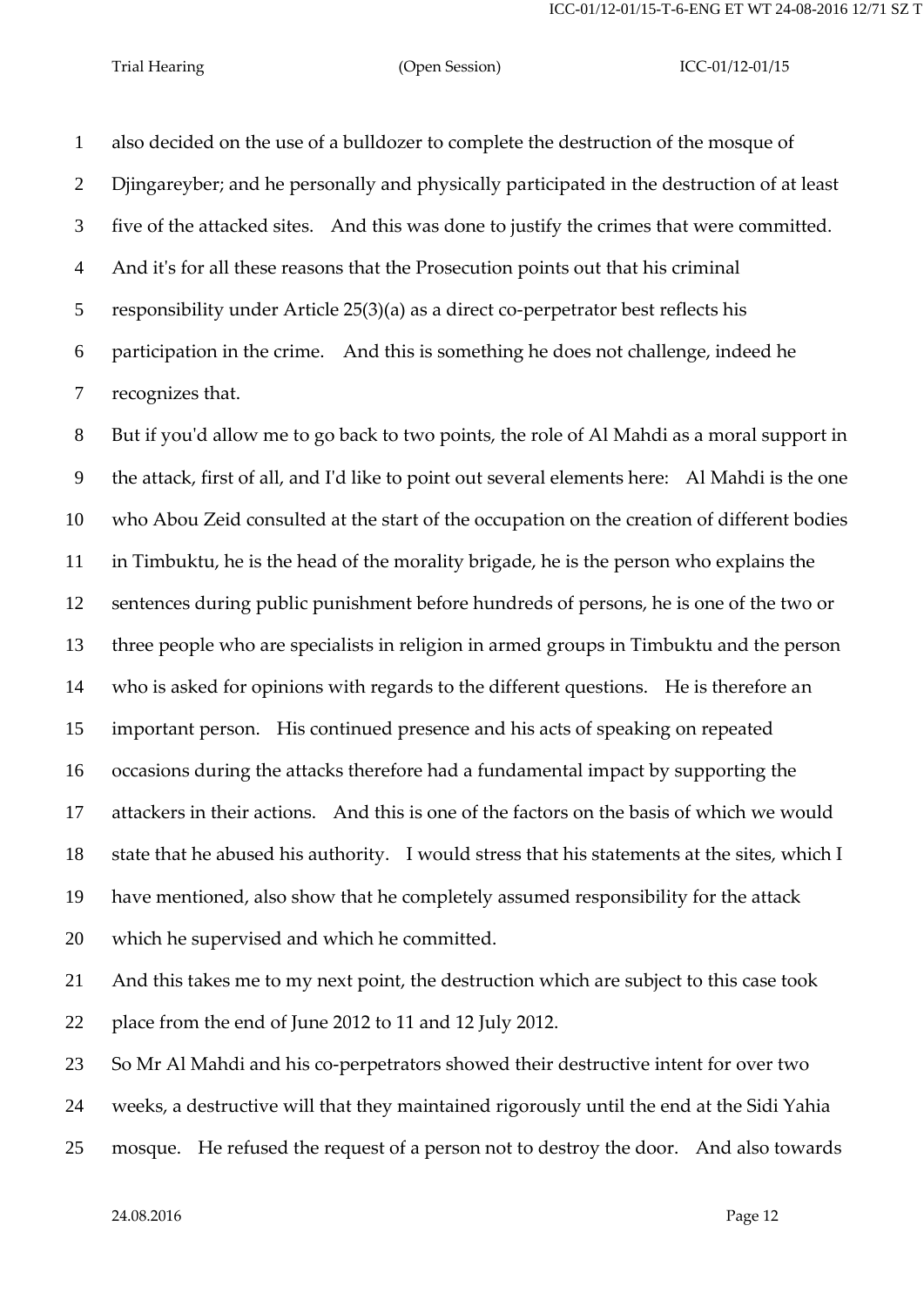also decided on the use of a bulldozer to complete the destruction of the mosque of Djingareyber; and he personally and physically participated in the destruction of at least five of the attacked sites. And this was done to justify the crimes that were committed. And it's for all these reasons that the Prosecution points out that his criminal responsibility under Article 25(3)(a) as a direct co-perpetrator best reflects his participation in the crime. And this is something he does not challenge, indeed he recognizes that.

But if you'd allow me to go back to two points, the role of Al Mahdi as a moral support in the attack, first of all, and I'd like to point out several elements here: Al Mahdi is the one who Abou Zeid consulted at the start of the occupation on the creation of different bodies in Timbuktu, he is the head of the morality brigade, he is the person who explains the sentences during public punishment before hundreds of persons, he is one of the two or three people who are specialists in religion in armed groups in Timbuktu and the person who is asked for opinions with regards to the different questions. He is therefore an important person. His continued presence and his acts of speaking on repeated occasions during the attacks therefore had a fundamental impact by supporting the attackers in their actions. And this is one of the factors on the basis of which we would state that he abused his authority. I would stress that his statements at the sites, which I have mentioned, also show that he completely assumed responsibility for the attack which he supervised and which he committed.

And this takes me to my next point, the destruction which are subject to this case took place from the end of June 2012 to 11 and 12 July 2012.

So Mr Al Mahdi and his co-perpetrators showed their destructive intent for over two weeks, a destructive will that they maintained rigorously until the end at the Sidi Yahia mosque. He refused the request of a person not to destroy the door. And also towards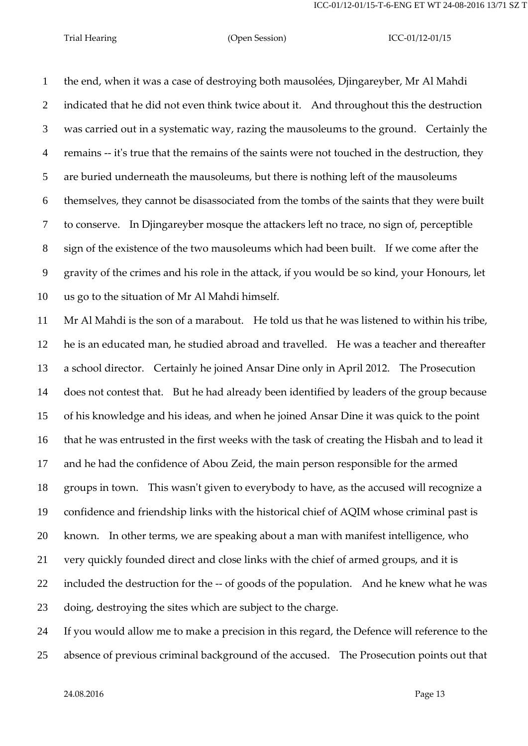the end, when it was a case of destroying both mausolées, Djingareyber, Mr Al Mahdi indicated that he did not even think twice about it. And throughout this the destruction was carried out in a systematic way, razing the mausoleums to the ground. Certainly the remains -- it's true that the remains of the saints were not touched in the destruction, they are buried underneath the mausoleums, but there is nothing left of the mausoleums themselves, they cannot be disassociated from the tombs of the saints that they were built to conserve. In Djingareyber mosque the attackers left no trace, no sign of, perceptible sign of the existence of the two mausoleums which had been built. If we come after the gravity of the crimes and his role in the attack, if you would be so kind, your Honours, let us go to the situation of Mr Al Mahdi himself.

Mr Al Mahdi is the son of a marabout. He told us that he was listened to within his tribe, he is an educated man, he studied abroad and travelled. He was a teacher and thereafter a school director. Certainly he joined Ansar Dine only in April 2012. The Prosecution does not contest that. But he had already been identified by leaders of the group because of his knowledge and his ideas, and when he joined Ansar Dine it was quick to the point that he was entrusted in the first weeks with the task of creating the Hisbah and to lead it and he had the confidence of Abou Zeid, the main person responsible for the armed groups in town. This wasn't given to everybody to have, as the accused will recognize a confidence and friendship links with the historical chief of AQIM whose criminal past is known. In other terms, we are speaking about a man with manifest intelligence, who very quickly founded direct and close links with the chief of armed groups, and it is included the destruction for the -- of goods of the population. And he knew what he was doing, destroying the sites which are subject to the charge.

If you would allow me to make a precision in this regard, the Defence will reference to the absence of previous criminal background of the accused. The Prosecution points out that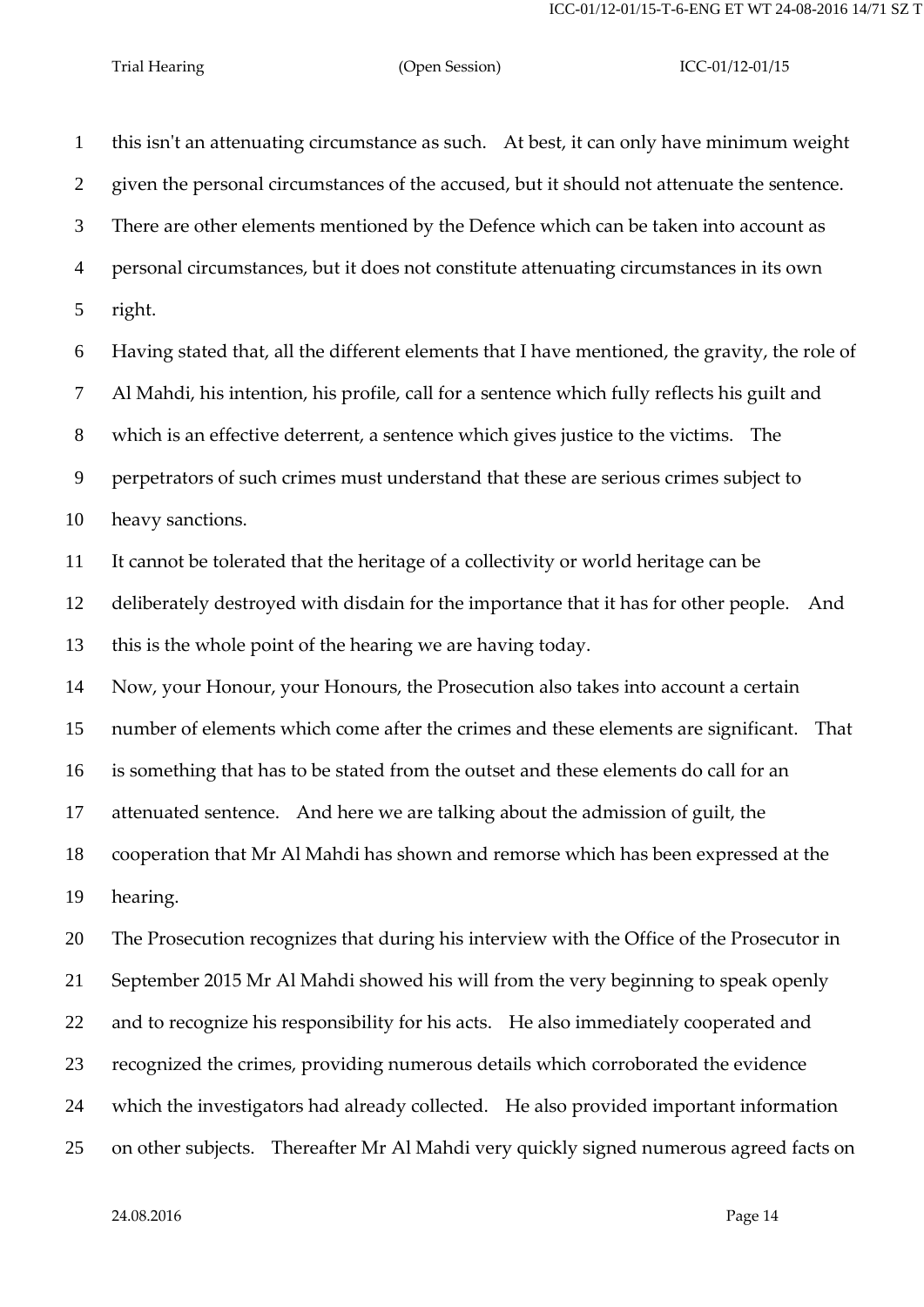this isn't an attenuating circumstance as such. At best, it can only have minimum weight given the personal circumstances of the accused, but it should not attenuate the sentence. There are other elements mentioned by the Defence which can be taken into account as personal circumstances, but it does not constitute attenuating circumstances in its own right.

Having stated that, all the different elements that I have mentioned, the gravity, the role of Al Mahdi, his intention, his profile, call for a sentence which fully reflects his guilt and which is an effective deterrent, a sentence which gives justice to the victims. The perpetrators of such crimes must understand that these are serious crimes subject to heavy sanctions.

It cannot be tolerated that the heritage of a collectivity or world heritage can be deliberately destroyed with disdain for the importance that it has for other people. And this is the whole point of the hearing we are having today.

Now, your Honour, your Honours, the Prosecution also takes into account a certain number of elements which come after the crimes and these elements are significant. That is something that has to be stated from the outset and these elements do call for an attenuated sentence. And here we are talking about the admission of guilt, the cooperation that Mr Al Mahdi has shown and remorse which has been expressed at the hearing.

The Prosecution recognizes that during his interview with the Office of the Prosecutor in September 2015 Mr Al Mahdi showed his will from the very beginning to speak openly and to recognize his responsibility for his acts. He also immediately cooperated and recognized the crimes, providing numerous details which corroborated the evidence which the investigators had already collected. He also provided important information on other subjects. Thereafter Mr Al Mahdi very quickly signed numerous agreed facts on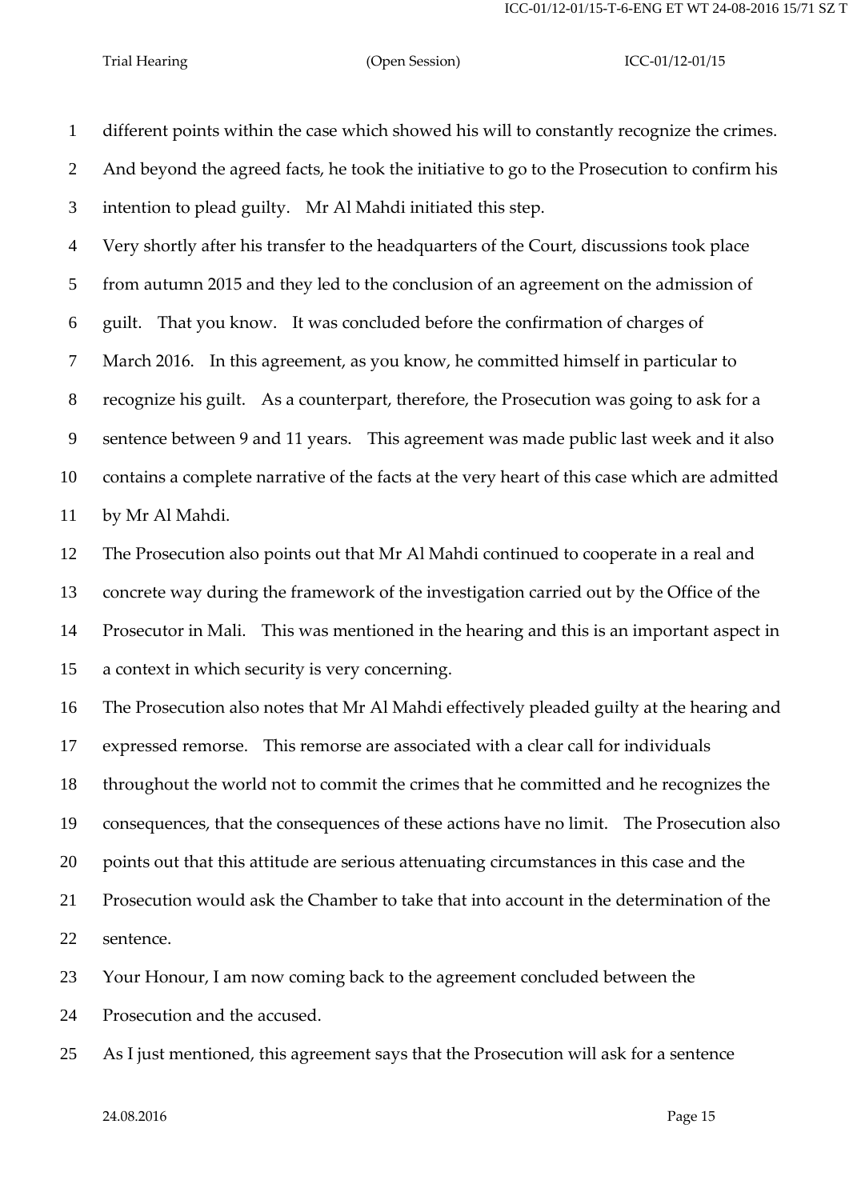different points within the case which showed his will to constantly recognize the crimes. And beyond the agreed facts, he took the initiative to go to the Prosecution to confirm his intention to plead guilty. Mr Al Mahdi initiated this step.

Very shortly after his transfer to the headquarters of the Court, discussions took place from autumn 2015 and they led to the conclusion of an agreement on the admission of guilt. That you know. It was concluded before the confirmation of charges of March 2016. In this agreement, as you know, he committed himself in particular to recognize his guilt. As a counterpart, therefore, the Prosecution was going to ask for a sentence between 9 and 11 years. This agreement was made public last week and it also contains a complete narrative of the facts at the very heart of this case which are admitted by Mr Al Mahdi.

The Prosecution also points out that Mr Al Mahdi continued to cooperate in a real and concrete way during the framework of the investigation carried out by the Office of the Prosecutor in Mali. This was mentioned in the hearing and this is an important aspect in a context in which security is very concerning.

The Prosecution also notes that Mr Al Mahdi effectively pleaded guilty at the hearing and expressed remorse. This remorse are associated with a clear call for individuals throughout the world not to commit the crimes that he committed and he recognizes the consequences, that the consequences of these actions have no limit. The Prosecution also points out that this attitude are serious attenuating circumstances in this case and the Prosecution would ask the Chamber to take that into account in the determination of the sentence.

Your Honour, I am now coming back to the agreement concluded between the Prosecution and the accused.

As I just mentioned, this agreement says that the Prosecution will ask for a sentence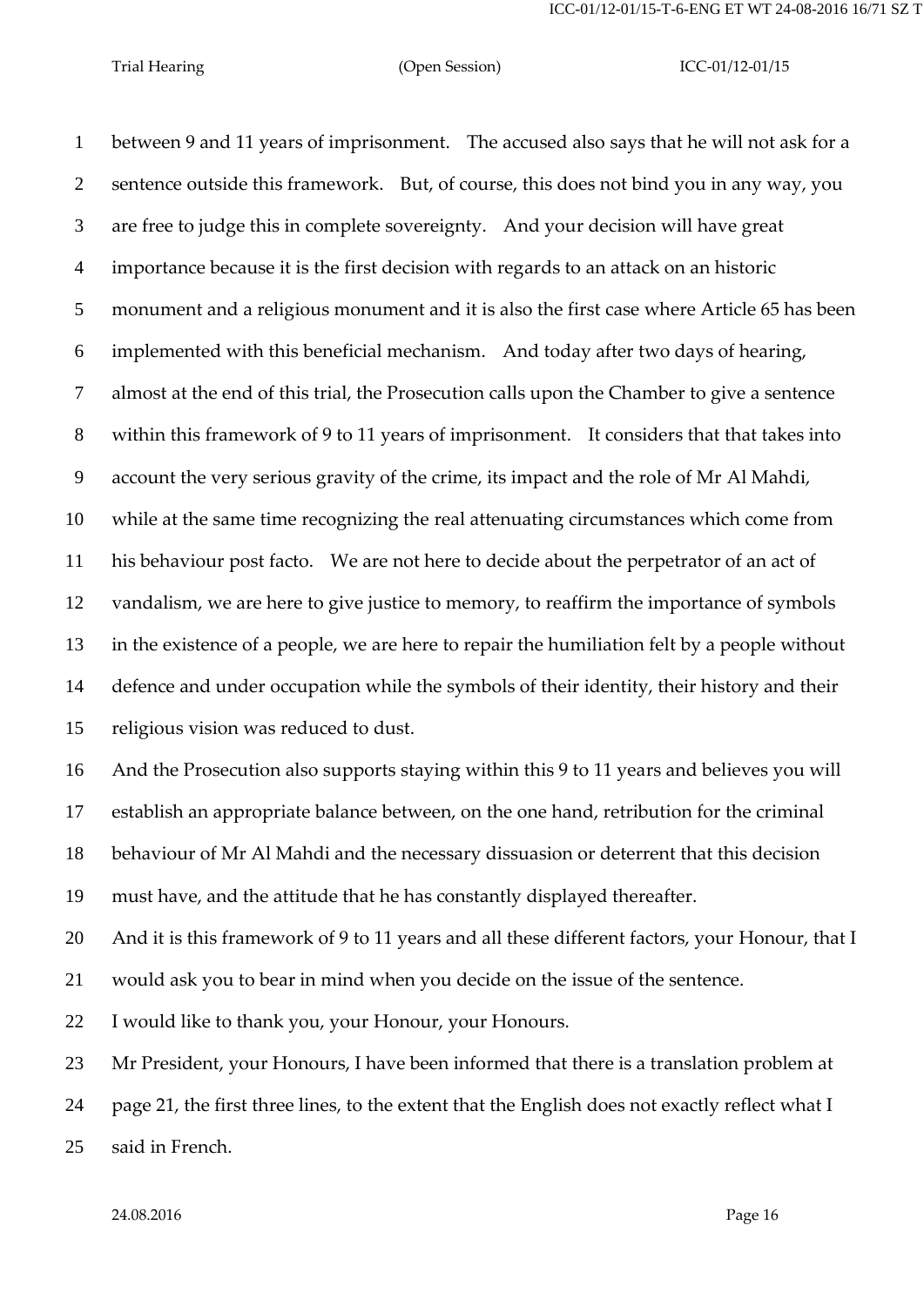between 9 and 11 years of imprisonment. The accused also says that he will not ask for a sentence outside this framework. But, of course, this does not bind you in any way, you are free to judge this in complete sovereignty. And your decision will have great importance because it is the first decision with regards to an attack on an historic monument and a religious monument and it is also the first case where Article 65 has been implemented with this beneficial mechanism. And today after two days of hearing, almost at the end of this trial, the Prosecution calls upon the Chamber to give a sentence within this framework of 9 to 11 years of imprisonment. It considers that that takes into account the very serious gravity of the crime, its impact and the role of Mr Al Mahdi, while at the same time recognizing the real attenuating circumstances which come from his behaviour post facto. We are not here to decide about the perpetrator of an act of vandalism, we are here to give justice to memory, to reaffirm the importance of symbols in the existence of a people, we are here to repair the humiliation felt by a people without defence and under occupation while the symbols of their identity, their history and their religious vision was reduced to dust.

And the Prosecution also supports staying within this 9 to 11 years and believes you will establish an appropriate balance between, on the one hand, retribution for the criminal behaviour of Mr Al Mahdi and the necessary dissuasion or deterrent that this decision must have, and the attitude that he has constantly displayed thereafter.

And it is this framework of 9 to 11 years and all these different factors, your Honour, that I would ask you to bear in mind when you decide on the issue of the sentence.

I would like to thank you, your Honour, your Honours.

Mr President, your Honours, I have been informed that there is a translation problem at page 21, the first three lines, to the extent that the English does not exactly reflect what I said in French.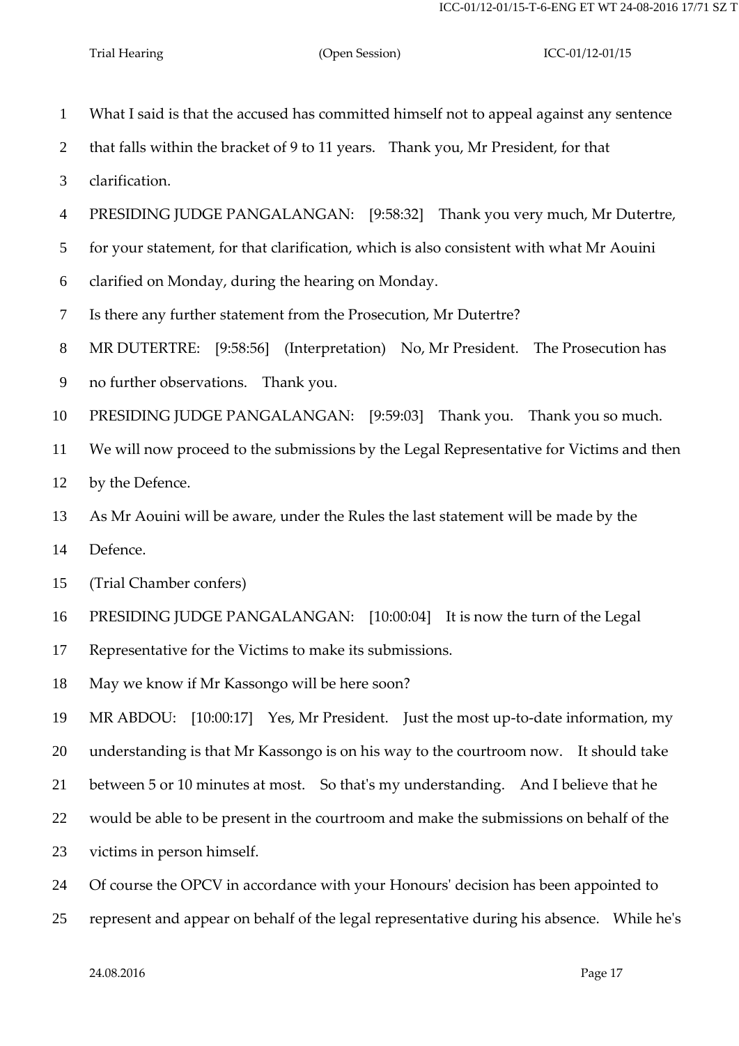1 What I said is that the accused has committed himself not to appeal against any sentence
2 that falls within the bracket of 9 to 11 years. Thank you, Mr President, for that
3 clarification.
4 PRESIDING JUDGE PANGALANGAN: [9:58:32] Thank you very much, Mr Dutertre,
5 for your statement, for that clarification, which is also consistent with what Mr Aouini
6 clarified on Monday, during the hearing on Monday.
7 Is there any further statement from the Prosecution, Mr Dutertre?
8 MR DUTERTRE: [9:58:56] (Interpretation) No, Mr President. The Prosecution has
9 no further observations. Thank you.
10 PRESIDING JUDGE PANGALANGAN: [9:59:03] Thank you. Thank you so much.
11 We will now proceed to the submissions by the Legal Representative for Victims and then
12 by the Defence.
13 As Mr Aouini will be aware, under the Rules the last statement will be made by the
14 Defence.
15 (Trial Chamber confers)
16 PRESIDING JUDGE PANGALANGAN: [10:00:04] It is now the turn of the Legal
17 Representative for the Victims to make its submissions.
18 May we know if Mr Kassongo will be here soon?
19 MR ABDOU: [10:00:17] Yes, Mr President. Just the most up-to-date information, my
20 understanding is that Mr Kassongo is on his way to the courtroom now. It should take
21 between 5 or 10 minutes at most. So that's my understanding. And I believe that he
22 would be able to be present in the courtroom and make the submissions on behalf of the
23 victims in person himself.
24 Of course the OPCV in accordance with your Honours' decision has been appointed to
25 represent and appear on behalf of the legal representative during his absence. While he's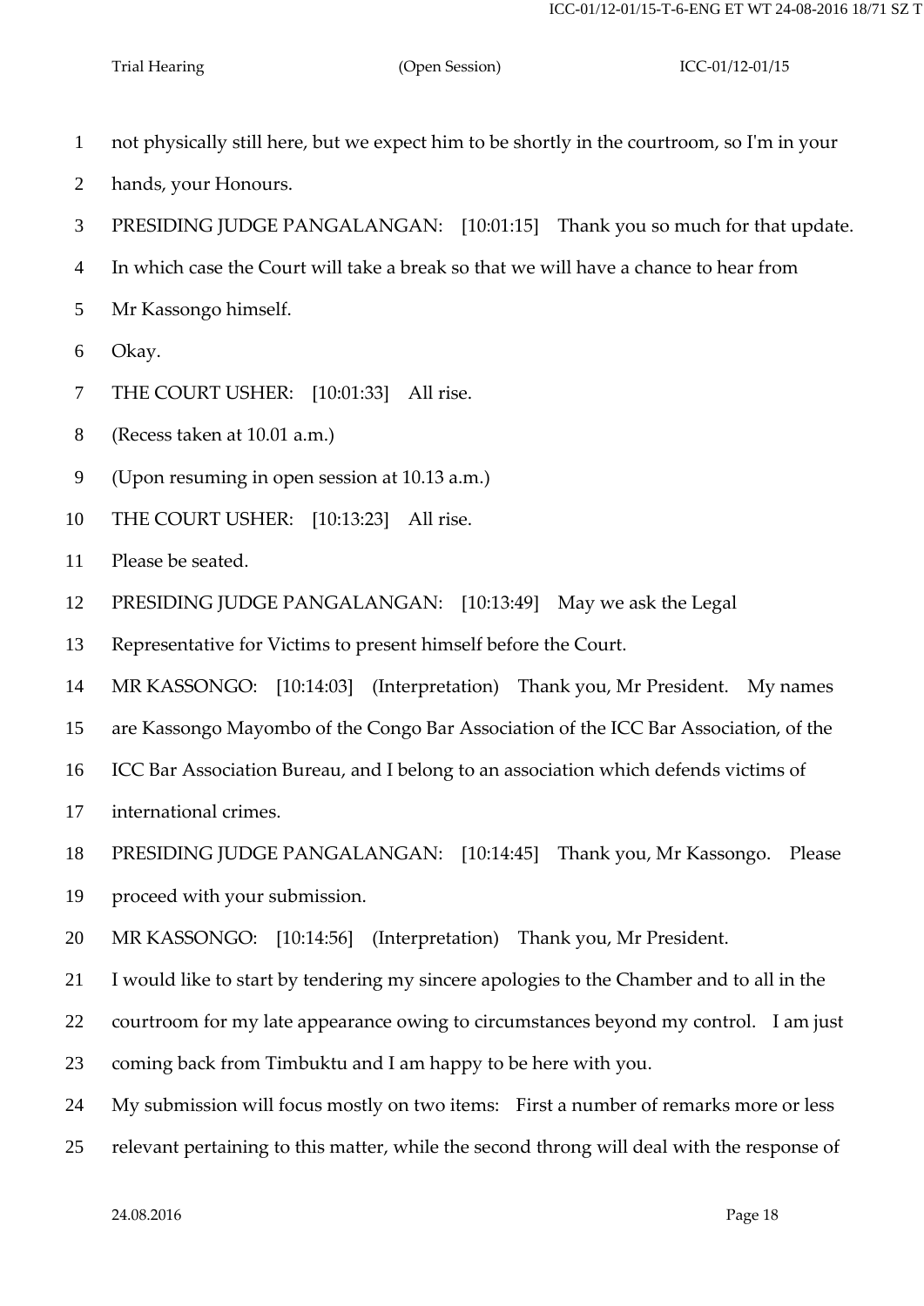1 not physically still here, but we expect him to be shortly in the courtroom, so I'm in your

2 hands, your Honours.

3 PRESIDING JUDGE PANGALANGAN: [10:01:15] Thank you so much for that update.

4 In which case the Court will take a break so that we will have a chance to hear from

5 Mr Kassongo himself.

6 Okay.

7 THE COURT USHER: [10:01:33] All rise.

8 (Recess taken at 10.01 a.m.)

9 (Upon resuming in open session at 10.13 a.m.)

10 THE COURT USHER: [10:13:23] All rise.

11 Please be seated.

12 PRESIDING JUDGE PANGALANGAN: [10:13:49] May we ask the Legal

13 Representative for Victims to present himself before the Court.

14 MR KASSONGO: [10:14:03] (Interpretation) Thank you, Mr President. My names

15 are Kassongo Mayombo of the Congo Bar Association of the ICC Bar Association, of the

16 ICC Bar Association Bureau, and I belong to an association which defends victims of

17 international crimes.

18 PRESIDING JUDGE PANGALANGAN: [10:14:45] Thank you, Mr Kassongo. Please

19 proceed with your submission.

20 MR KASSONGO: [10:14:56] (Interpretation) Thank you, Mr President.

21 I would like to start by tendering my sincere apologies to the Chamber and to all in the

22 courtroom for my late appearance owing to circumstances beyond my control. I am just

23 coming back from Timbuktu and I am happy to be here with you.

24 My submission will focus mostly on two items: First a number of remarks more or less

25 relevant pertaining to this matter, while the second throng will deal with the response of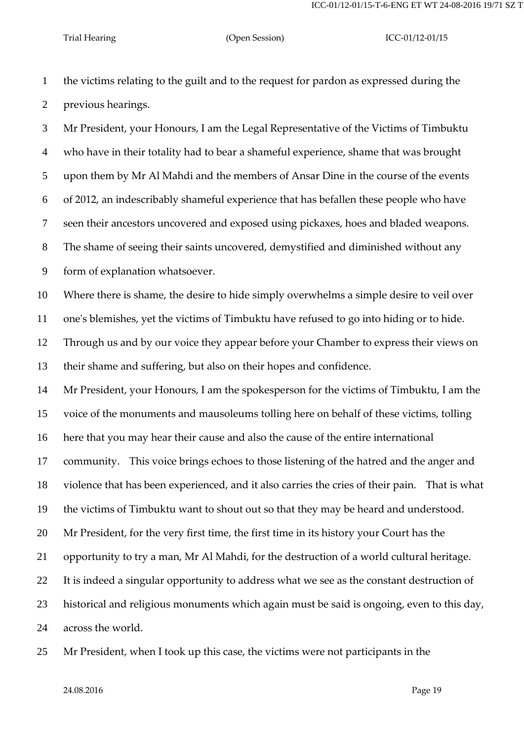the victims relating to the guilt and to the request for pardon as expressed during the previous hearings.

Mr President, your Honours, I am the Legal Representative of the Victims of Timbuktu who have in their totality had to bear a shameful experience, shame that was brought upon them by Mr Al Mahdi and the members of Ansar Dine in the course of the events of 2012, an indescribably shameful experience that has befallen these people who have seen their ancestors uncovered and exposed using pickaxes, hoes and bladed weapons. The shame of seeing their saints uncovered, demystified and diminished without any form of explanation whatsoever.

Where there is shame, the desire to hide simply overwhelms a simple desire to veil over one's blemishes, yet the victims of Timbuktu have refused to go into hiding or to hide. Through us and by our voice they appear before your Chamber to express their views on their shame and suffering, but also on their hopes and confidence.

Mr President, your Honours, I am the spokesperson for the victims of Timbuktu, I am the voice of the monuments and mausoleums tolling here on behalf of these victims, tolling here that you may hear their cause and also the cause of the entire international community. This voice brings echoes to those listening of the hatred and the anger and violence that has been experienced, and it also carries the cries of their pain. That is what the victims of Timbuktu want to shout out so that they may be heard and understood.

Mr President, for the very first time, the first time in its history your Court has the opportunity to try a man, Mr Al Mahdi, for the destruction of a world cultural heritage. It is indeed a singular opportunity to address what we see as the constant destruction of historical and religious monuments which again must be said is ongoing, even to this day, across the world.

Mr President, when I took up this case, the victims were not participants in the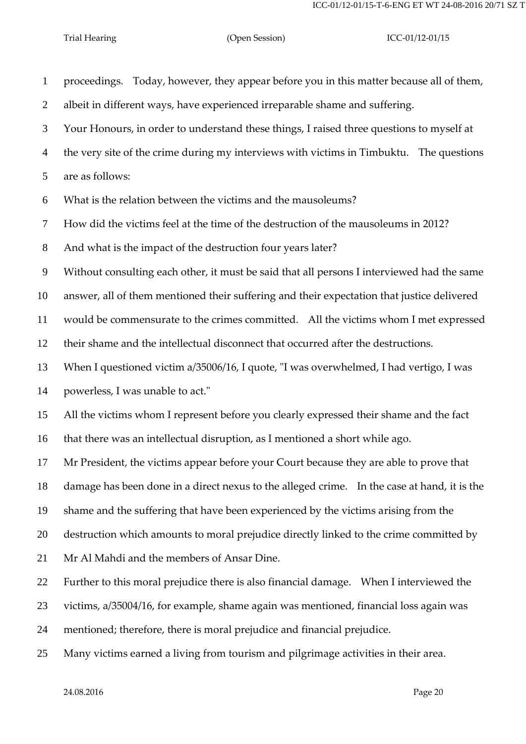proceedings. Today, however, they appear before you in this matter because all of them, albeit in different ways, have experienced irreparable shame and suffering.

Your Honours, in order to understand these things, I raised three questions to myself at the very site of the crime during my interviews with victims in Timbuktu. The questions are as follows:

What is the relation between the victims and the mausoleums?

How did the victims feel at the time of the destruction of the mausoleums in 2012?

And what is the impact of the destruction four years later?

Without consulting each other, it must be said that all persons I interviewed had the same answer, all of them mentioned their suffering and their expectation that justice delivered would be commensurate to the crimes committed. All the victims whom I met expressed their shame and the intellectual disconnect that occurred after the destructions.

When I questioned victim a/35006/16, I quote, "I was overwhelmed, I had vertigo, I was powerless, I was unable to act."

All the victims whom I represent before you clearly expressed their shame and the fact that there was an intellectual disruption, as I mentioned a short while ago.

Mr President, the victims appear before your Court because they are able to prove that damage has been done in a direct nexus to the alleged crime. In the case at hand, it is the shame and the suffering that have been experienced by the victims arising from the destruction which amounts to moral prejudice directly linked to the crime committed by Mr Al Mahdi and the members of Ansar Dine.

Further to this moral prejudice there is also financial damage. When I interviewed the victims, a/35004/16, for example, shame again was mentioned, financial loss again was mentioned; therefore, there is moral prejudice and financial prejudice.

Many victims earned a living from tourism and pilgrimage activities in their area.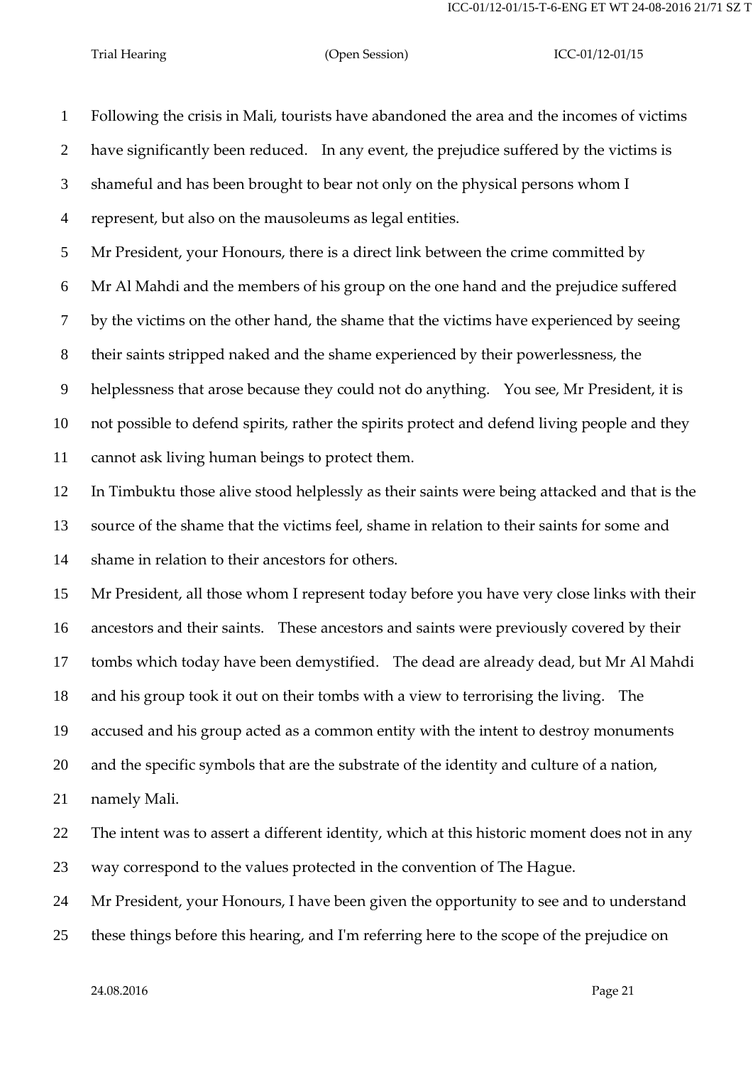Following the crisis in Mali, tourists have abandoned the area and the incomes of victims have significantly been reduced. In any event, the prejudice suffered by the victims is shameful and has been brought to bear not only on the physical persons whom I represent, but also on the mausoleums as legal entities.

Mr President, your Honours, there is a direct link between the crime committed by Mr Al Mahdi and the members of his group on the one hand and the prejudice suffered by the victims on the other hand, the shame that the victims have experienced by seeing their saints stripped naked and the shame experienced by their powerlessness, the helplessness that arose because they could not do anything. You see, Mr President, it is not possible to defend spirits, rather the spirits protect and defend living people and they cannot ask living human beings to protect them.

In Timbuktu those alive stood helplessly as their saints were being attacked and that is the source of the shame that the victims feel, shame in relation to their saints for some and shame in relation to their ancestors for others.

Mr President, all those whom I represent today before you have very close links with their ancestors and their saints. These ancestors and saints were previously covered by their tombs which today have been demystified. The dead are already dead, but Mr Al Mahdi and his group took it out on their tombs with a view to terrorising the living. The accused and his group acted as a common entity with the intent to destroy monuments and the specific symbols that are the substrate of the identity and culture of a nation, namely Mali.

The intent was to assert a different identity, which at this historic moment does not in any way correspond to the values protected in the convention of The Hague.

Mr President, your Honours, I have been given the opportunity to see and to understand these things before this hearing, and I'm referring here to the scope of the prejudice on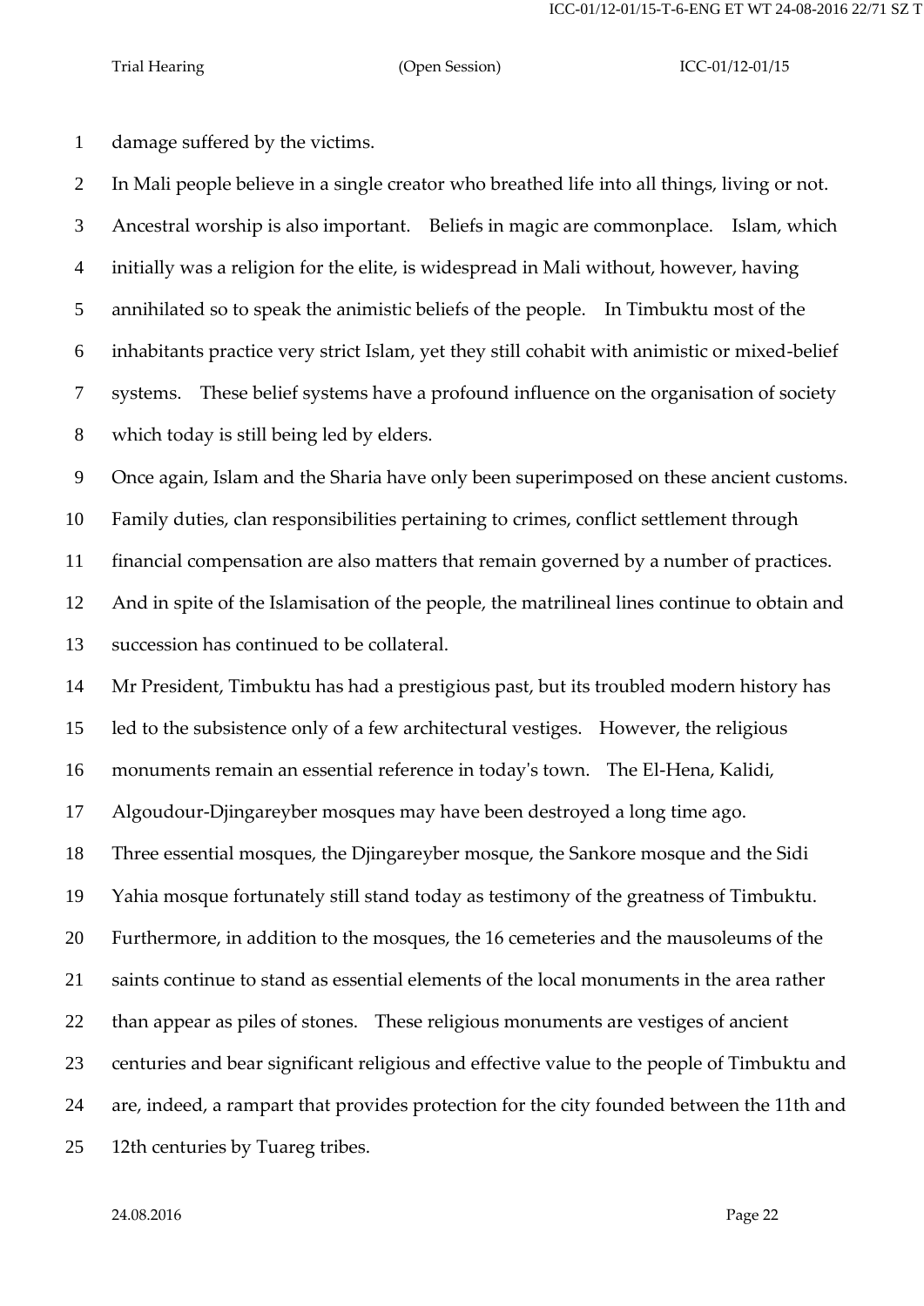damage suffered by the victims.

In Mali people believe in a single creator who breathed life into all things, living or not. Ancestral worship is also important. Beliefs in magic are commonplace. Islam, which initially was a religion for the elite, is widespread in Mali without, however, having annihilated so to speak the animistic beliefs of the people. In Timbuktu most of the inhabitants practice very strict Islam, yet they still cohabit with animistic or mixed-belief systems. These belief systems have a profound influence on the organisation of society which today is still being led by elders.

Once again, Islam and the Sharia have only been superimposed on these ancient customs. Family duties, clan responsibilities pertaining to crimes, conflict settlement through financial compensation are also matters that remain governed by a number of practices. And in spite of the Islamisation of the people, the matrilineal lines continue to obtain and succession has continued to be collateral.

Mr President, Timbuktu has had a prestigious past, but its troubled modern history has led to the subsistence only of a few architectural vestiges. However, the religious monuments remain an essential reference in today's town. The El-Hena, Kalidi, Algoudour-Djingareyber mosques may have been destroyed a long time ago.

Three essential mosques, the Djingareyber mosque, the Sankore mosque and the Sidi Yahia mosque fortunately still stand today as testimony of the greatness of Timbuktu. Furthermore, in addition to the mosques, the 16 cemeteries and the mausoleums of the saints continue to stand as essential elements of the local monuments in the area rather than appear as piles of stones. These religious monuments are vestiges of ancient centuries and bear significant religious and effective value to the people of Timbuktu and are, indeed, a rampart that provides protection for the city founded between the 11th and 12th centuries by Tuareg tribes.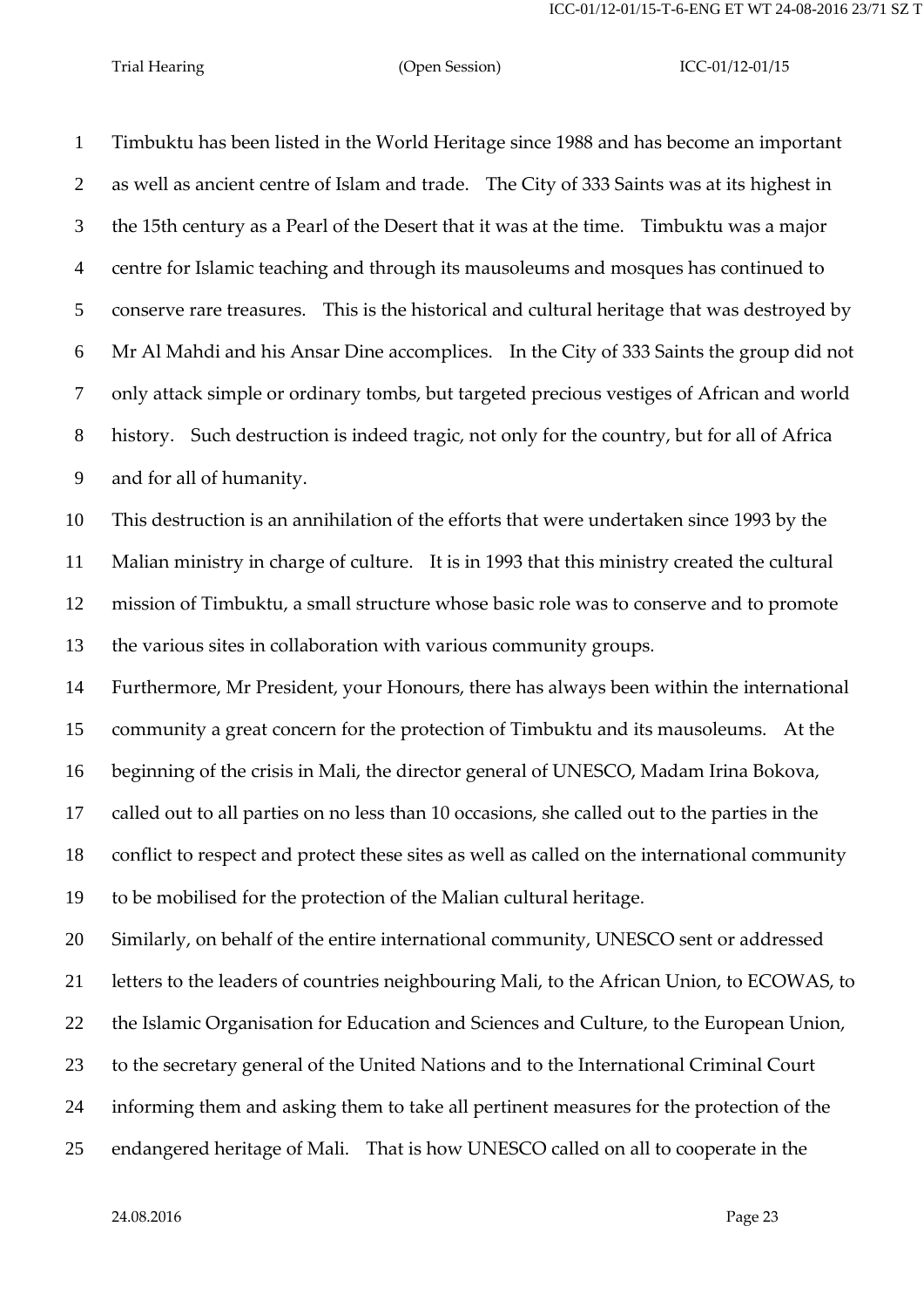Timbuktu has been listed in the World Heritage since 1988 and has become an important as well as ancient centre of Islam and trade. The City of 333 Saints was at its highest in the 15th century as a Pearl of the Desert that it was at the time. Timbuktu was a major centre for Islamic teaching and through its mausoleums and mosques has continued to conserve rare treasures. This is the historical and cultural heritage that was destroyed by Mr Al Mahdi and his Ansar Dine accomplices. In the City of 333 Saints the group did not only attack simple or ordinary tombs, but targeted precious vestiges of African and world history. Such destruction is indeed tragic, not only for the country, but for all of Africa and for all of humanity.

This destruction is an annihilation of the efforts that were undertaken since 1993 by the Malian ministry in charge of culture. It is in 1993 that this ministry created the cultural mission of Timbuktu, a small structure whose basic role was to conserve and to promote the various sites in collaboration with various community groups.

Furthermore, Mr President, your Honours, there has always been within the international community a great concern for the protection of Timbuktu and its mausoleums. At the beginning of the crisis in Mali, the director general of UNESCO, Madam Irina Bokova, called out to all parties on no less than 10 occasions, she called out to the parties in the conflict to respect and protect these sites as well as called on the international community to be mobilised for the protection of the Malian cultural heritage.

Similarly, on behalf of the entire international community, UNESCO sent or addressed letters to the leaders of countries neighbouring Mali, to the African Union, to ECOWAS, to the Islamic Organisation for Education and Sciences and Culture, to the European Union, to the secretary general of the United Nations and to the International Criminal Court informing them and asking them to take all pertinent measures for the protection of the endangered heritage of Mali. That is how UNESCO called on all to cooperate in the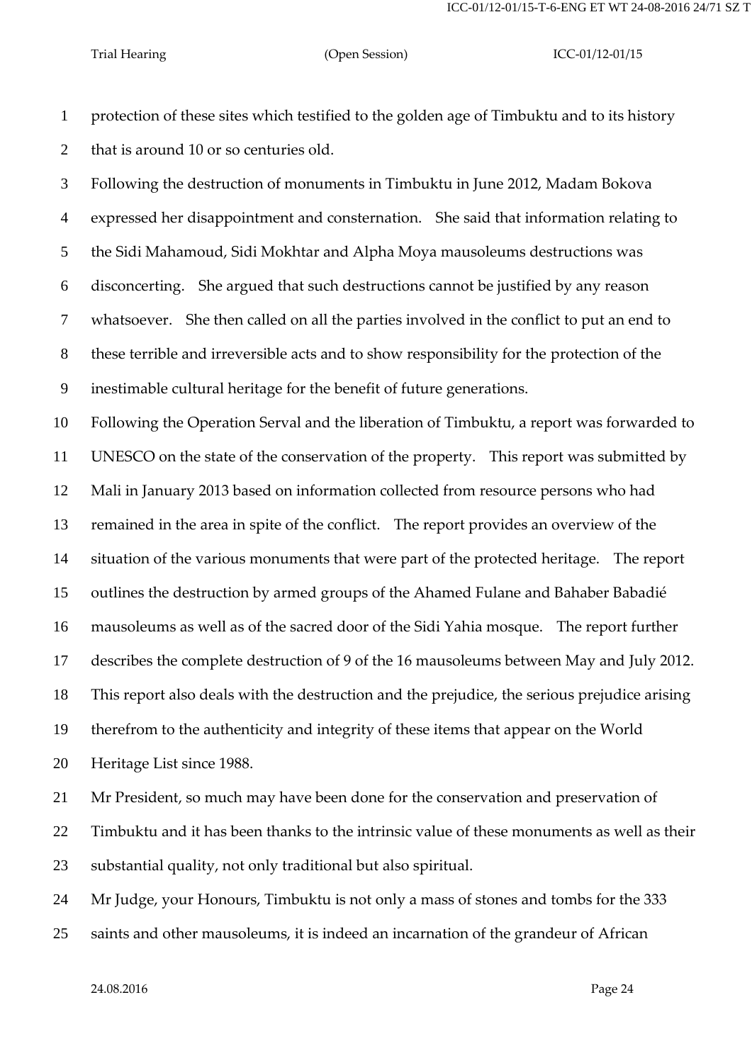protection of these sites which testified to the golden age of Timbuktu and to its history that is around 10 or so centuries old.

Following the destruction of monuments in Timbuktu in June 2012, Madam Bokova expressed her disappointment and consternation. She said that information relating to the Sidi Mahamoud, Sidi Mokhtar and Alpha Moya mausoleums destructions was disconcerting. She argued that such destructions cannot be justified by any reason whatsoever. She then called on all the parties involved in the conflict to put an end to these terrible and irreversible acts and to show responsibility for the protection of the inestimable cultural heritage for the benefit of future generations.

Following the Operation Serval and the liberation of Timbuktu, a report was forwarded to UNESCO on the state of the conservation of the property. This report was submitted by Mali in January 2013 based on information collected from resource persons who had remained in the area in spite of the conflict. The report provides an overview of the situation of the various monuments that were part of the protected heritage. The report outlines the destruction by armed groups of the Ahamed Fulane and Bahaber Babadié mausoleums as well as of the sacred door of the Sidi Yahia mosque. The report further describes the complete destruction of 9 of the 16 mausoleums between May and July 2012. This report also deals with the destruction and the prejudice, the serious prejudice arising therefrom to the authenticity and integrity of these items that appear on the World Heritage List since 1988.

Mr President, so much may have been done for the conservation and preservation of Timbuktu and it has been thanks to the intrinsic value of these monuments as well as their substantial quality, not only traditional but also spiritual.

Mr Judge, your Honours, Timbuktu is not only a mass of stones and tombs for the 333 saints and other mausoleums, it is indeed an incarnation of the grandeur of African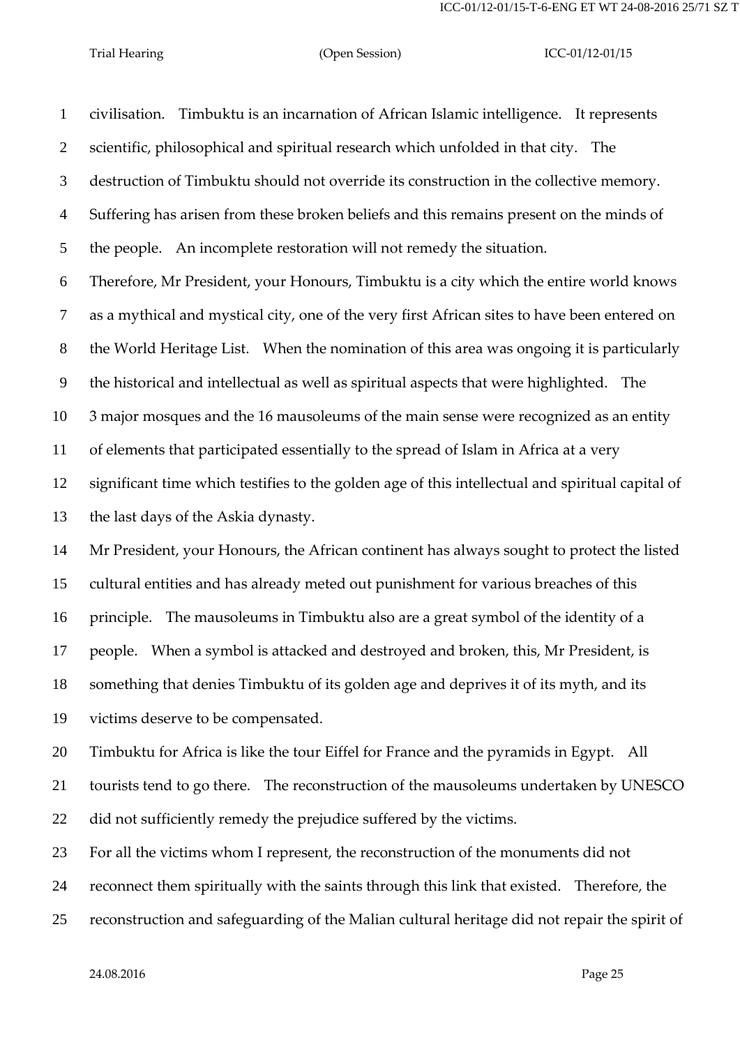civilisation. Timbuktu is an incarnation of African Islamic intelligence. It represents scientific, philosophical and spiritual research which unfolded in that city. The destruction of Timbuktu should not override its construction in the collective memory. Suffering has arisen from these broken beliefs and this remains present on the minds of the people. An incomplete restoration will not remedy the situation.

Therefore, Mr President, your Honours, Timbuktu is a city which the entire world knows as a mythical and mystical city, one of the very first African sites to have been entered on the World Heritage List. When the nomination of this area was ongoing it is particularly the historical and intellectual as well as spiritual aspects that were highlighted. The 3 major mosques and the 16 mausoleums of the main sense were recognized as an entity of elements that participated essentially to the spread of Islam in Africa at a very significant time which testifies to the golden age of this intellectual and spiritual capital of the last days of the Askia dynasty.

Mr President, your Honours, the African continent has always sought to protect the listed cultural entities and has already meted out punishment for various breaches of this principle. The mausoleums in Timbuktu also are a great symbol of the identity of a people. When a symbol is attacked and destroyed and broken, this, Mr President, is something that denies Timbuktu of its golden age and deprives it of its myth, and its victims deserve to be compensated.

Timbuktu for Africa is like the tour Eiffel for France and the pyramids in Egypt. All tourists tend to go there. The reconstruction of the mausoleums undertaken by UNESCO did not sufficiently remedy the prejudice suffered by the victims.

For all the victims whom I represent, the reconstruction of the monuments did not reconnect them spiritually with the saints through this link that existed. Therefore, the reconstruction and safeguarding of the Malian cultural heritage did not repair the spirit of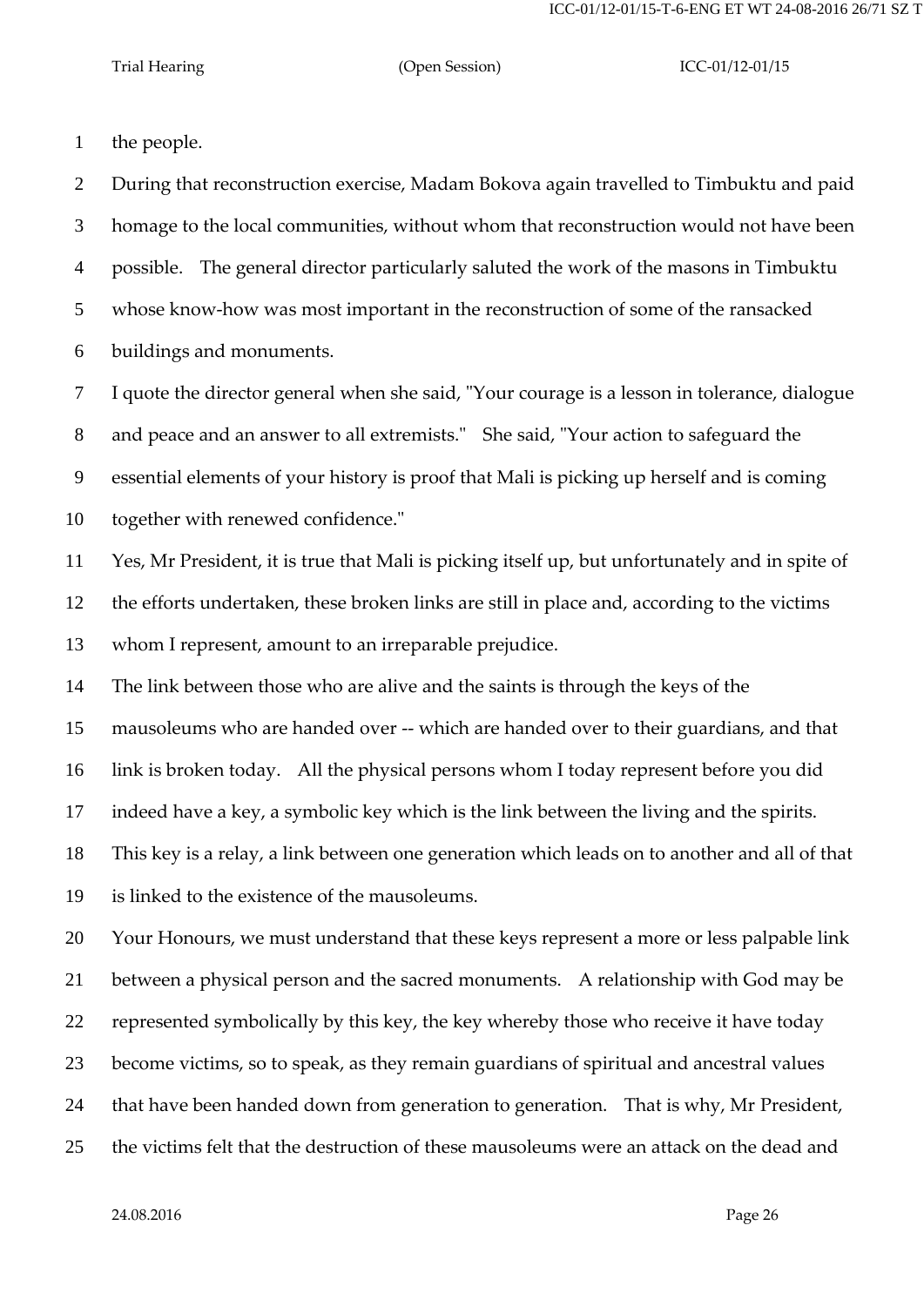the people.

During that reconstruction exercise, Madam Bokova again travelled to Timbuktu and paid homage to the local communities, without whom that reconstruction would not have been possible. The general director particularly saluted the work of the masons in Timbuktu whose know-how was most important in the reconstruction of some of the ransacked buildings and monuments.

I quote the director general when she said, "Your courage is a lesson in tolerance, dialogue and peace and an answer to all extremists." She said, "Your action to safeguard the essential elements of your history is proof that Mali is picking up herself and is coming together with renewed confidence."

Yes, Mr President, it is true that Mali is picking itself up, but unfortunately and in spite of the efforts undertaken, these broken links are still in place and, according to the victims whom I represent, amount to an irreparable prejudice.

The link between those who are alive and the saints is through the keys of the mausoleums who are handed over -- which are handed over to their guardians, and that link is broken today. All the physical persons whom I today represent before you did indeed have a key, a symbolic key which is the link between the living and the spirits. This key is a relay, a link between one generation which leads on to another and all of that is linked to the existence of the mausoleums.

Your Honours, we must understand that these keys represent a more or less palpable link between a physical person and the sacred monuments. A relationship with God may be represented symbolically by this key, the key whereby those who receive it have today become victims, so to speak, as they remain guardians of spiritual and ancestral values that have been handed down from generation to generation. That is why, Mr President, the victims felt that the destruction of these mausoleums were an attack on the dead and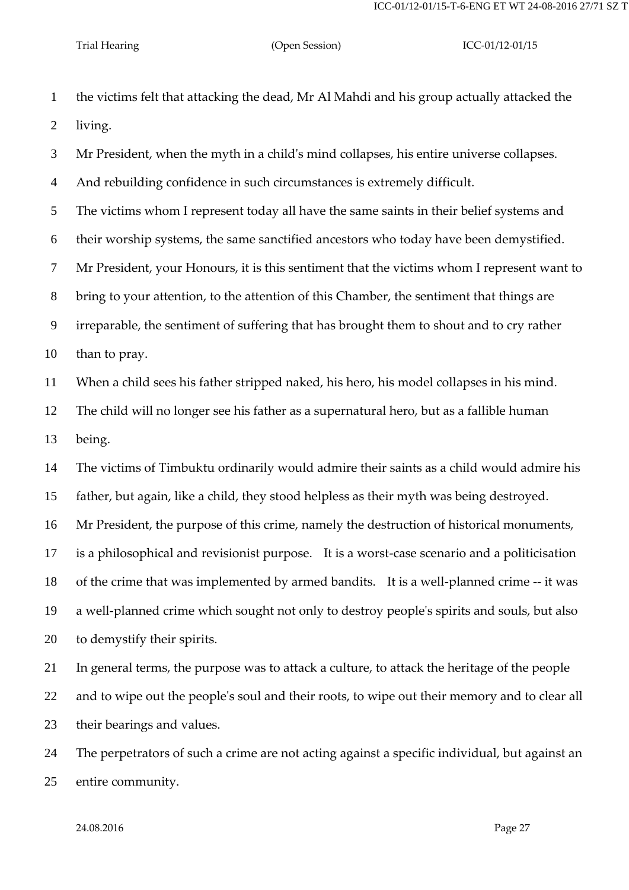the victims felt that attacking the dead, Mr Al Mahdi and his group actually attacked the living.

Mr President, when the myth in a child's mind collapses, his entire universe collapses. And rebuilding confidence in such circumstances is extremely difficult.

The victims whom I represent today all have the same saints in their belief systems and their worship systems, the same sanctified ancestors who today have been demystified.

Mr President, your Honours, it is this sentiment that the victims whom I represent want to bring to your attention, to the attention of this Chamber, the sentiment that things are irreparable, the sentiment of suffering that has brought them to shout and to cry rather than to pray.

When a child sees his father stripped naked, his hero, his model collapses in his mind. The child will no longer see his father as a supernatural hero, but as a fallible human being.

The victims of Timbuktu ordinarily would admire their saints as a child would admire his father, but again, like a child, they stood helpless as their myth was being destroyed.

Mr President, the purpose of this crime, namely the destruction of historical monuments, is a philosophical and revisionist purpose. It is a worst-case scenario and a politicisation of the crime that was implemented by armed bandits. It is a well-planned crime -- it was a well-planned crime which sought not only to destroy people's spirits and souls, but also to demystify their spirits.

In general terms, the purpose was to attack a culture, to attack the heritage of the people and to wipe out the people's soul and their roots, to wipe out their memory and to clear all their bearings and values.

The perpetrators of such a crime are not acting against a specific individual, but against an entire community.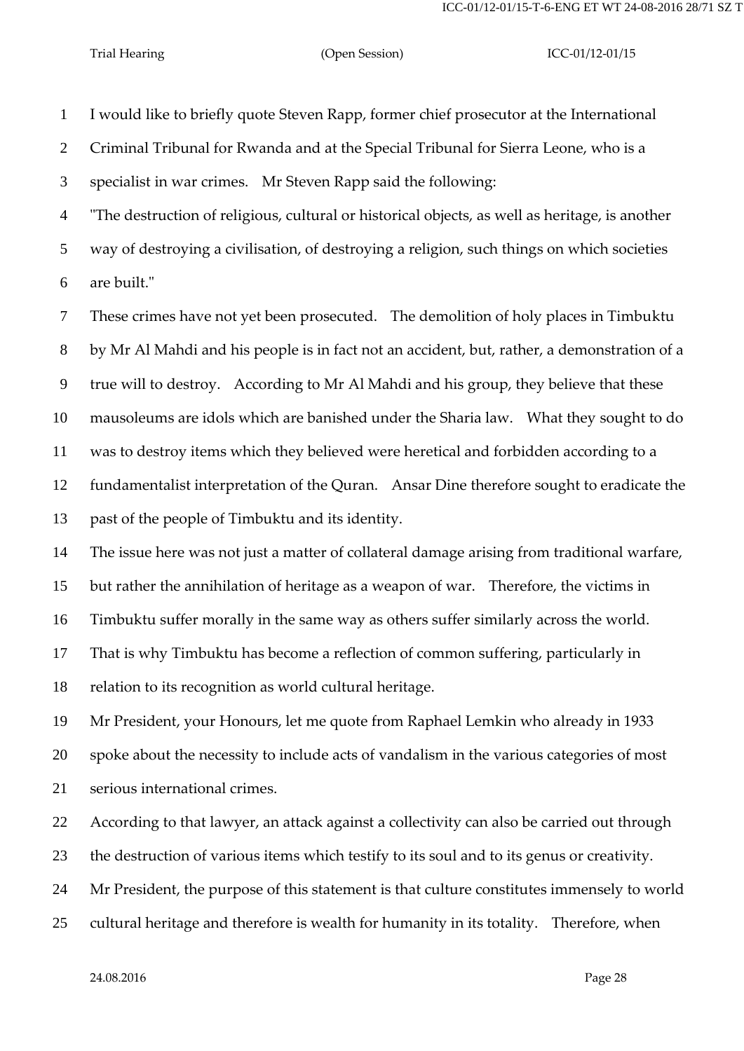I would like to briefly quote Steven Rapp, former chief prosecutor at the International Criminal Tribunal for Rwanda and at the Special Tribunal for Sierra Leone, who is a specialist in war crimes. Mr Steven Rapp said the following:

"The destruction of religious, cultural or historical objects, as well as heritage, is another way of destroying a civilisation, of destroying a religion, such things on which societies are built."

These crimes have not yet been prosecuted. The demolition of holy places in Timbuktu by Mr Al Mahdi and his people is in fact not an accident, but, rather, a demonstration of a true will to destroy. According to Mr Al Mahdi and his group, they believe that these mausoleums are idols which are banished under the Sharia law. What they sought to do was to destroy items which they believed were heretical and forbidden according to a fundamentalist interpretation of the Quran. Ansar Dine therefore sought to eradicate the past of the people of Timbuktu and its identity.

The issue here was not just a matter of collateral damage arising from traditional warfare, but rather the annihilation of heritage as a weapon of war. Therefore, the victims in Timbuktu suffer morally in the same way as others suffer similarly across the world. That is why Timbuktu has become a reflection of common suffering, particularly in relation to its recognition as world cultural heritage.

Mr President, your Honours, let me quote from Raphael Lemkin who already in 1933 spoke about the necessity to include acts of vandalism in the various categories of most serious international crimes.

According to that lawyer, an attack against a collectivity can also be carried out through the destruction of various items which testify to its soul and to its genus or creativity.

Mr President, the purpose of this statement is that culture constitutes immensely to world cultural heritage and therefore is wealth for humanity in its totality. Therefore, when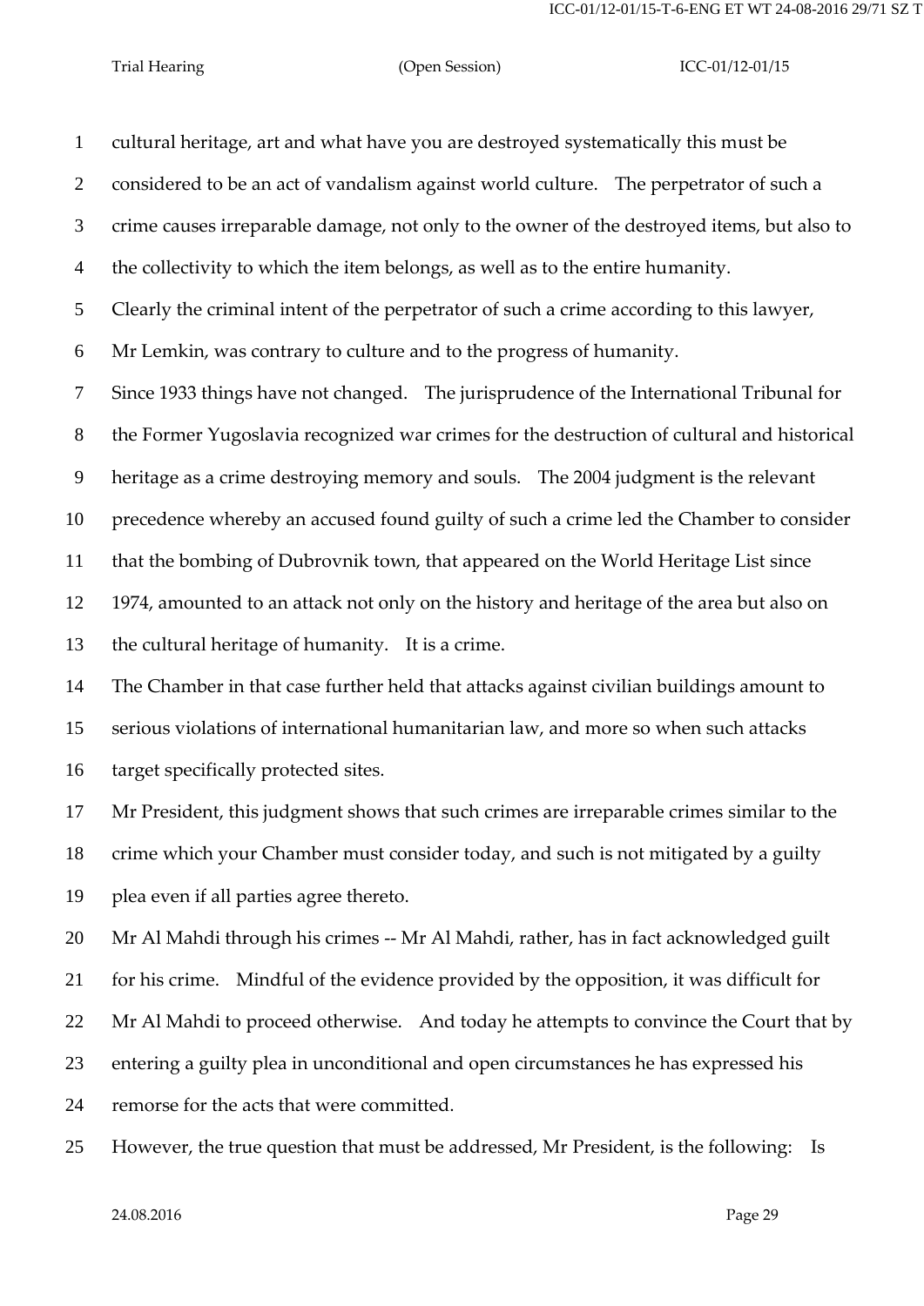cultural heritage, art and what have you are destroyed systematically this must be considered to be an act of vandalism against world culture. The perpetrator of such a crime causes irreparable damage, not only to the owner of the destroyed items, but also to the collectivity to which the item belongs, as well as to the entire humanity.

Clearly the criminal intent of the perpetrator of such a crime according to this lawyer, Mr Lemkin, was contrary to culture and to the progress of humanity.

Since 1933 things have not changed. The jurisprudence of the International Tribunal for the Former Yugoslavia recognized war crimes for the destruction of cultural and historical heritage as a crime destroying memory and souls. The 2004 judgment is the relevant precedence whereby an accused found guilty of such a crime led the Chamber to consider that the bombing of Dubrovnik town, that appeared on the World Heritage List since 1974, amounted to an attack not only on the history and heritage of the area but also on the cultural heritage of humanity. It is a crime.

The Chamber in that case further held that attacks against civilian buildings amount to serious violations of international humanitarian law, and more so when such attacks target specifically protected sites.

Mr President, this judgment shows that such crimes are irreparable crimes similar to the crime which your Chamber must consider today, and such is not mitigated by a guilty plea even if all parties agree thereto.

Mr Al Mahdi through his crimes -- Mr Al Mahdi, rather, has in fact acknowledged guilt for his crime. Mindful of the evidence provided by the opposition, it was difficult for Mr Al Mahdi to proceed otherwise. And today he attempts to convince the Court that by entering a guilty plea in unconditional and open circumstances he has expressed his remorse for the acts that were committed.

However, the true question that must be addressed, Mr President, is the following: Is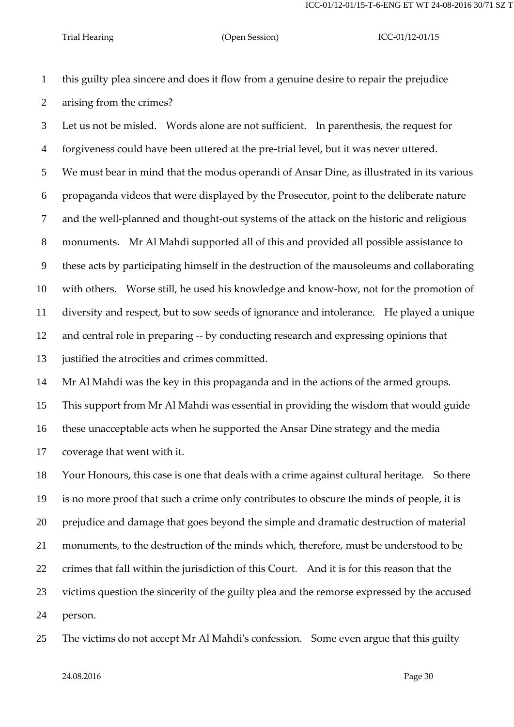this guilty plea sincere and does it flow from a genuine desire to repair the prejudice arising from the crimes?

Let us not be misled. Words alone are not sufficient. In parenthesis, the request for forgiveness could have been uttered at the pre-trial level, but it was never uttered.

We must bear in mind that the modus operandi of Ansar Dine, as illustrated in its various propaganda videos that were displayed by the Prosecutor, point to the deliberate nature and the well-planned and thought-out systems of the attack on the historic and religious monuments. Mr Al Mahdi supported all of this and provided all possible assistance to these acts by participating himself in the destruction of the mausoleums and collaborating with others. Worse still, he used his knowledge and know-how, not for the promotion of diversity and respect, but to sow seeds of ignorance and intolerance. He played a unique and central role in preparing -- by conducting research and expressing opinions that justified the atrocities and crimes committed.

Mr Al Mahdi was the key in this propaganda and in the actions of the armed groups. This support from Mr Al Mahdi was essential in providing the wisdom that would guide these unacceptable acts when he supported the Ansar Dine strategy and the media coverage that went with it.

Your Honours, this case is one that deals with a crime against cultural heritage. So there is no more proof that such a crime only contributes to obscure the minds of people, it is prejudice and damage that goes beyond the simple and dramatic destruction of material monuments, to the destruction of the minds which, therefore, must be understood to be crimes that fall within the jurisdiction of this Court. And it is for this reason that the victims question the sincerity of the guilty plea and the remorse expressed by the accused person.

The victims do not accept Mr Al Mahdi's confession. Some even argue that this guilty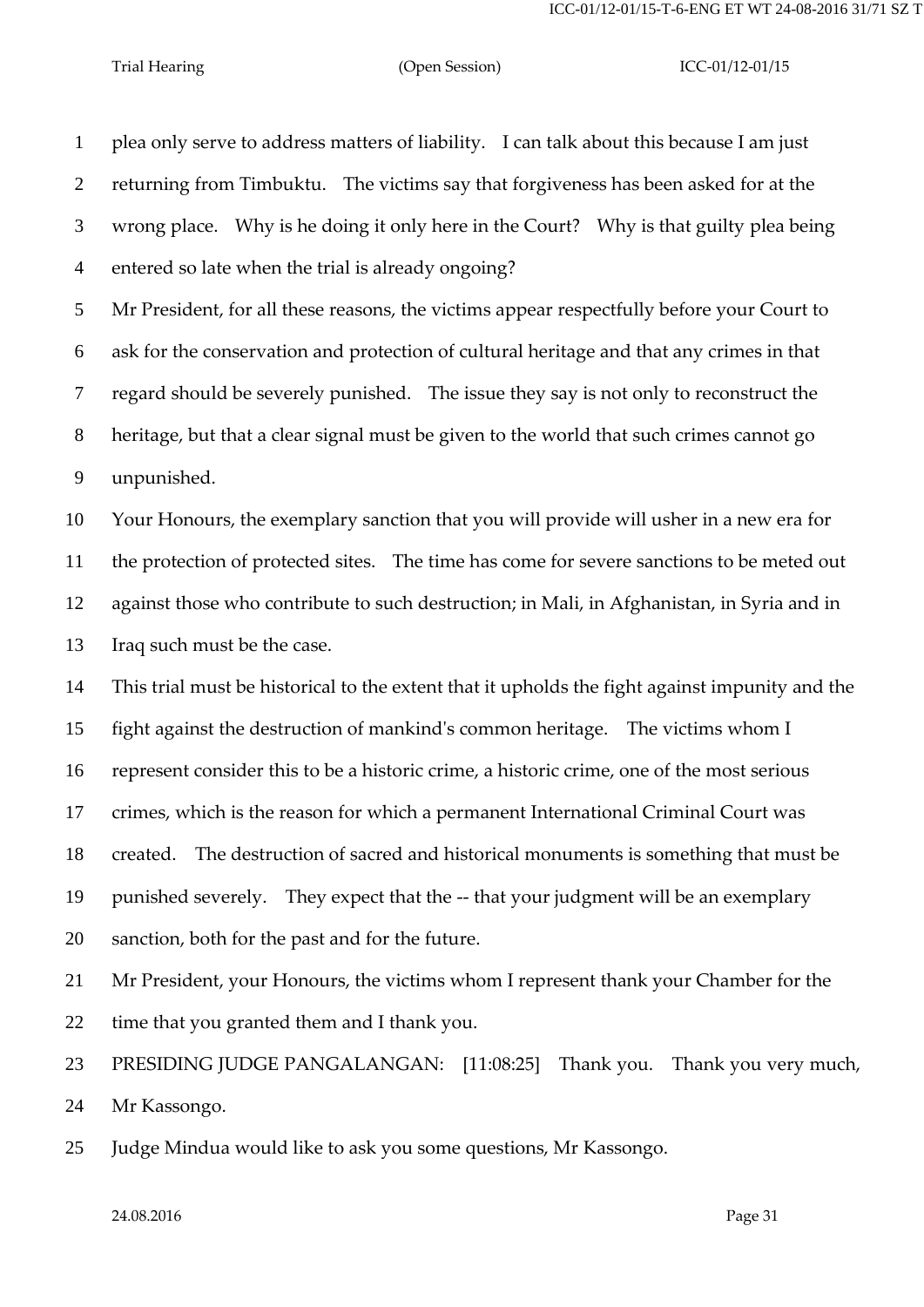plea only serve to address matters of liability. I can talk about this because I am just returning from Timbuktu. The victims say that forgiveness has been asked for at the wrong place. Why is he doing it only here in the Court? Why is that guilty plea being entered so late when the trial is already ongoing?

Mr President, for all these reasons, the victims appear respectfully before your Court to ask for the conservation and protection of cultural heritage and that any crimes in that regard should be severely punished. The issue they say is not only to reconstruct the heritage, but that a clear signal must be given to the world that such crimes cannot go unpunished.

Your Honours, the exemplary sanction that you will provide will usher in a new era for the protection of protected sites. The time has come for severe sanctions to be meted out against those who contribute to such destruction; in Mali, in Afghanistan, in Syria and in Iraq such must be the case.

This trial must be historical to the extent that it upholds the fight against impunity and the fight against the destruction of mankind's common heritage. The victims whom I represent consider this to be a historic crime, a historic crime, one of the most serious crimes, which is the reason for which a permanent International Criminal Court was created. The destruction of sacred and historical monuments is something that must be punished severely. They expect that the -- that your judgment will be an exemplary sanction, both for the past and for the future.

Mr President, your Honours, the victims whom I represent thank your Chamber for the time that you granted them and I thank you.

PRESIDING JUDGE PANGALANGAN: [11:08:25] Thank you. Thank you very much, Mr Kassongo.

Judge Mindua would like to ask you some questions, Mr Kassongo.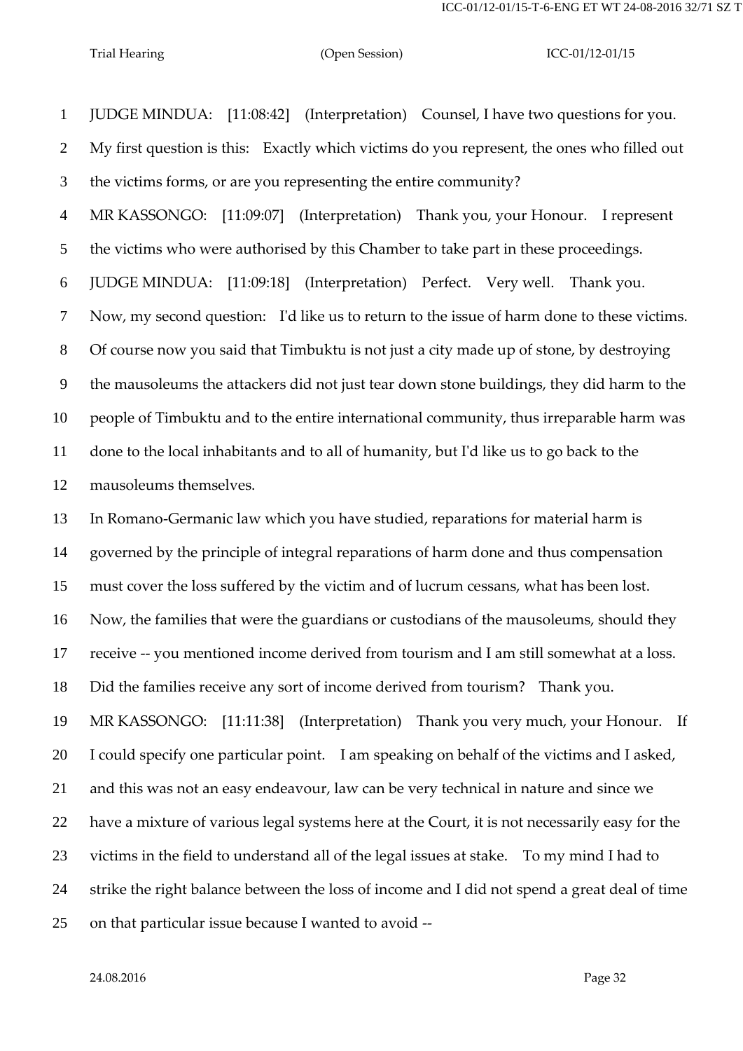JUDGE MINDUA: [11:08:42] (Interpretation) Counsel, I have two questions for you. My first question is this: Exactly which victims do you represent, the ones who filled out the victims forms, or are you representing the entire community?

MR KASSONGO: [11:09:07] (Interpretation) Thank you, your Honour. I represent the victims who were authorised by this Chamber to take part in these proceedings.

JUDGE MINDUA: [11:09:18] (Interpretation) Perfect. Very well. Thank you. Now, my second question: I'd like us to return to the issue of harm done to these victims. Of course now you said that Timbuktu is not just a city made up of stone, by destroying the mausoleums the attackers did not just tear down stone buildings, they did harm to the people of Timbuktu and to the entire international community, thus irreparable harm was done to the local inhabitants and to all of humanity, but I'd like us to go back to the mausoleums themselves.

In Romano-Germanic law which you have studied, reparations for material harm is governed by the principle of integral reparations of harm done and thus compensation must cover the loss suffered by the victim and of lucrum cessans, what has been lost. Now, the families that were the guardians or custodians of the mausoleums, should they receive -- you mentioned income derived from tourism and I am still somewhat at a loss. Did the families receive any sort of income derived from tourism? Thank you.

MR KASSONGO: [11:11:38] (Interpretation) Thank you very much, your Honour. If I could specify one particular point. I am speaking on behalf of the victims and I asked, and this was not an easy endeavour, law can be very technical in nature and since we have a mixture of various legal systems here at the Court, it is not necessarily easy for the victims in the field to understand all of the legal issues at stake. To my mind I had to strike the right balance between the loss of income and I did not spend a great deal of time on that particular issue because I wanted to avoid --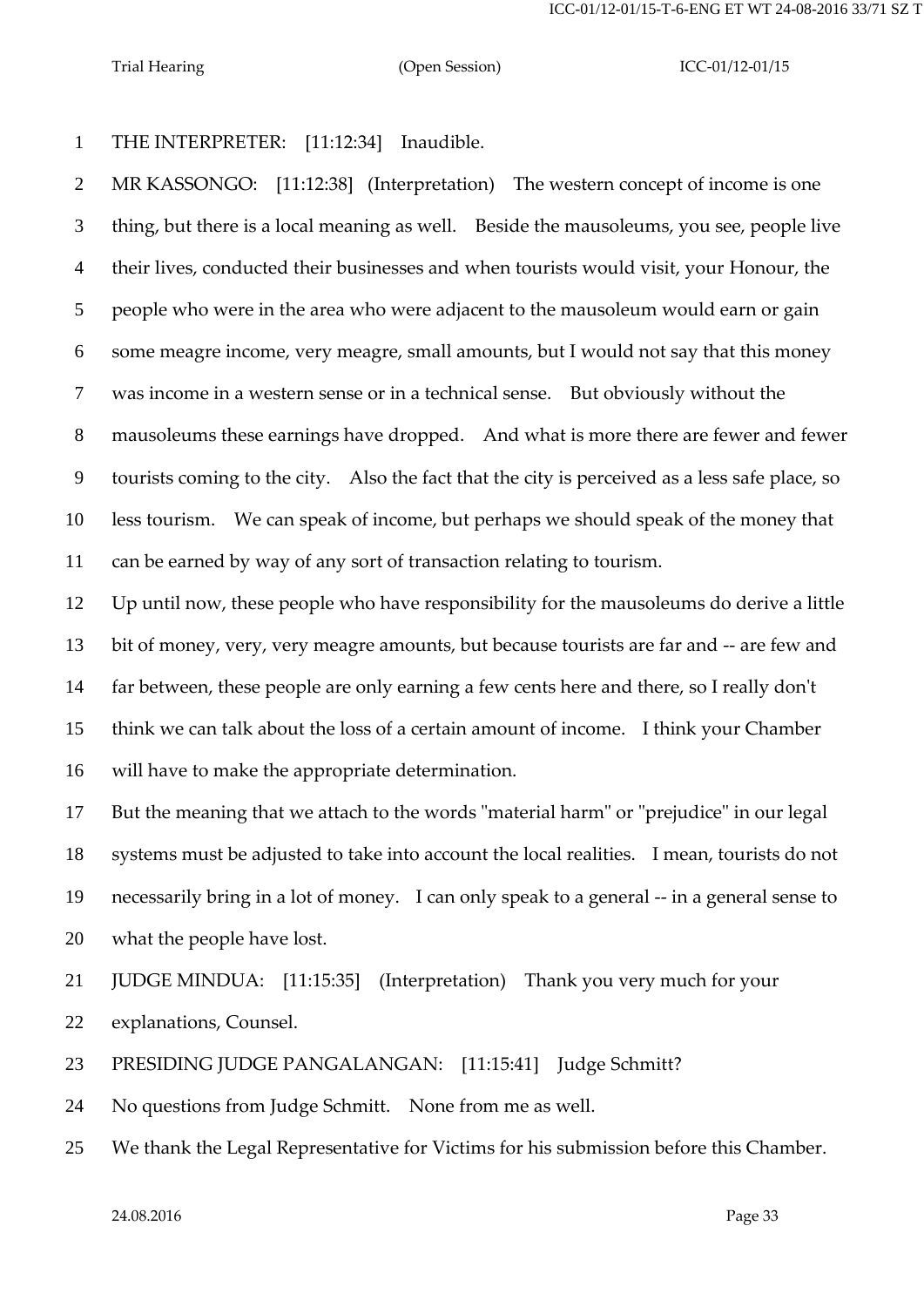1 THE INTERPRETER: [11:12:34] Inaudible.

2 MR KASSONGO: [11:12:38] (Interpretation) The western concept of income is one
3 thing, but there is a local meaning as well. Beside the mausoleums, you see, people live
4 their lives, conducted their businesses and when tourists would visit, your Honour, the
5 people who were in the area who were adjacent to the mausoleum would earn or gain
6 some meagre income, very meagre, small amounts, but I would not say that this money
7 was income in a western sense or in a technical sense. But obviously without the
8 mausoleums these earnings have dropped. And what is more there are fewer and fewer
9 tourists coming to the city. Also the fact that the city is perceived as a less safe place, so
10 less tourism. We can speak of income, but perhaps we should speak of the money that
11 can be earned by way of any sort of transaction relating to tourism.

12 Up until now, these people who have responsibility for the mausoleums do derive a little
13 bit of money, very, very meagre amounts, but because tourists are far and -- are few and
14 far between, these people are only earning a few cents here and there, so I really don't
15 think we can talk about the loss of a certain amount of income. I think your Chamber
16 will have to make the appropriate determination.

17 But the meaning that we attach to the words "material harm" or "prejudice" in our legal
18 systems must be adjusted to take into account the local realities. I mean, tourists do not
19 necessarily bring in a lot of money. I can only speak to a general -- in a general sense to
20 what the people have lost.

21 JUDGE MINDUA: [11:15:35] (Interpretation) Thank you very much for your
22 explanations, Counsel.

23 PRESIDING JUDGE PANGALANGAN: [11:15:41] Judge Schmitt?

24 No questions from Judge Schmitt. None from me as well.

25 We thank the Legal Representative for Victims for his submission before this Chamber.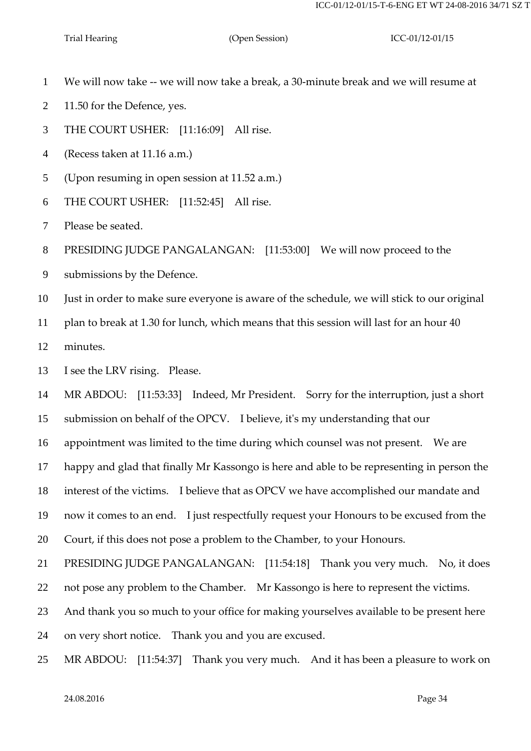We will now take -- we will now take a break, a 30-minute break and we will resume at 11.50 for the Defence, yes.

THE COURT USHER: [11:16:09] All rise.

(Recess taken at 11.16 a.m.)

(Upon resuming in open session at 11.52 a.m.)

THE COURT USHER: [11:52:45] All rise.

Please be seated.

PRESIDING JUDGE PANGALANGAN: [11:53:00] We will now proceed to the submissions by the Defence.

Just in order to make sure everyone is aware of the schedule, we will stick to our original plan to break at 1.30 for lunch, which means that this session will last for an hour 40 minutes.

I see the LRV rising. Please.

MR ABDOU: [11:53:33] Indeed, Mr President. Sorry for the interruption, just a short submission on behalf of the OPCV. I believe, it's my understanding that our appointment was limited to the time during which counsel was not present. We are happy and glad that finally Mr Kassongo is here and able to be representing in person the interest of the victims. I believe that as OPCV we have accomplished our mandate and now it comes to an end. I just respectfully request your Honours to be excused from the Court, if this does not pose a problem to the Chamber, to your Honours.

PRESIDING JUDGE PANGALANGAN: [11:54:18] Thank you very much. No, it does not pose any problem to the Chamber. Mr Kassongo is here to represent the victims. And thank you so much to your office for making yourselves available to be present here on very short notice. Thank you and you are excused.

MR ABDOU: [11:54:37] Thank you very much. And it has been a pleasure to work on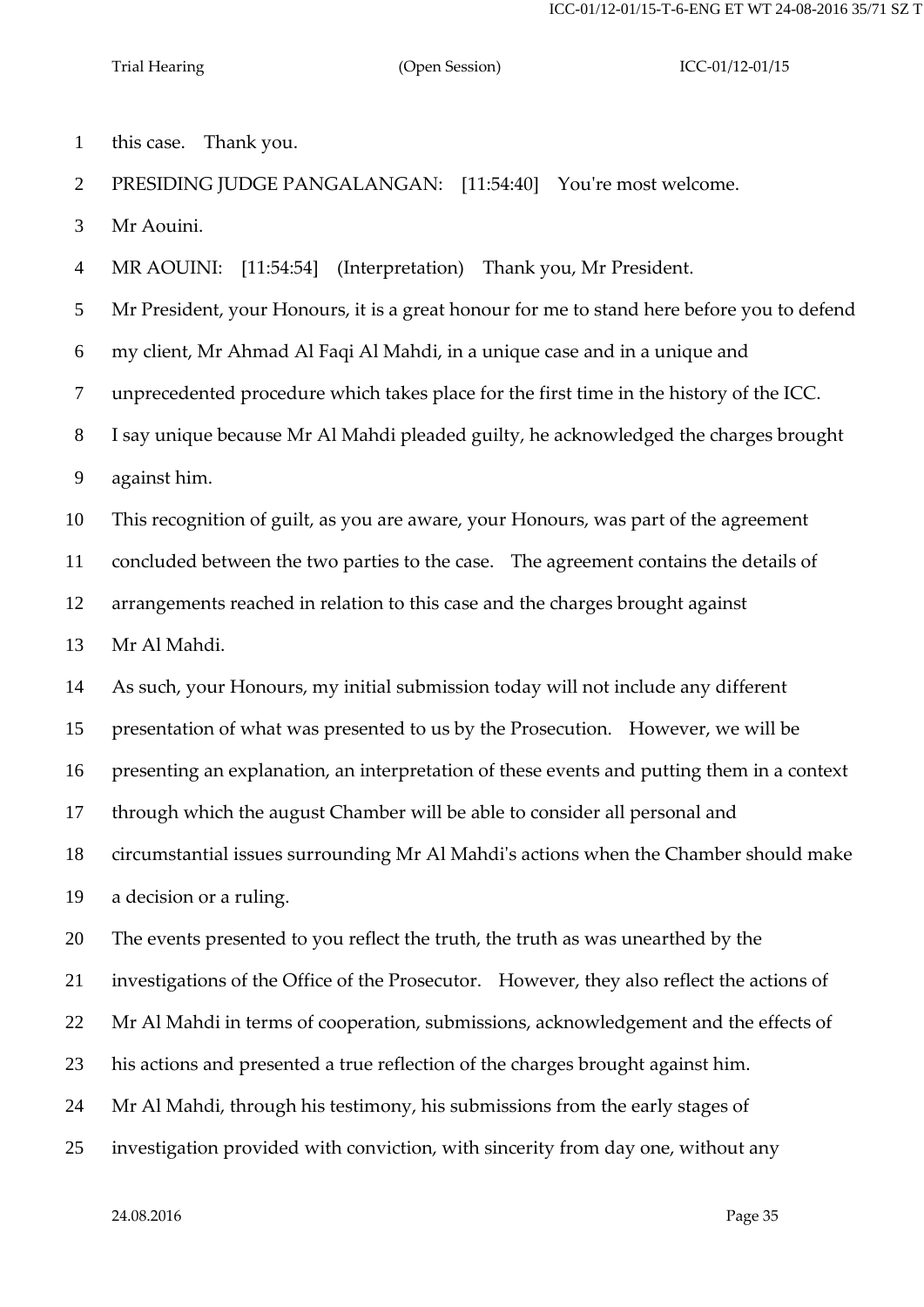this case. Thank you.

PRESIDING JUDGE PANGALANGAN: [11:54:40] You're most welcome.

Mr Aouini.

MR AOUINI: [11:54:54] (Interpretation) Thank you, Mr President.

Mr President, your Honours, it is a great honour for me to stand here before you to defend my client, Mr Ahmad Al Faqi Al Mahdi, in a unique case and in a unique and unprecedented procedure which takes place for the first time in the history of the ICC.

I say unique because Mr Al Mahdi pleaded guilty, he acknowledged the charges brought against him.

This recognition of guilt, as you are aware, your Honours, was part of the agreement concluded between the two parties to the case. The agreement contains the details of arrangements reached in relation to this case and the charges brought against Mr Al Mahdi.

As such, your Honours, my initial submission today will not include any different presentation of what was presented to us by the Prosecution. However, we will be presenting an explanation, an interpretation of these events and putting them in a context through which the august Chamber will be able to consider all personal and circumstantial issues surrounding Mr Al Mahdi's actions when the Chamber should make a decision or a ruling.

The events presented to you reflect the truth, the truth as was unearthed by the investigations of the Office of the Prosecutor. However, they also reflect the actions of Mr Al Mahdi in terms of cooperation, submissions, acknowledgement and the effects of his actions and presented a true reflection of the charges brought against him.

Mr Al Mahdi, through his testimony, his submissions from the early stages of investigation provided with conviction, with sincerity from day one, without any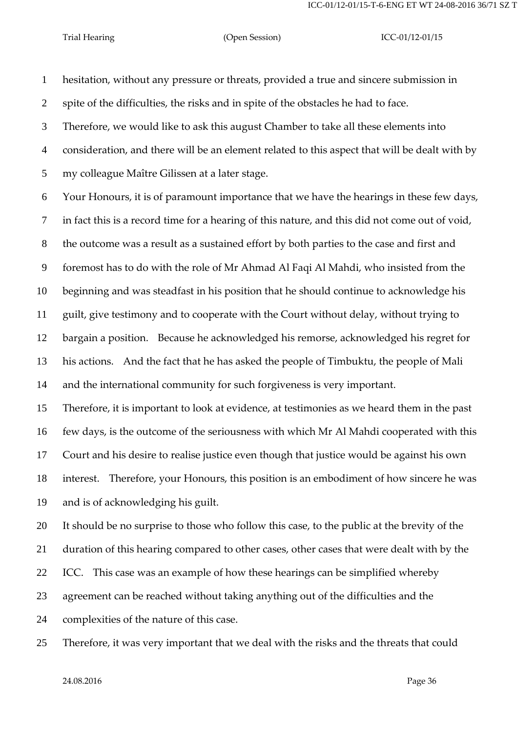hesitation, without any pressure or threats, provided a true and sincere submission in spite of the difficulties, the risks and in spite of the obstacles he had to face.

Therefore, we would like to ask this august Chamber to take all these elements into consideration, and there will be an element related to this aspect that will be dealt with by my colleague Maître Gilissen at a later stage.

Your Honours, it is of paramount importance that we have the hearings in these few days, in fact this is a record time for a hearing of this nature, and this did not come out of void, the outcome was a result as a sustained effort by both parties to the case and first and foremost has to do with the role of Mr Ahmad Al Faqi Al Mahdi, who insisted from the beginning and was steadfast in his position that he should continue to acknowledge his guilt, give testimony and to cooperate with the Court without delay, without trying to bargain a position. Because he acknowledged his remorse, acknowledged his regret for his actions. And the fact that he has asked the people of Timbuktu, the people of Mali and the international community for such forgiveness is very important.

Therefore, it is important to look at evidence, at testimonies as we heard them in the past few days, is the outcome of the seriousness with which Mr Al Mahdi cooperated with this Court and his desire to realise justice even though that justice would be against his own interest. Therefore, your Honours, this position is an embodiment of how sincere he was and is of acknowledging his guilt.

It should be no surprise to those who follow this case, to the public at the brevity of the duration of this hearing compared to other cases, other cases that were dealt with by the ICC. This case was an example of how these hearings can be simplified whereby agreement can be reached without taking anything out of the difficulties and the complexities of the nature of this case.

Therefore, it was very important that we deal with the risks and the threats that could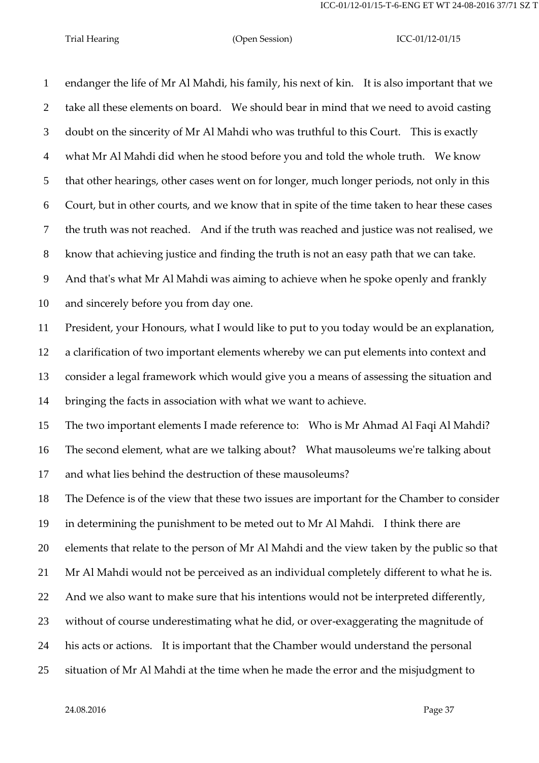endanger the life of Mr Al Mahdi, his family, his next of kin. It is also important that we take all these elements on board. We should bear in mind that we need to avoid casting doubt on the sincerity of Mr Al Mahdi who was truthful to this Court. This is exactly what Mr Al Mahdi did when he stood before you and told the whole truth. We know that other hearings, other cases went on for longer, much longer periods, not only in this Court, but in other courts, and we know that in spite of the time taken to hear these cases the truth was not reached. And if the truth was reached and justice was not realised, we know that achieving justice and finding the truth is not an easy path that we can take. And that's what Mr Al Mahdi was aiming to achieve when he spoke openly and frankly and sincerely before you from day one.

President, your Honours, what I would like to put to you today would be an explanation, a clarification of two important elements whereby we can put elements into context and consider a legal framework which would give you a means of assessing the situation and bringing the facts in association with what we want to achieve.

The two important elements I made reference to: Who is Mr Ahmad Al Faqi Al Mahdi? The second element, what are we talking about? What mausoleums we're talking about and what lies behind the destruction of these mausoleums?

The Defence is of the view that these two issues are important for the Chamber to consider in determining the punishment to be meted out to Mr Al Mahdi. I think there are elements that relate to the person of Mr Al Mahdi and the view taken by the public so that Mr Al Mahdi would not be perceived as an individual completely different to what he is. And we also want to make sure that his intentions would not be interpreted differently, without of course underestimating what he did, or over-exaggerating the magnitude of his acts or actions. It is important that the Chamber would understand the personal situation of Mr Al Mahdi at the time when he made the error and the misjudgment to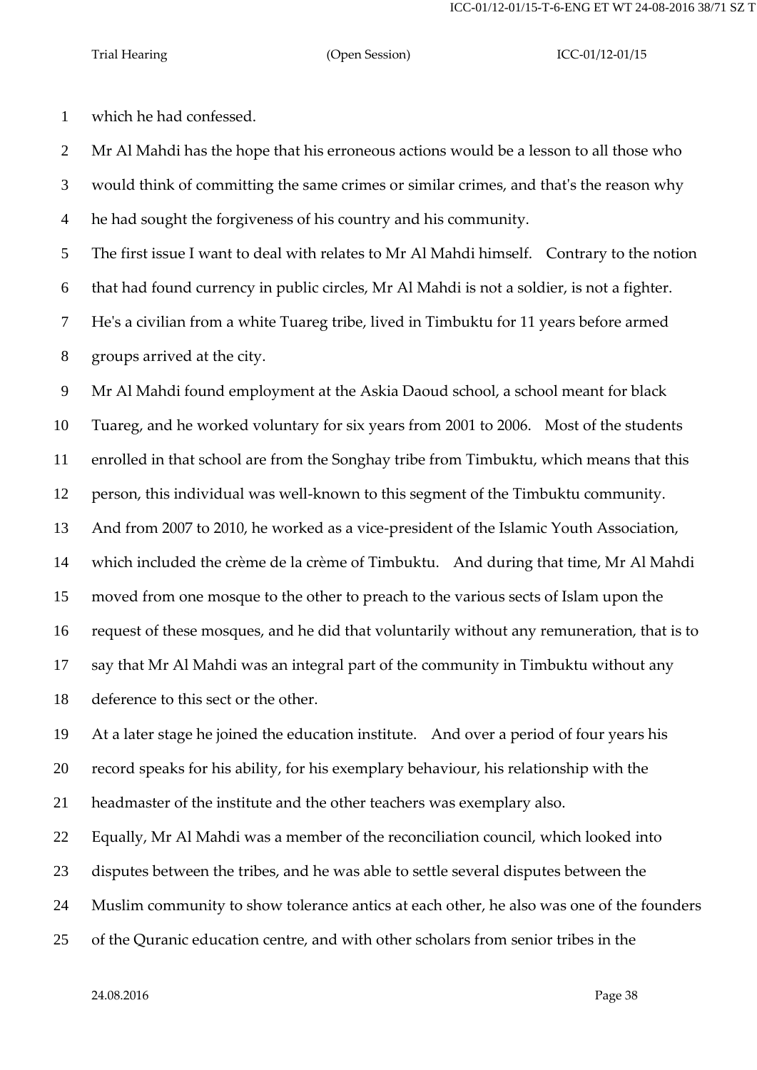which he had confessed.

Mr Al Mahdi has the hope that his erroneous actions would be a lesson to all those who would think of committing the same crimes or similar crimes, and that's the reason why he had sought the forgiveness of his country and his community.

The first issue I want to deal with relates to Mr Al Mahdi himself. Contrary to the notion that had found currency in public circles, Mr Al Mahdi is not a soldier, is not a fighter. He's a civilian from a white Tuareg tribe, lived in Timbuktu for 11 years before armed groups arrived at the city.

Mr Al Mahdi found employment at the Askia Daoud school, a school meant for black Tuareg, and he worked voluntary for six years from 2001 to 2006. Most of the students enrolled in that school are from the Songhay tribe from Timbuktu, which means that this person, this individual was well-known to this segment of the Timbuktu community.

And from 2007 to 2010, he worked as a vice-president of the Islamic Youth Association, which included the crème de la crème of Timbuktu. And during that time, Mr Al Mahdi moved from one mosque to the other to preach to the various sects of Islam upon the request of these mosques, and he did that voluntarily without any remuneration, that is to say that Mr Al Mahdi was an integral part of the community in Timbuktu without any deference to this sect or the other.

At a later stage he joined the education institute. And over a period of four years his record speaks for his ability, for his exemplary behaviour, his relationship with the headmaster of the institute and the other teachers was exemplary also.

Equally, Mr Al Mahdi was a member of the reconciliation council, which looked into disputes between the tribes, and he was able to settle several disputes between the Muslim community to show tolerance antics at each other, he also was one of the founders of the Quranic education centre, and with other scholars from senior tribes in the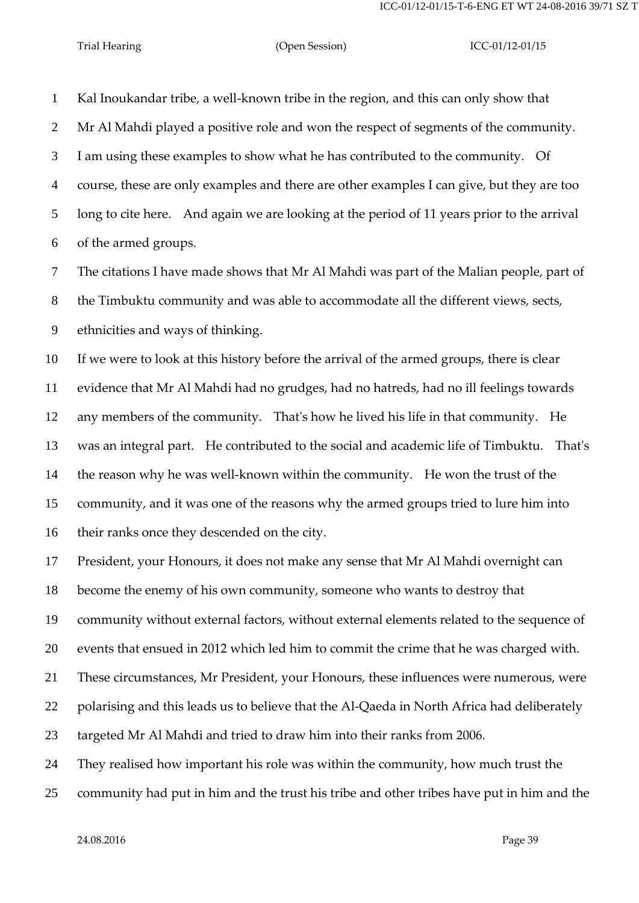Kal Inoukandar tribe, a well-known tribe in the region, and this can only show that Mr Al Mahdi played a positive role and won the respect of segments of the community. I am using these examples to show what he has contributed to the community. Of course, these are only examples and there are other examples I can give, but they are too long to cite here. And again we are looking at the period of 11 years prior to the arrival of the armed groups.

The citations I have made shows that Mr Al Mahdi was part of the Malian people, part of the Timbuktu community and was able to accommodate all the different views, sects, ethnicities and ways of thinking.

If we were to look at this history before the arrival of the armed groups, there is clear evidence that Mr Al Mahdi had no grudges, had no hatreds, had no ill feelings towards any members of the community. That's how he lived his life in that community. He was an integral part. He contributed to the social and academic life of Timbuktu. That's the reason why he was well-known within the community. He won the trust of the community, and it was one of the reasons why the armed groups tried to lure him into their ranks once they descended on the city.

President, your Honours, it does not make any sense that Mr Al Mahdi overnight can become the enemy of his own community, someone who wants to destroy that community without external factors, without external elements related to the sequence of events that ensued in 2012 which led him to commit the crime that he was charged with. These circumstances, Mr President, your Honours, these influences were numerous, were polarising and this leads us to believe that the Al-Qaeda in North Africa had deliberately targeted Mr Al Mahdi and tried to draw him into their ranks from 2006.

They realised how important his role was within the community, how much trust the community had put in him and the trust his tribe and other tribes have put in him and the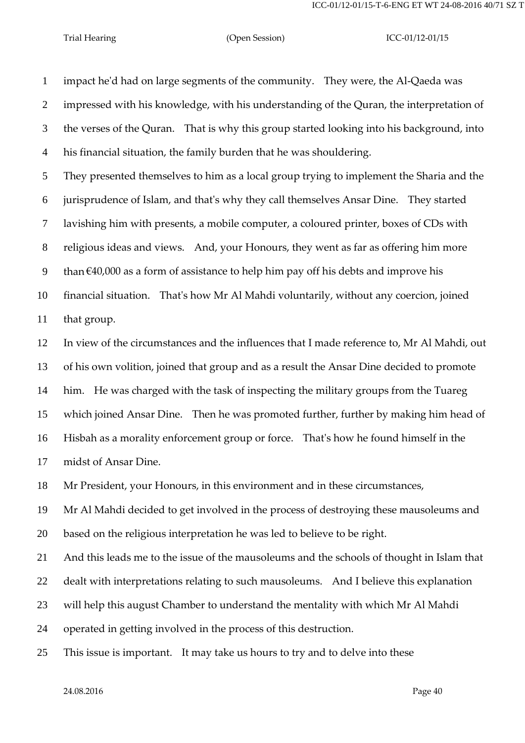impact he'd had on large segments of the community. They were, the Al-Qaeda was impressed with his knowledge, with his understanding of the Quran, the interpretation of the verses of the Quran. That is why this group started looking into his background, into his financial situation, the family burden that he was shouldering.

They presented themselves to him as a local group trying to implement the Sharia and the jurisprudence of Islam, and that's why they call themselves Ansar Dine. They started lavishing him with presents, a mobile computer, a coloured printer, boxes of CDs with religious ideas and views. And, your Honours, they went as far as offering him more than €40,000 as a form of assistance to help him pay off his debts and improve his financial situation. That's how Mr Al Mahdi voluntarily, without any coercion, joined that group.

In view of the circumstances and the influences that I made reference to, Mr Al Mahdi, out of his own volition, joined that group and as a result the Ansar Dine decided to promote him. He was charged with the task of inspecting the military groups from the Tuareg which joined Ansar Dine. Then he was promoted further, further by making him head of Hisbah as a morality enforcement group or force. That's how he found himself in the midst of Ansar Dine.

Mr President, your Honours, in this environment and in these circumstances, Mr Al Mahdi decided to get involved in the process of destroying these mausoleums and based on the religious interpretation he was led to believe to be right.

And this leads me to the issue of the mausoleums and the schools of thought in Islam that dealt with interpretations relating to such mausoleums. And I believe this explanation will help this august Chamber to understand the mentality with which Mr Al Mahdi operated in getting involved in the process of this destruction.

This issue is important. It may take us hours to try and to delve into these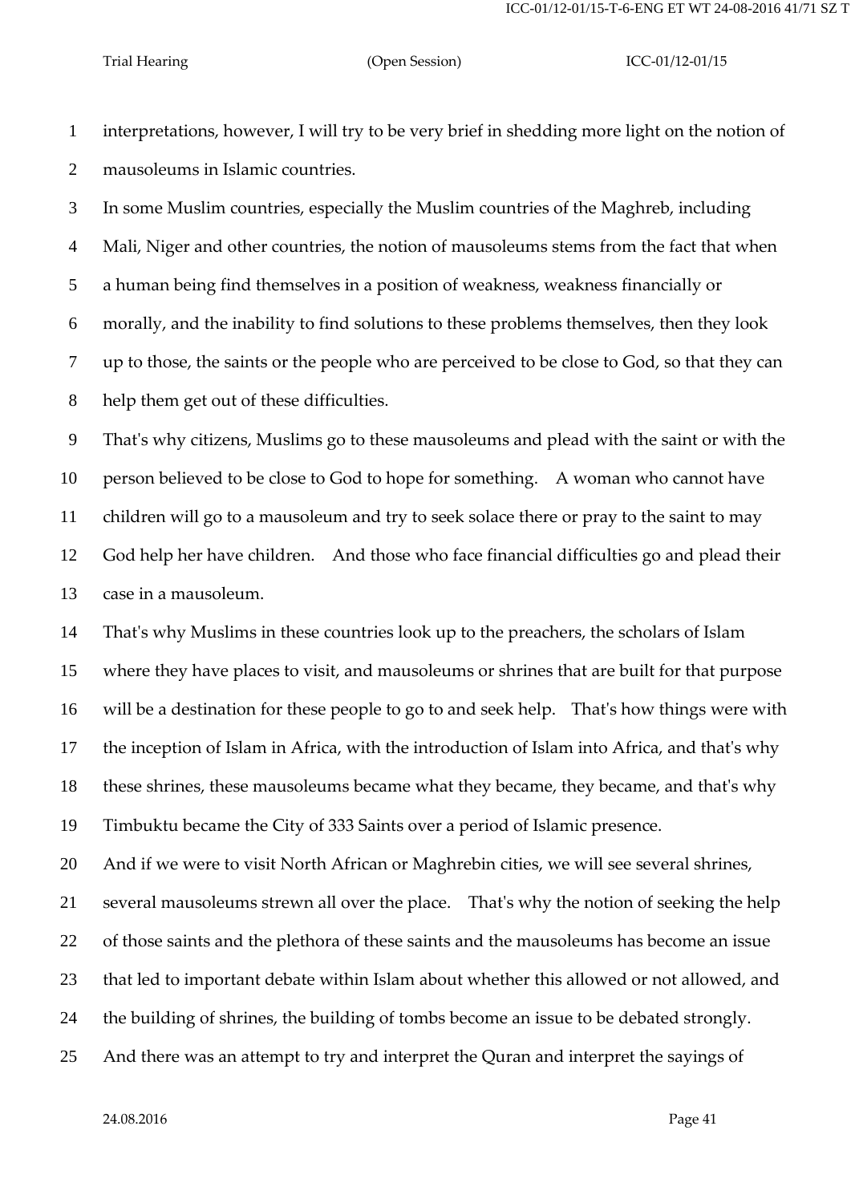interpretations, however, I will try to be very brief in shedding more light on the notion of mausoleums in Islamic countries.

In some Muslim countries, especially the Muslim countries of the Maghreb, including Mali, Niger and other countries, the notion of mausoleums stems from the fact that when a human being find themselves in a position of weakness, weakness financially or morally, and the inability to find solutions to these problems themselves, then they look up to those, the saints or the people who are perceived to be close to God, so that they can help them get out of these difficulties.

That's why citizens, Muslims go to these mausoleums and plead with the saint or with the person believed to be close to God to hope for something. A woman who cannot have children will go to a mausoleum and try to seek solace there or pray to the saint to may God help her have children. And those who face financial difficulties go and plead their case in a mausoleum.

That's why Muslims in these countries look up to the preachers, the scholars of Islam where they have places to visit, and mausoleums or shrines that are built for that purpose will be a destination for these people to go to and seek help. That's how things were with the inception of Islam in Africa, with the introduction of Islam into Africa, and that's why these shrines, these mausoleums became what they became, they became, and that's why Timbuktu became the City of 333 Saints over a period of Islamic presence.

And if we were to visit North African or Maghrebin cities, we will see several shrines, several mausoleums strewn all over the place. That's why the notion of seeking the help of those saints and the plethora of these saints and the mausoleums has become an issue that led to important debate within Islam about whether this allowed or not allowed, and the building of shrines, the building of tombs become an issue to be debated strongly.

And there was an attempt to try and interpret the Quran and interpret the sayings of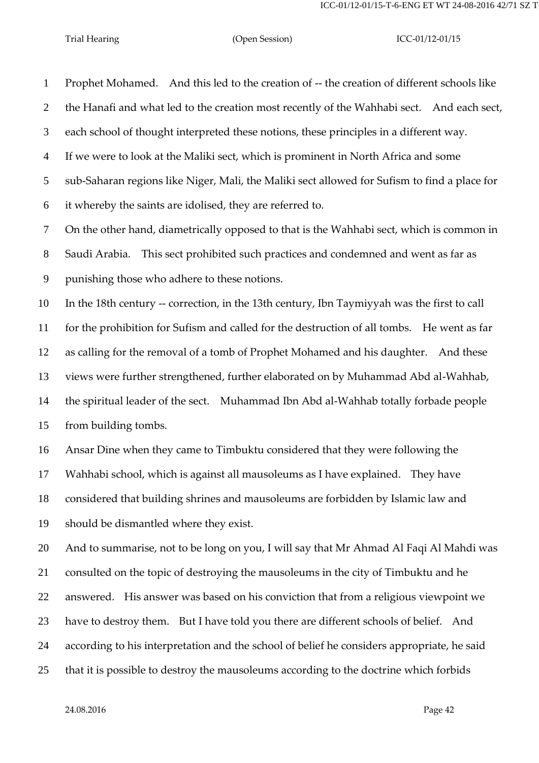Prophet Mohamed. And this led to the creation of -- the creation of different schools like the Hanafi and what led to the creation most recently of the Wahhabi sect. And each sect, each school of thought interpreted these notions, these principles in a different way.

If we were to look at the Maliki sect, which is prominent in North Africa and some sub-Saharan regions like Niger, Mali, the Maliki sect allowed for Sufism to find a place for it whereby the saints are idolised, they are referred to.

On the other hand, diametrically opposed to that is the Wahhabi sect, which is common in Saudi Arabia. This sect prohibited such practices and condemned and went as far as punishing those who adhere to these notions.

In the 18th century -- correction, in the 13th century, Ibn Taymiyyah was the first to call for the prohibition for Sufism and called for the destruction of all tombs. He went as far as calling for the removal of a tomb of Prophet Mohamed and his daughter. And these views were further strengthened, further elaborated on by Muhammad Abd al-Wahhab, the spiritual leader of the sect. Muhammad Ibn Abd al-Wahhab totally forbade people from building tombs.

Ansar Dine when they came to Timbuktu considered that they were following the Wahhabi school, which is against all mausoleums as I have explained. They have considered that building shrines and mausoleums are forbidden by Islamic law and should be dismantled where they exist.

And to summarise, not to be long on you, I will say that Mr Ahmad Al Faqi Al Mahdi was consulted on the topic of destroying the mausoleums in the city of Timbuktu and he answered. His answer was based on his conviction that from a religious viewpoint we have to destroy them. But I have told you there are different schools of belief. And according to his interpretation and the school of belief he considers appropriate, he said that it is possible to destroy the mausoleums according to the doctrine which forbids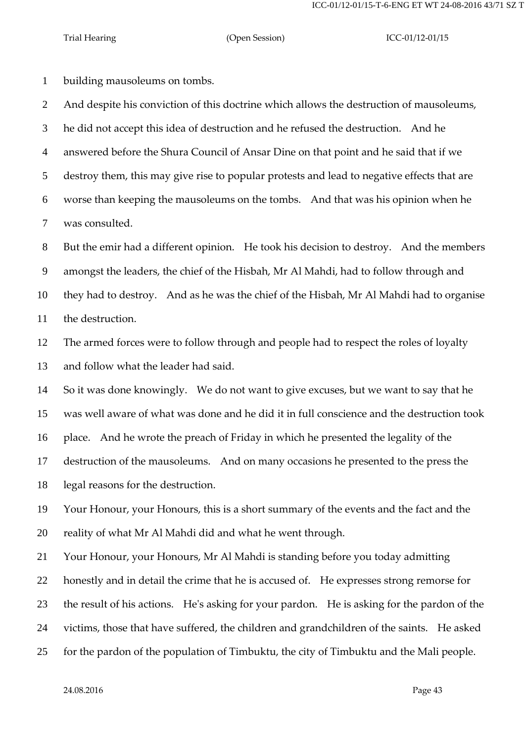building mausoleums on tombs.

And despite his conviction of this doctrine which allows the destruction of mausoleums, he did not accept this idea of destruction and he refused the destruction. And he answered before the Shura Council of Ansar Dine on that point and he said that if we destroy them, this may give rise to popular protests and lead to negative effects that are worse than keeping the mausoleums on the tombs. And that was his opinion when he was consulted.

But the emir had a different opinion. He took his decision to destroy. And the members amongst the leaders, the chief of the Hisbah, Mr Al Mahdi, had to follow through and they had to destroy. And as he was the chief of the Hisbah, Mr Al Mahdi had to organise the destruction.

The armed forces were to follow through and people had to respect the roles of loyalty and follow what the leader had said.

So it was done knowingly. We do not want to give excuses, but we want to say that he was well aware of what was done and he did it in full conscience and the destruction took place. And he wrote the preach of Friday in which he presented the legality of the destruction of the mausoleums. And on many occasions he presented to the press the legal reasons for the destruction.

Your Honour, your Honours, this is a short summary of the events and the fact and the reality of what Mr Al Mahdi did and what he went through.

Your Honour, your Honours, Mr Al Mahdi is standing before you today admitting honestly and in detail the crime that he is accused of. He expresses strong remorse for the result of his actions. He's asking for your pardon. He is asking for the pardon of the victims, those that have suffered, the children and grandchildren of the saints. He asked for the pardon of the population of Timbuktu, the city of Timbuktu and the Mali people.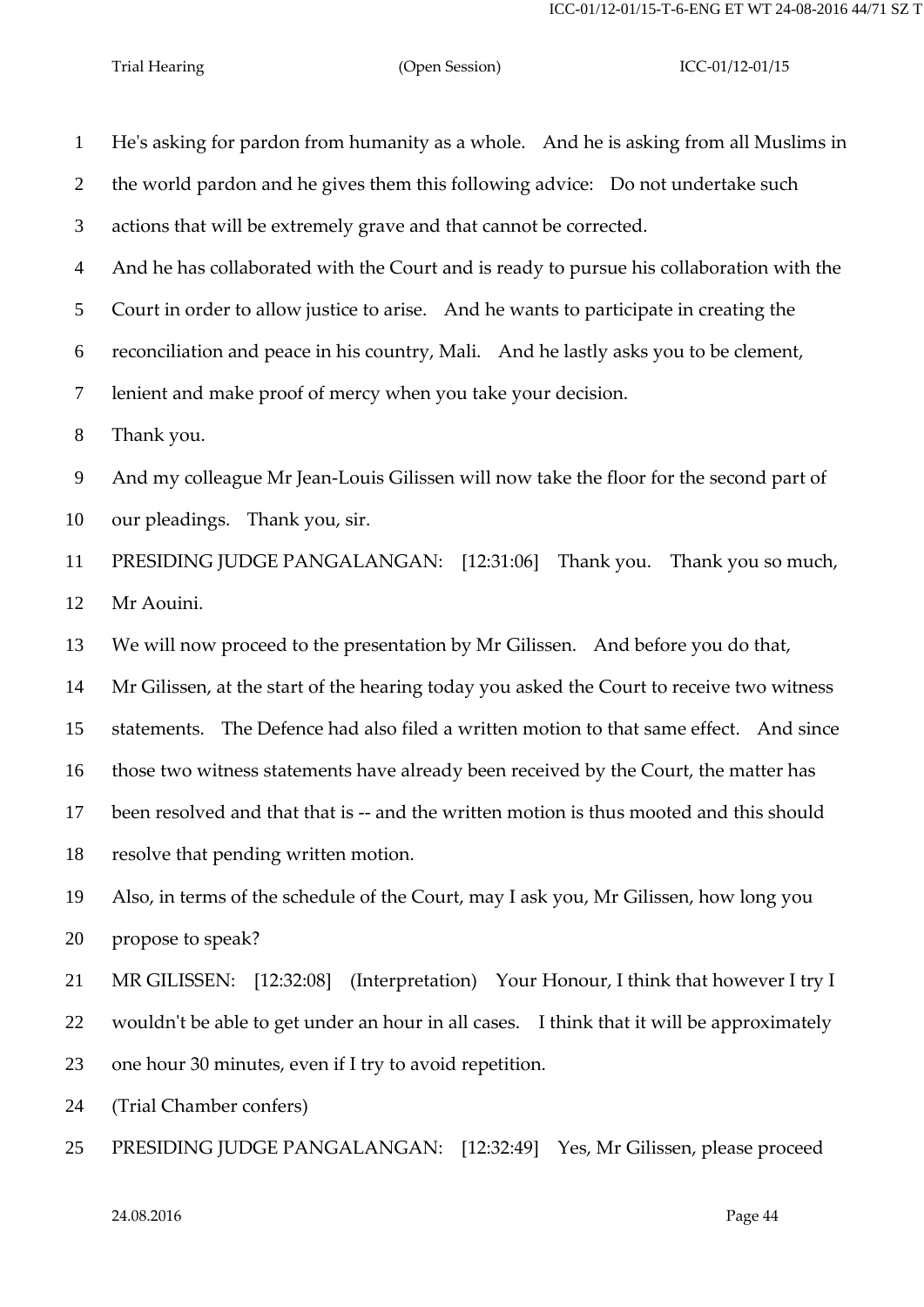He's asking for pardon from humanity as a whole. And he is asking from all Muslims in the world pardon and he gives them this following advice: Do not undertake such actions that will be extremely grave and that cannot be corrected.

And he has collaborated with the Court and is ready to pursue his collaboration with the Court in order to allow justice to arise. And he wants to participate in creating the reconciliation and peace in his country, Mali. And he lastly asks you to be clement, lenient and make proof of mercy when you take your decision.

Thank you.

And my colleague Mr Jean-Louis Gilissen will now take the floor for the second part of our pleadings. Thank you, sir.

PRESIDING JUDGE PANGALANGAN: [12:31:06] Thank you. Thank you so much, Mr Aouini.

We will now proceed to the presentation by Mr Gilissen. And before you do that, Mr Gilissen, at the start of the hearing today you asked the Court to receive two witness statements. The Defence had also filed a written motion to that same effect. And since those two witness statements have already been received by the Court, the matter has been resolved and that that is -- and the written motion is thus mooted and this should resolve that pending written motion.

Also, in terms of the schedule of the Court, may I ask you, Mr Gilissen, how long you propose to speak?

MR GILISSEN: [12:32:08] (Interpretation) Your Honour, I think that however I try I wouldn't be able to get under an hour in all cases. I think that it will be approximately one hour 30 minutes, even if I try to avoid repetition.

(Trial Chamber confers)

PRESIDING JUDGE PANGALANGAN: [12:32:49] Yes, Mr Gilissen, please proceed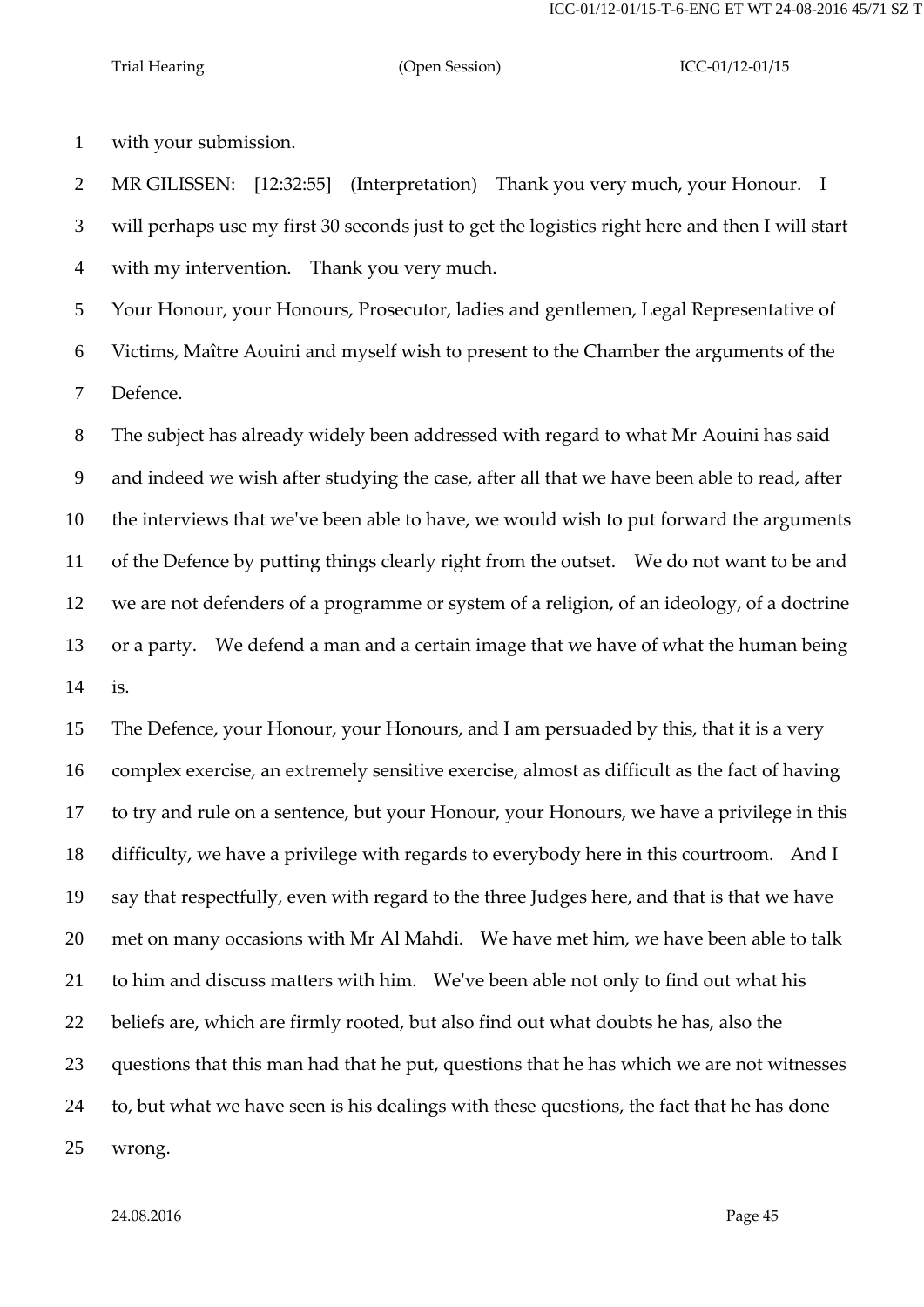with your submission.

MR GILISSEN: [12:32:55] (Interpretation) Thank you very much, your Honour. I will perhaps use my first 30 seconds just to get the logistics right here and then I will start with my intervention. Thank you very much.

Your Honour, your Honours, Prosecutor, ladies and gentlemen, Legal Representative of Victims, Maître Aouini and myself wish to present to the Chamber the arguments of the Defence.

The subject has already widely been addressed with regard to what Mr Aouini has said and indeed we wish after studying the case, after all that we have been able to read, after the interviews that we've been able to have, we would wish to put forward the arguments of the Defence by putting things clearly right from the outset. We do not want to be and we are not defenders of a programme or system of a religion, of an ideology, of a doctrine or a party. We defend a man and a certain image that we have of what the human being is.

The Defence, your Honour, your Honours, and I am persuaded by this, that it is a very complex exercise, an extremely sensitive exercise, almost as difficult as the fact of having to try and rule on a sentence, but your Honour, your Honours, we have a privilege in this difficulty, we have a privilege with regards to everybody here in this courtroom. And I say that respectfully, even with regard to the three Judges here, and that is that we have met on many occasions with Mr Al Mahdi. We have met him, we have been able to talk to him and discuss matters with him. We've been able not only to find out what his beliefs are, which are firmly rooted, but also find out what doubts he has, also the questions that this man had that he put, questions that he has which we are not witnesses to, but what we have seen is his dealings with these questions, the fact that he has done wrong.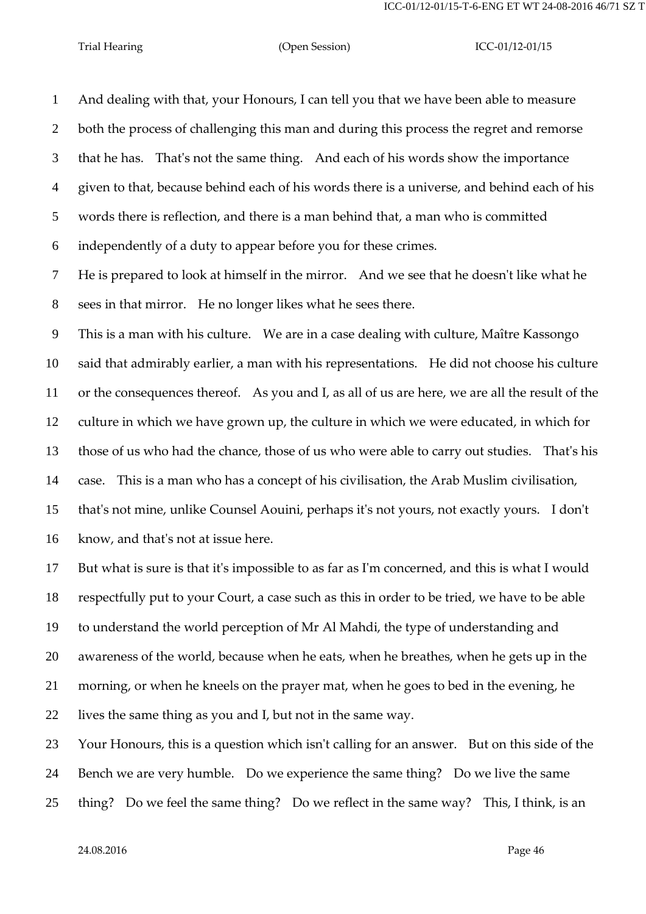And dealing with that, your Honours, I can tell you that we have been able to measure both the process of challenging this man and during this process the regret and remorse that he has. That's not the same thing. And each of his words show the importance given to that, because behind each of his words there is a universe, and behind each of his words there is reflection, and there is a man behind that, a man who is committed independently of a duty to appear before you for these crimes.

He is prepared to look at himself in the mirror. And we see that he doesn't like what he sees in that mirror. He no longer likes what he sees there.

This is a man with his culture. We are in a case dealing with culture, Maître Kassongo said that admirably earlier, a man with his representations. He did not choose his culture or the consequences thereof. As you and I, as all of us are here, we are all the result of the culture in which we have grown up, the culture in which we were educated, in which for those of us who had the chance, those of us who were able to carry out studies. That's his case. This is a man who has a concept of his civilisation, the Arab Muslim civilisation, that's not mine, unlike Counsel Aouini, perhaps it's not yours, not exactly yours. I don't know, and that's not at issue here.

But what is sure is that it's impossible to as far as I'm concerned, and this is what I would respectfully put to your Court, a case such as this in order to be tried, we have to be able to understand the world perception of Mr Al Mahdi, the type of understanding and awareness of the world, because when he eats, when he breathes, when he gets up in the morning, or when he kneels on the prayer mat, when he goes to bed in the evening, he lives the same thing as you and I, but not in the same way.

Your Honours, this is a question which isn't calling for an answer. But on this side of the Bench we are very humble. Do we experience the same thing? Do we live the same thing? Do we feel the same thing? Do we reflect in the same way? This, I think, is an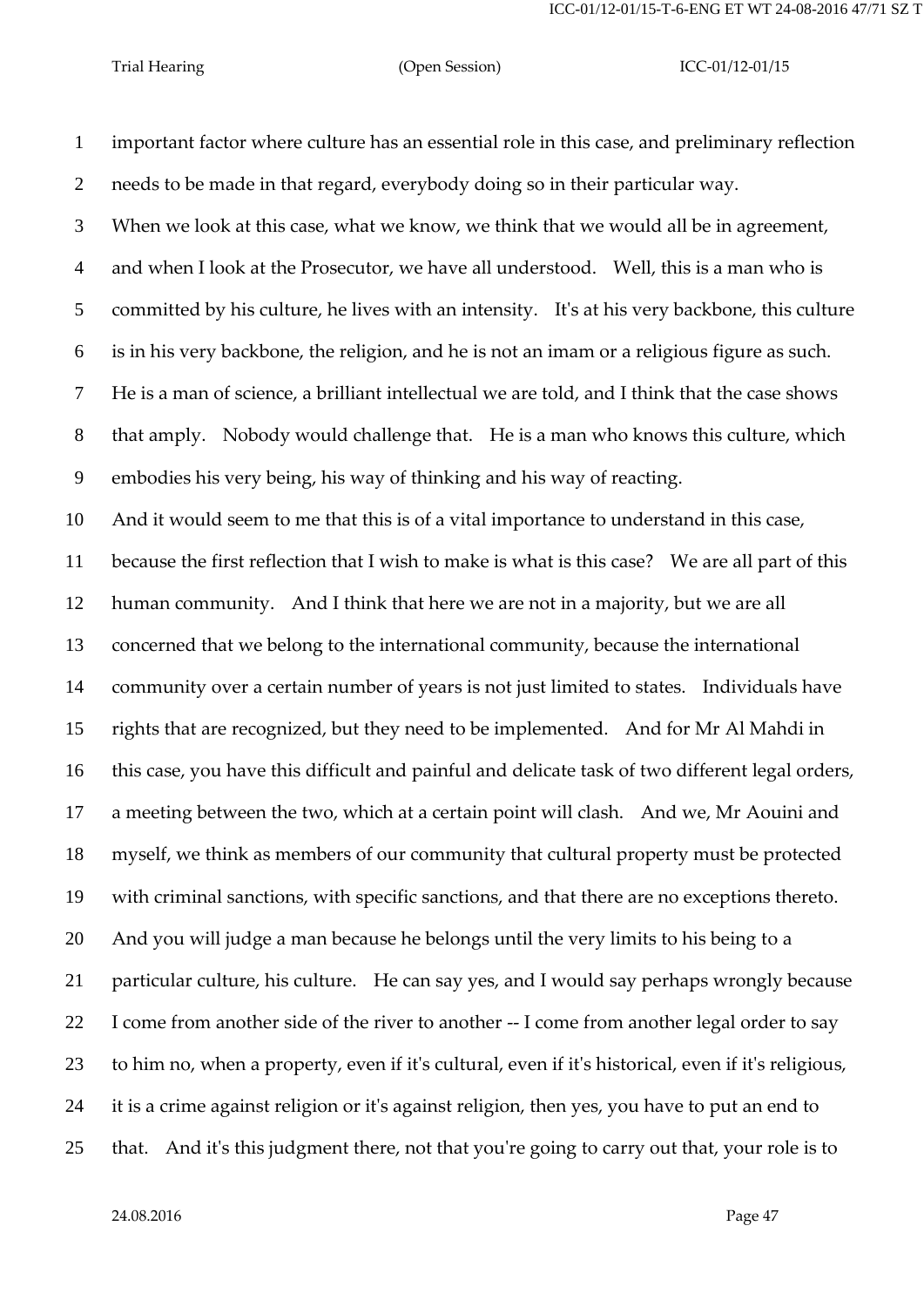important factor where culture has an essential role in this case, and preliminary reflection needs to be made in that regard, everybody doing so in their particular way.

When we look at this case, what we know, we think that we would all be in agreement, and when I look at the Prosecutor, we have all understood. Well, this is a man who is committed by his culture, he lives with an intensity. It's at his very backbone, this culture is in his very backbone, the religion, and he is not an imam or a religious figure as such. He is a man of science, a brilliant intellectual we are told, and I think that the case shows that amply. Nobody would challenge that. He is a man who knows this culture, which embodies his very being, his way of thinking and his way of reacting.

And it would seem to me that this is of a vital importance to understand in this case, because the first reflection that I wish to make is what is this case? We are all part of this human community. And I think that here we are not in a majority, but we are all concerned that we belong to the international community, because the international community over a certain number of years is not just limited to states. Individuals have rights that are recognized, but they need to be implemented. And for Mr Al Mahdi in this case, you have this difficult and painful and delicate task of two different legal orders, a meeting between the two, which at a certain point will clash. And we, Mr Aouini and myself, we think as members of our community that cultural property must be protected with criminal sanctions, with specific sanctions, and that there are no exceptions thereto. And you will judge a man because he belongs until the very limits to his being to a particular culture, his culture. He can say yes, and I would say perhaps wrongly because I come from another side of the river to another -- I come from another legal order to say to him no, when a property, even if it's cultural, even if it's historical, even if it's religious, it is a crime against religion or it's against religion, then yes, you have to put an end to that. And it's this judgment there, not that you're going to carry out that, your role is to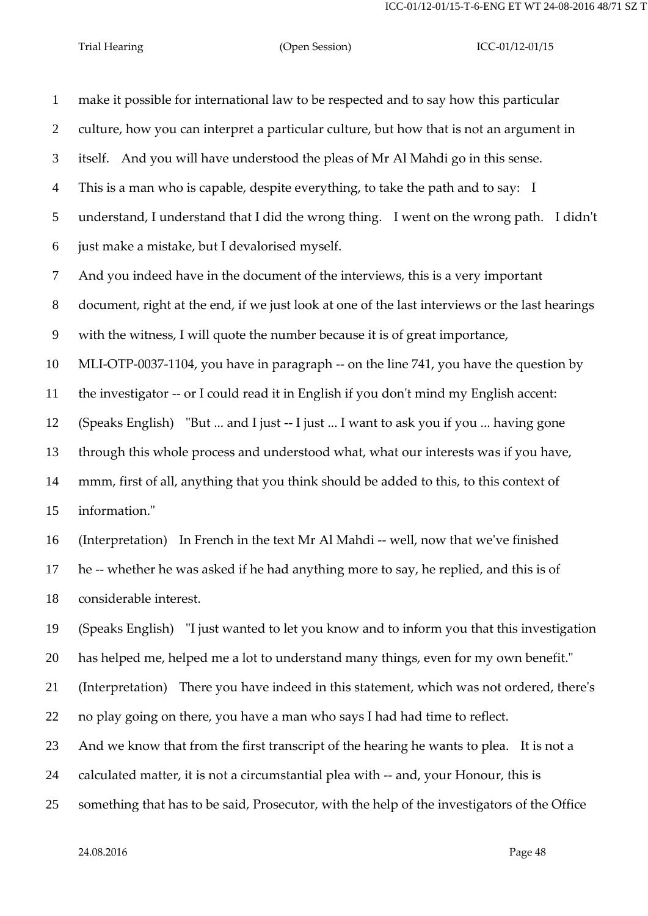make it possible for international law to be respected and to say how this particular culture, how you can interpret a particular culture, but how that is not an argument in itself. And you will have understood the pleas of Mr Al Mahdi go in this sense. This is a man who is capable, despite everything, to take the path and to say: I understand, I understand that I did the wrong thing. I went on the wrong path. I didn't just make a mistake, but I devalorised myself.

And you indeed have in the document of the interviews, this is a very important document, right at the end, if we just look at one of the last interviews or the last hearings with the witness, I will quote the number because it is of great importance, MLI-OTP-0037-1104, you have in paragraph -- on the line 741, you have the question by the investigator -- or I could read it in English if you don't mind my English accent:

(Speaks English) "But ... and I just -- I just ... I want to ask you if you ... having gone through this whole process and understood what, what our interests was if you have, mmm, first of all, anything that you think should be added to this, to this context of information."

(Interpretation) In French in the text Mr Al Mahdi -- well, now that we've finished he -- whether he was asked if he had anything more to say, he replied, and this is of considerable interest.

(Speaks English) "I just wanted to let you know and to inform you that this investigation has helped me, helped me a lot to understand many things, even for my own benefit."

(Interpretation) There you have indeed in this statement, which was not ordered, there's no play going on there, you have a man who says I had had time to reflect.

And we know that from the first transcript of the hearing he wants to plea. It is not a calculated matter, it is not a circumstantial plea with -- and, your Honour, this is something that has to be said, Prosecutor, with the help of the investigators of the Office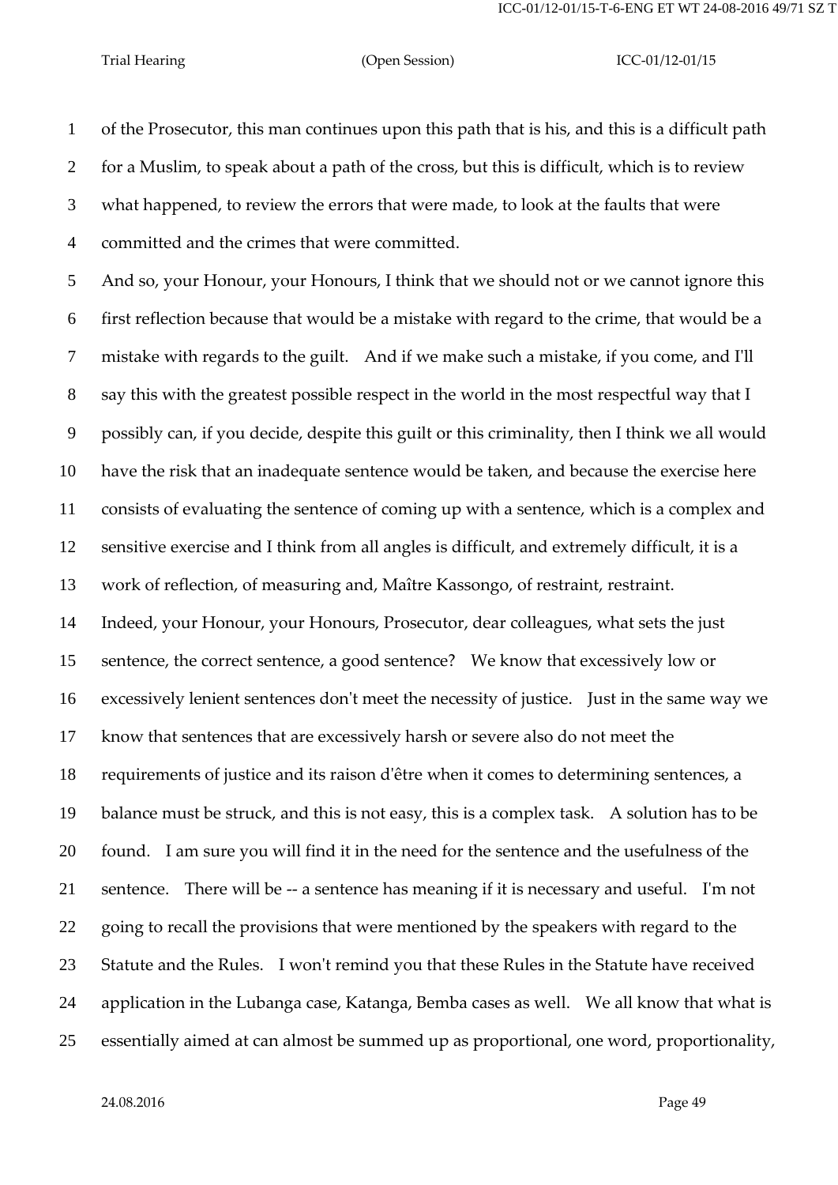of the Prosecutor, this man continues upon this path that is his, and this is a difficult path for a Muslim, to speak about a path of the cross, but this is difficult, which is to review what happened, to review the errors that were made, to look at the faults that were committed and the crimes that were committed.

And so, your Honour, your Honours, I think that we should not or we cannot ignore this first reflection because that would be a mistake with regard to the crime, that would be a mistake with regards to the guilt. And if we make such a mistake, if you come, and I'll say this with the greatest possible respect in the world in the most respectful way that I possibly can, if you decide, despite this guilt or this criminality, then I think we all would have the risk that an inadequate sentence would be taken, and because the exercise here consists of evaluating the sentence of coming up with a sentence, which is a complex and sensitive exercise and I think from all angles is difficult, and extremely difficult, it is a work of reflection, of measuring and, Maître Kassongo, of restraint, restraint.

Indeed, your Honour, your Honours, Prosecutor, dear colleagues, what sets the just sentence, the correct sentence, a good sentence? We know that excessively low or excessively lenient sentences don't meet the necessity of justice. Just in the same way we know that sentences that are excessively harsh or severe also do not meet the requirements of justice and its raison d'être when it comes to determining sentences, a balance must be struck, and this is not easy, this is a complex task. A solution has to be found. I am sure you will find it in the need for the sentence and the usefulness of the sentence. There will be -- a sentence has meaning if it is necessary and useful. I'm not going to recall the provisions that were mentioned by the speakers with regard to the Statute and the Rules. I won't remind you that these Rules in the Statute have received application in the Lubanga case, Katanga, Bemba cases as well. We all know that what is essentially aimed at can almost be summed up as proportional, one word, proportionality,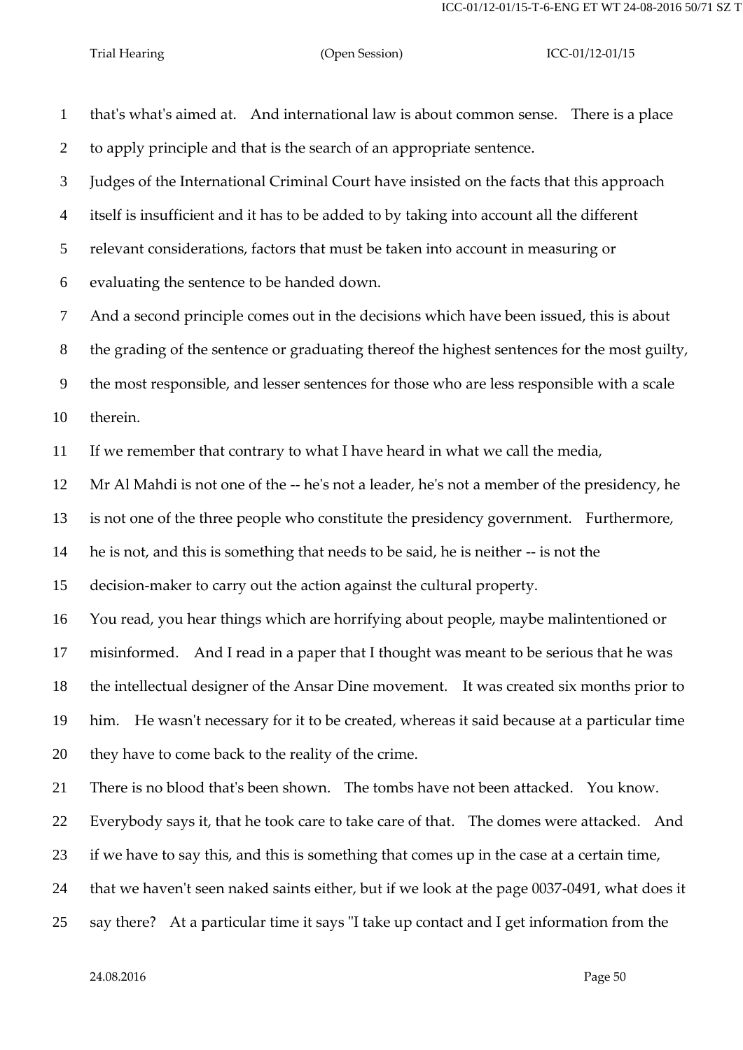that's what's aimed at. And international law is about common sense. There is a place to apply principle and that is the search of an appropriate sentence.

Judges of the International Criminal Court have insisted on the facts that this approach itself is insufficient and it has to be added to by taking into account all the different relevant considerations, factors that must be taken into account in measuring or evaluating the sentence to be handed down.

And a second principle comes out in the decisions which have been issued, this is about the grading of the sentence or graduating thereof the highest sentences for the most guilty, the most responsible, and lesser sentences for those who are less responsible with a scale therein.

If we remember that contrary to what I have heard in what we call the media, Mr Al Mahdi is not one of the -- he's not a leader, he's not a member of the presidency, he is not one of the three people who constitute the presidency government. Furthermore, he is not, and this is something that needs to be said, he is neither -- is not the decision-maker to carry out the action against the cultural property.

You read, you hear things which are horrifying about people, maybe malintentioned or misinformed. And I read in a paper that I thought was meant to be serious that he was the intellectual designer of the Ansar Dine movement. It was created six months prior to him. He wasn't necessary for it to be created, whereas it said because at a particular time they have to come back to the reality of the crime.

There is no blood that's been shown. The tombs have not been attacked. You know. Everybody says it, that he took care to take care of that. The domes were attacked. And if we have to say this, and this is something that comes up in the case at a certain time, that we haven't seen naked saints either, but if we look at the page 0037-0491, what does it say there? At a particular time it says "I take up contact and I get information from the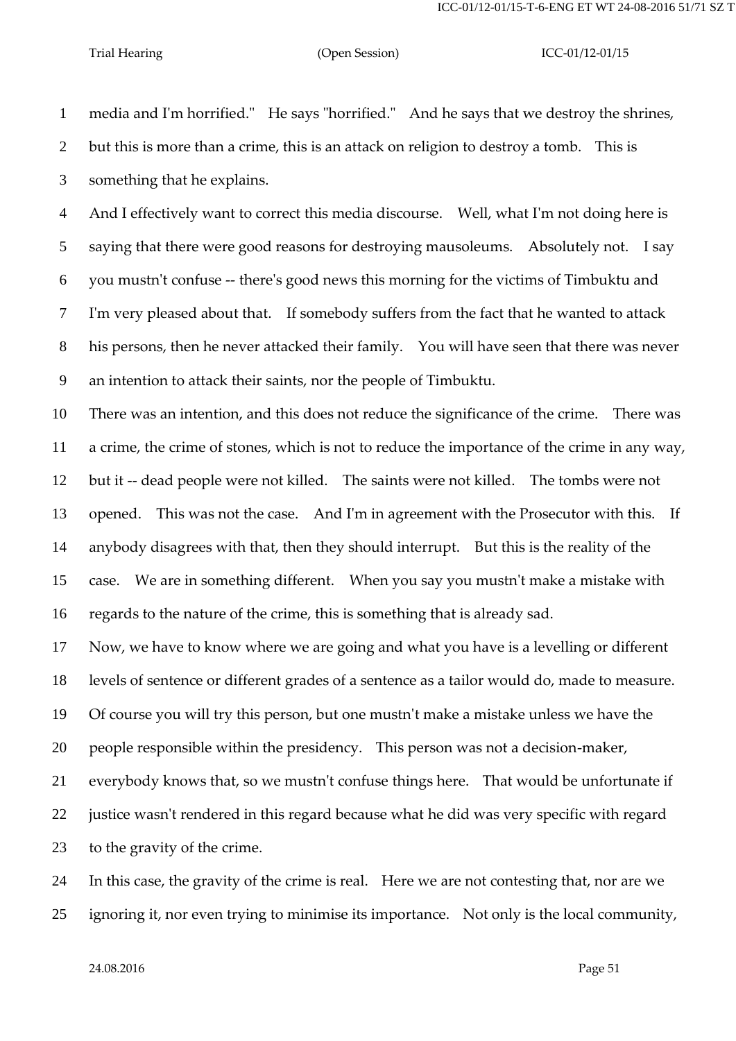media and I'm horrified." He says "horrified." And he says that we destroy the shrines, but this is more than a crime, this is an attack on religion to destroy a tomb. This is something that he explains.

And I effectively want to correct this media discourse. Well, what I'm not doing here is saying that there were good reasons for destroying mausoleums. Absolutely not. I say you mustn't confuse -- there's good news this morning for the victims of Timbuktu and I'm very pleased about that. If somebody suffers from the fact that he wanted to attack his persons, then he never attacked their family. You will have seen that there was never an intention to attack their saints, nor the people of Timbuktu.

There was an intention, and this does not reduce the significance of the crime. There was a crime, the crime of stones, which is not to reduce the importance of the crime in any way, but it -- dead people were not killed. The saints were not killed. The tombs were not opened. This was not the case. And I'm in agreement with the Prosecutor with this. If anybody disagrees with that, then they should interrupt. But this is the reality of the case. We are in something different. When you say you mustn't make a mistake with regards to the nature of the crime, this is something that is already sad.

Now, we have to know where we are going and what you have is a levelling or different levels of sentence or different grades of a sentence as a tailor would do, made to measure. Of course you will try this person, but one mustn't make a mistake unless we have the people responsible within the presidency. This person was not a decision-maker, everybody knows that, so we mustn't confuse things here. That would be unfortunate if justice wasn't rendered in this regard because what he did was very specific with regard to the gravity of the crime.

In this case, the gravity of the crime is real. Here we are not contesting that, nor are we ignoring it, nor even trying to minimise its importance. Not only is the local community,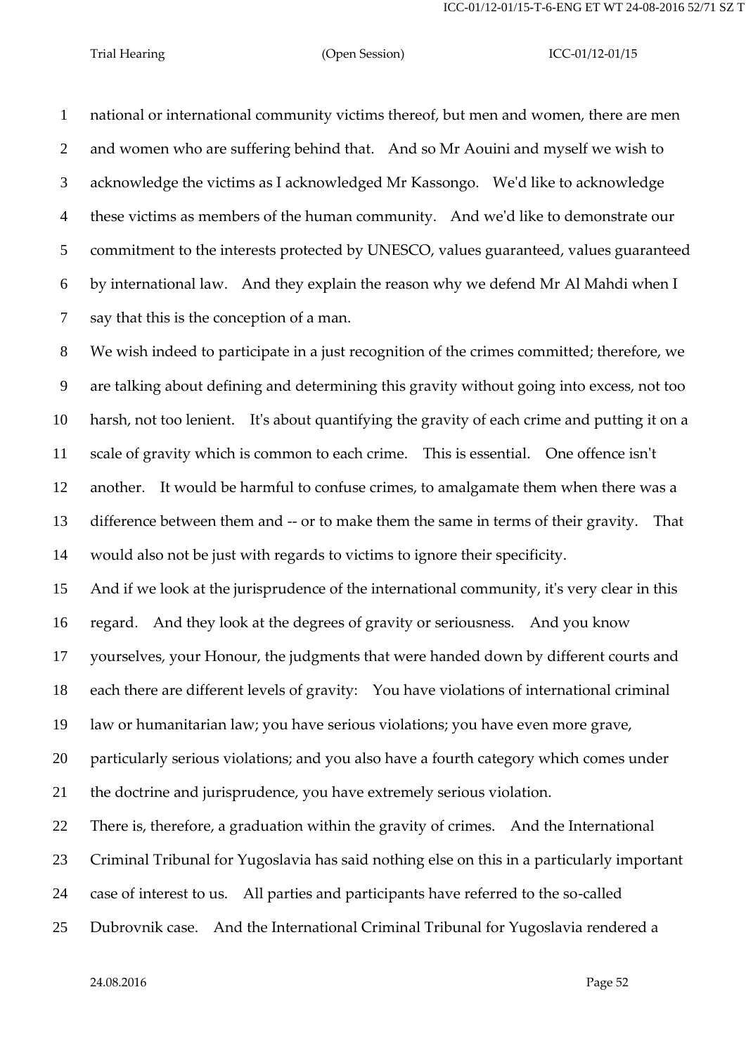national or international community victims thereof, but men and women, there are men and women who are suffering behind that. And so Mr Aouini and myself we wish to acknowledge the victims as I acknowledged Mr Kassongo. We'd like to acknowledge these victims as members of the human community. And we'd like to demonstrate our commitment to the interests protected by UNESCO, values guaranteed, values guaranteed by international law. And they explain the reason why we defend Mr Al Mahdi when I say that this is the conception of a man.

We wish indeed to participate in a just recognition of the crimes committed; therefore, we are talking about defining and determining this gravity without going into excess, not too harsh, not too lenient. It's about quantifying the gravity of each crime and putting it on a scale of gravity which is common to each crime. This is essential. One offence isn't another. It would be harmful to confuse crimes, to amalgamate them when there was a difference between them and -- or to make them the same in terms of their gravity. That would also not be just with regards to victims to ignore their specificity.

And if we look at the jurisprudence of the international community, it's very clear in this regard. And they look at the degrees of gravity or seriousness. And you know yourselves, your Honour, the judgments that were handed down by different courts and each there are different levels of gravity: You have violations of international criminal law or humanitarian law; you have serious violations; you have even more grave, particularly serious violations; and you also have a fourth category which comes under the doctrine and jurisprudence, you have extremely serious violation.

There is, therefore, a graduation within the gravity of crimes. And the International Criminal Tribunal for Yugoslavia has said nothing else on this in a particularly important case of interest to us. All parties and participants have referred to the so-called Dubrovnik case. And the International Criminal Tribunal for Yugoslavia rendered a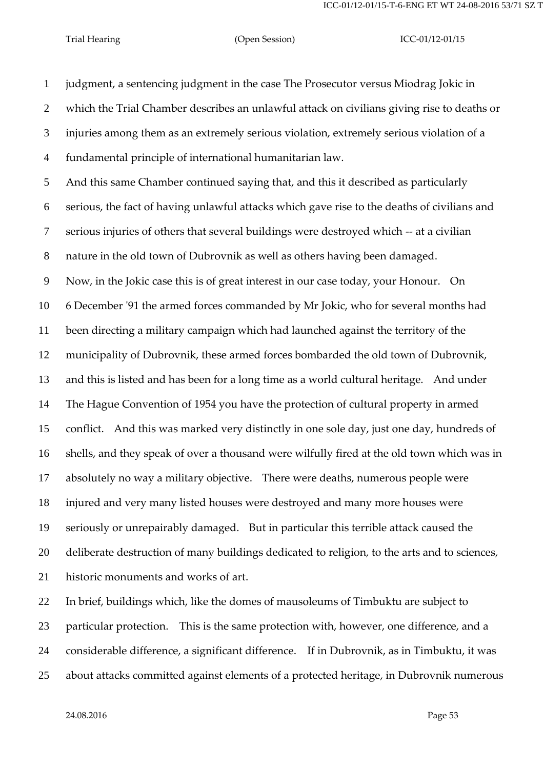judgment, a sentencing judgment in the case The Prosecutor versus Miodrag Jokic in which the Trial Chamber describes an unlawful attack on civilians giving rise to deaths or injuries among them as an extremely serious violation, extremely serious violation of a fundamental principle of international humanitarian law.

And this same Chamber continued saying that, and this it described as particularly serious, the fact of having unlawful attacks which gave rise to the deaths of civilians and serious injuries of others that several buildings were destroyed which -- at a civilian nature in the old town of Dubrovnik as well as others having been damaged.

Now, in the Jokic case this is of great interest in our case today, your Honour. On 6 December '91 the armed forces commanded by Mr Jokic, who for several months had been directing a military campaign which had launched against the territory of the municipality of Dubrovnik, these armed forces bombarded the old town of Dubrovnik, and this is listed and has been for a long time as a world cultural heritage. And under The Hague Convention of 1954 you have the protection of cultural property in armed conflict. And this was marked very distinctly in one sole day, just one day, hundreds of shells, and they speak of over a thousand were wilfully fired at the old town which was in absolutely no way a military objective. There were deaths, numerous people were injured and very many listed houses were destroyed and many more houses were seriously or unrepairably damaged. But in particular this terrible attack caused the deliberate destruction of many buildings dedicated to religion, to the arts and to sciences, historic monuments and works of art.

In brief, buildings which, like the domes of mausoleums of Timbuktu are subject to particular protection. This is the same protection with, however, one difference, and a considerable difference, a significant difference. If in Dubrovnik, as in Timbuktu, it was about attacks committed against elements of a protected heritage, in Dubrovnik numerous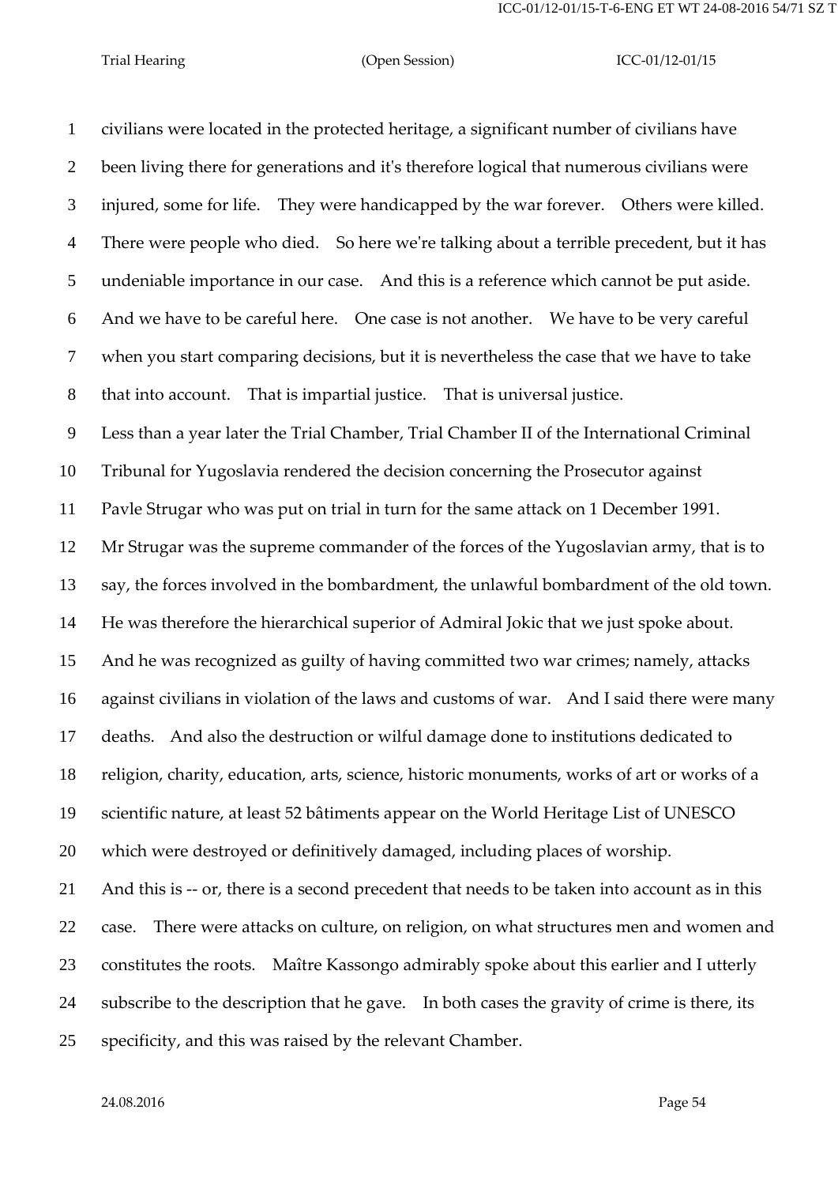civilians were located in the protected heritage, a significant number of civilians have been living there for generations and it's therefore logical that numerous civilians were injured, some for life. They were handicapped by the war forever. Others were killed. There were people who died. So here we're talking about a terrible precedent, but it has undeniable importance in our case. And this is a reference which cannot be put aside. And we have to be careful here. One case is not another. We have to be very careful when you start comparing decisions, but it is nevertheless the case that we have to take that into account. That is impartial justice. That is universal justice.

Less than a year later the Trial Chamber, Trial Chamber II of the International Criminal Tribunal for Yugoslavia rendered the decision concerning the Prosecutor against Pavle Strugar who was put on trial in turn for the same attack on 1 December 1991. Mr Strugar was the supreme commander of the forces of the Yugoslavian army, that is to say, the forces involved in the bombardment, the unlawful bombardment of the old town. He was therefore the hierarchical superior of Admiral Jokic that we just spoke about. And he was recognized as guilty of having committed two war crimes; namely, attacks against civilians in violation of the laws and customs of war. And I said there were many deaths. And also the destruction or wilful damage done to institutions dedicated to religion, charity, education, arts, science, historic monuments, works of art or works of a scientific nature, at least 52 bâtiments appear on the World Heritage List of UNESCO which were destroyed or definitively damaged, including places of worship.

And this is -- or, there is a second precedent that needs to be taken into account as in this case. There were attacks on culture, on religion, on what structures men and women and constitutes the roots. Maître Kassongo admirably spoke about this earlier and I utterly subscribe to the description that he gave. In both cases the gravity of crime is there, its specificity, and this was raised by the relevant Chamber.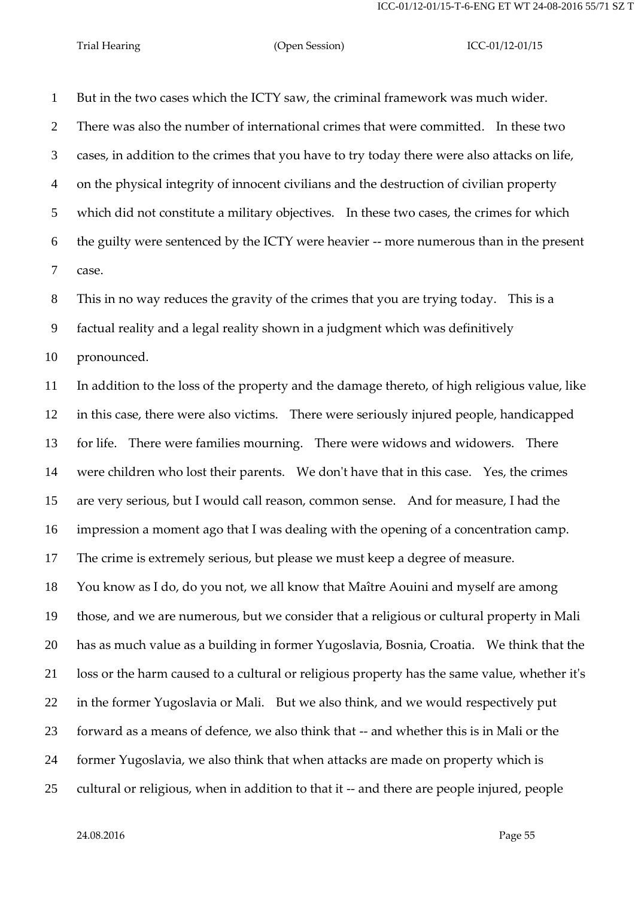But in the two cases which the ICTY saw, the criminal framework was much wider. There was also the number of international crimes that were committed. In these two cases, in addition to the crimes that you have to try today there were also attacks on life, on the physical integrity of innocent civilians and the destruction of civilian property which did not constitute a military objectives. In these two cases, the crimes for which the guilty were sentenced by the ICTY were heavier -- more numerous than in the present case.

This in no way reduces the gravity of the crimes that you are trying today. This is a factual reality and a legal reality shown in a judgment which was definitively pronounced.

In addition to the loss of the property and the damage thereto, of high religious value, like in this case, there were also victims. There were seriously injured people, handicapped for life. There were families mourning. There were widows and widowers. There were children who lost their parents. We don't have that in this case. Yes, the crimes are very serious, but I would call reason, common sense. And for measure, I had the impression a moment ago that I was dealing with the opening of a concentration camp. The crime is extremely serious, but please we must keep a degree of measure.

You know as I do, do you not, we all know that Maître Aouini and myself are among those, and we are numerous, but we consider that a religious or cultural property in Mali has as much value as a building in former Yugoslavia, Bosnia, Croatia. We think that the loss or the harm caused to a cultural or religious property has the same value, whether it's in the former Yugoslavia or Mali. But we also think, and we would respectively put forward as a means of defence, we also think that -- and whether this is in Mali or the former Yugoslavia, we also think that when attacks are made on property which is cultural or religious, when in addition to that it -- and there are people injured, people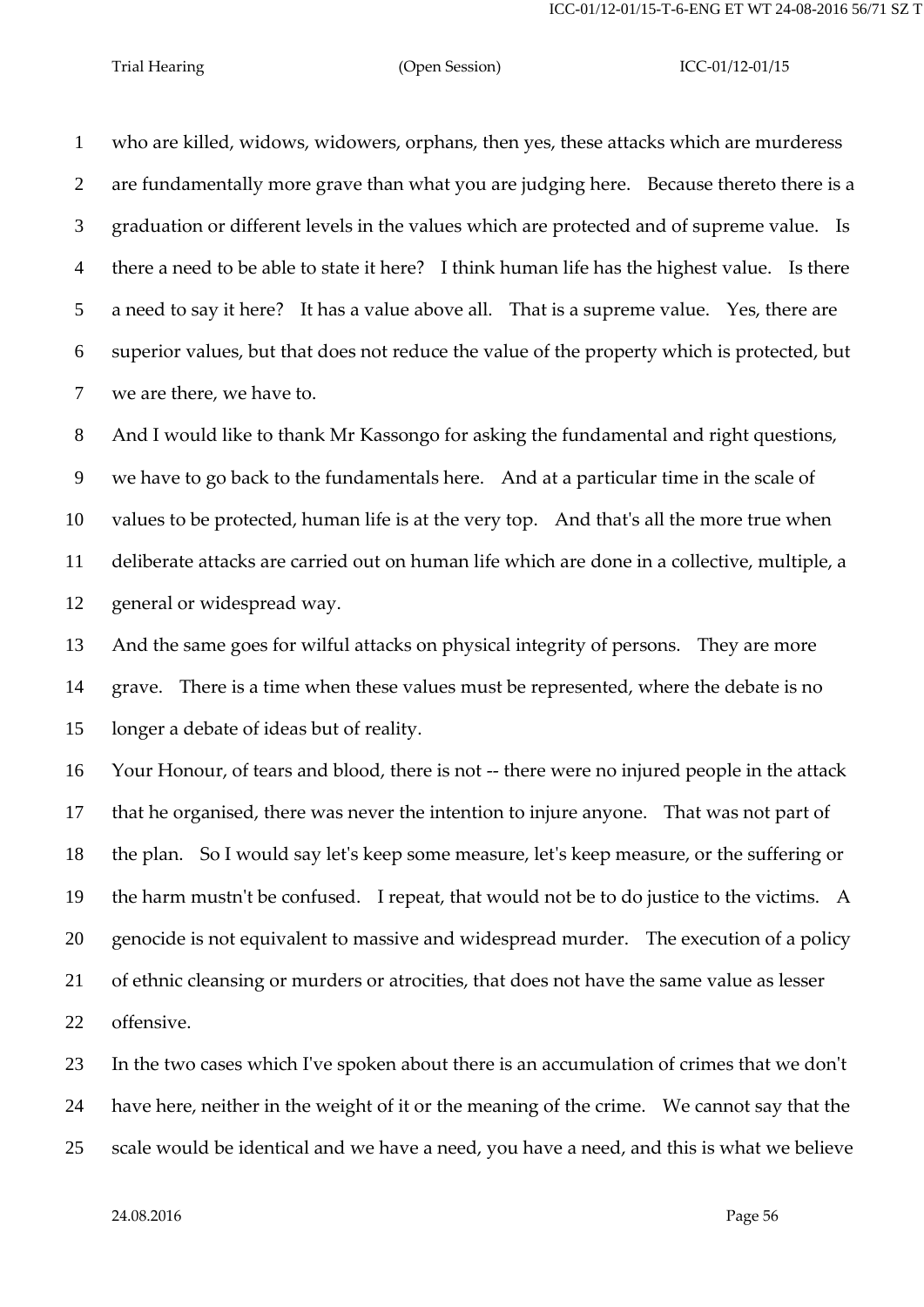who are killed, widows, widowers, orphans, then yes, these attacks which are murderess are fundamentally more grave than what you are judging here. Because thereto there is a graduation or different levels in the values which are protected and of supreme value. Is there a need to be able to state it here? I think human life has the highest value. Is there a need to say it here? It has a value above all. That is a supreme value. Yes, there are superior values, but that does not reduce the value of the property which is protected, but we are there, we have to.

And I would like to thank Mr Kassongo for asking the fundamental and right questions, we have to go back to the fundamentals here. And at a particular time in the scale of values to be protected, human life is at the very top. And that's all the more true when deliberate attacks are carried out on human life which are done in a collective, multiple, a general or widespread way.

And the same goes for wilful attacks on physical integrity of persons. They are more grave. There is a time when these values must be represented, where the debate is no longer a debate of ideas but of reality.

Your Honour, of tears and blood, there is not -- there were no injured people in the attack that he organised, there was never the intention to injure anyone. That was not part of the plan. So I would say let's keep some measure, let's keep measure, or the suffering or the harm mustn't be confused. I repeat, that would not be to do justice to the victims. A genocide is not equivalent to massive and widespread murder. The execution of a policy of ethnic cleansing or murders or atrocities, that does not have the same value as lesser offensive.

In the two cases which I've spoken about there is an accumulation of crimes that we don't have here, neither in the weight of it or the meaning of the crime. We cannot say that the scale would be identical and we have a need, you have a need, and this is what we believe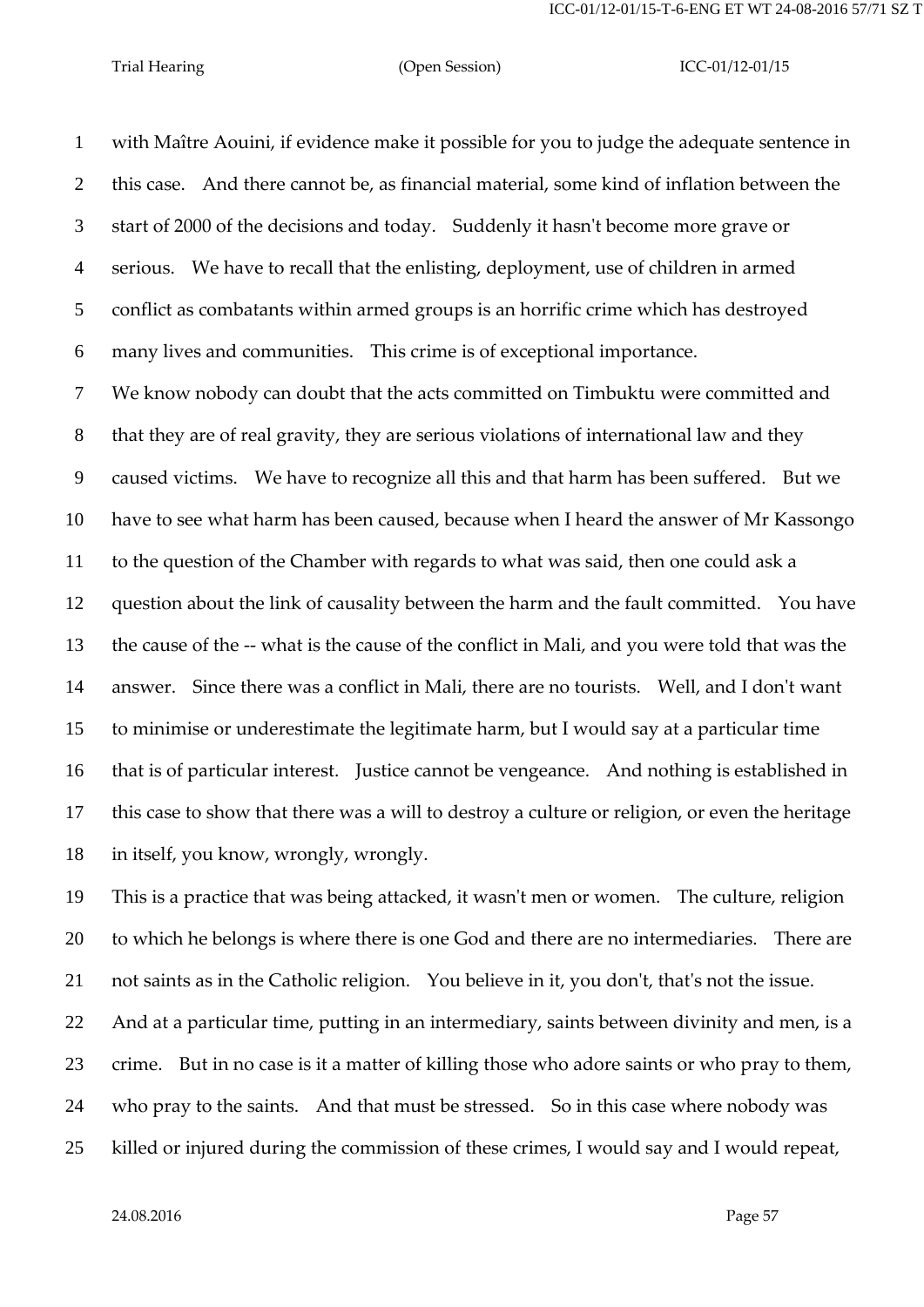with Maître Aouini, if evidence make it possible for you to judge the adequate sentence in this case. And there cannot be, as financial material, some kind of inflation between the start of 2000 of the decisions and today. Suddenly it hasn't become more grave or serious. We have to recall that the enlisting, deployment, use of children in armed conflict as combatants within armed groups is an horrific crime which has destroyed many lives and communities. This crime is of exceptional importance.

We know nobody can doubt that the acts committed on Timbuktu were committed and that they are of real gravity, they are serious violations of international law and they caused victims. We have to recognize all this and that harm has been suffered. But we have to see what harm has been caused, because when I heard the answer of Mr Kassongo to the question of the Chamber with regards to what was said, then one could ask a question about the link of causality between the harm and the fault committed. You have the cause of the -- what is the cause of the conflict in Mali, and you were told that was the answer. Since there was a conflict in Mali, there are no tourists. Well, and I don't want to minimise or underestimate the legitimate harm, but I would say at a particular time that is of particular interest. Justice cannot be vengeance. And nothing is established in this case to show that there was a will to destroy a culture or religion, or even the heritage in itself, you know, wrongly, wrongly.

This is a practice that was being attacked, it wasn't men or women. The culture, religion to which he belongs is where there is one God and there are no intermediaries. There are not saints as in the Catholic religion. You believe in it, you don't, that's not the issue. And at a particular time, putting in an intermediary, saints between divinity and men, is a crime. But in no case is it a matter of killing those who adore saints or who pray to them, who pray to the saints. And that must be stressed. So in this case where nobody was killed or injured during the commission of these crimes, I would say and I would repeat,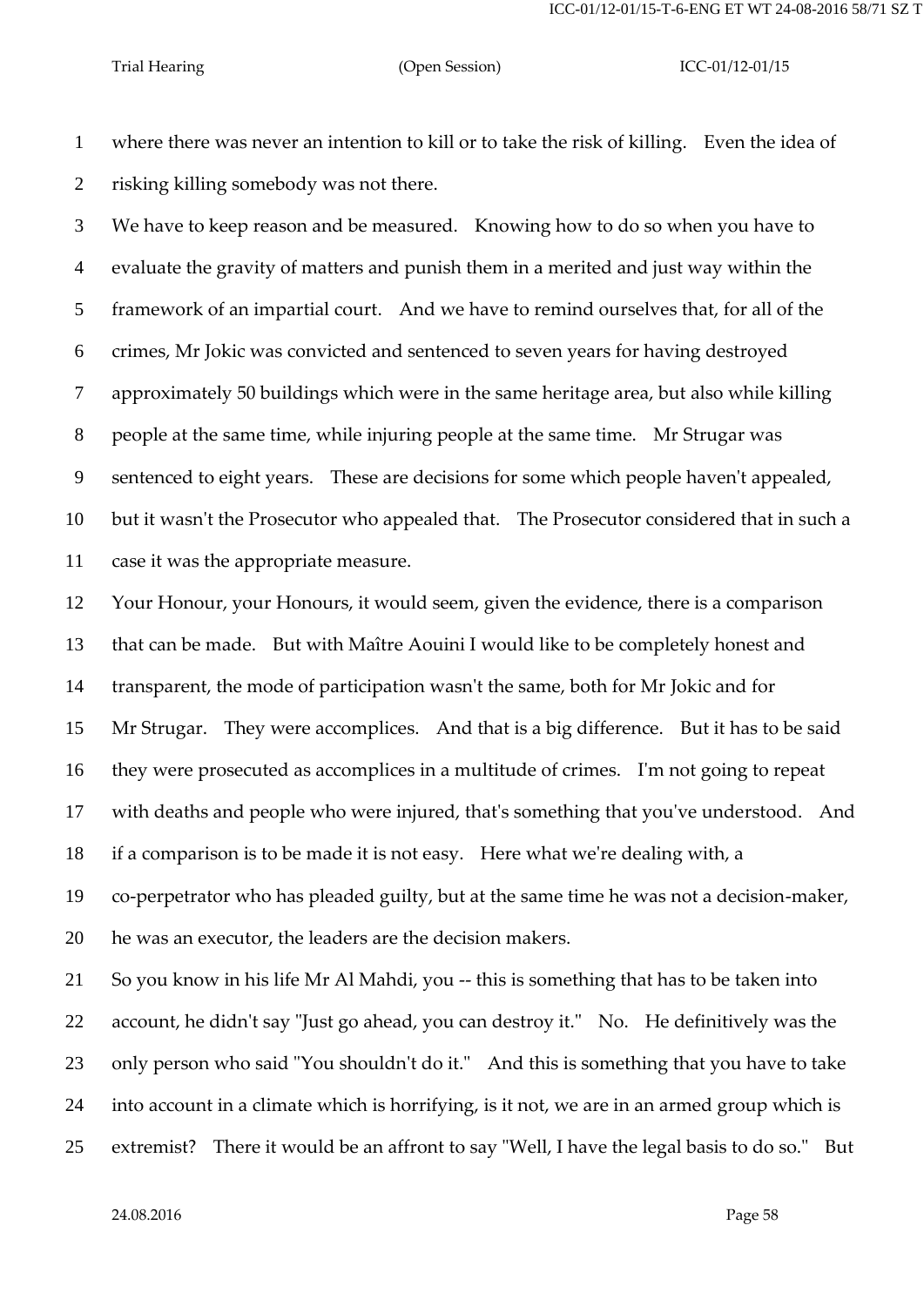where there was never an intention to kill or to take the risk of killing. Even the idea of risking killing somebody was not there.

We have to keep reason and be measured. Knowing how to do so when you have to evaluate the gravity of matters and punish them in a merited and just way within the framework of an impartial court. And we have to remind ourselves that, for all of the crimes, Mr Jokic was convicted and sentenced to seven years for having destroyed approximately 50 buildings which were in the same heritage area, but also while killing people at the same time, while injuring people at the same time. Mr Strugar was sentenced to eight years. These are decisions for some which people haven't appealed, but it wasn't the Prosecutor who appealed that. The Prosecutor considered that in such a case it was the appropriate measure.

Your Honour, your Honours, it would seem, given the evidence, there is a comparison that can be made. But with Maître Aouini I would like to be completely honest and transparent, the mode of participation wasn't the same, both for Mr Jokic and for Mr Strugar. They were accomplices. And that is a big difference. But it has to be said they were prosecuted as accomplices in a multitude of crimes. I'm not going to repeat with deaths and people who were injured, that's something that you've understood. And if a comparison is to be made it is not easy. Here what we're dealing with, a co-perpetrator who has pleaded guilty, but at the same time he was not a decision-maker, he was an executor, the leaders are the decision makers.

So you know in his life Mr Al Mahdi, you -- this is something that has to be taken into account, he didn't say "Just go ahead, you can destroy it." No. He definitively was the only person who said "You shouldn't do it." And this is something that you have to take into account in a climate which is horrifying, is it not, we are in an armed group which is extremist? There it would be an affront to say "Well, I have the legal basis to do so." But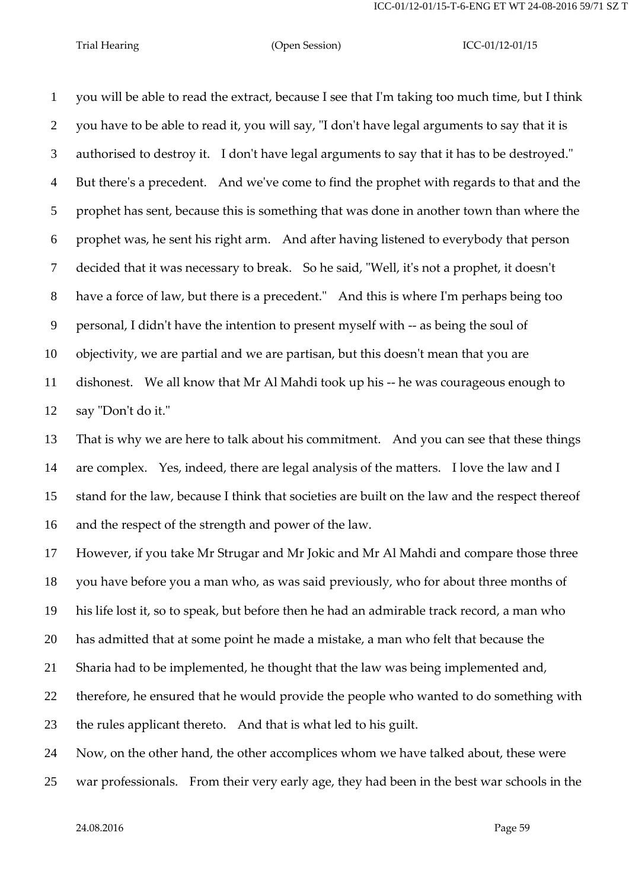you will be able to read the extract, because I see that I'm taking too much time, but I think you have to be able to read it, you will say, "I don't have legal arguments to say that it is authorised to destroy it. I don't have legal arguments to say that it has to be destroyed." But there's a precedent. And we've come to find the prophet with regards to that and the prophet has sent, because this is something that was done in another town than where the prophet was, he sent his right arm. And after having listened to everybody that person decided that it was necessary to break. So he said, "Well, it's not a prophet, it doesn't have a force of law, but there is a precedent." And this is where I'm perhaps being too personal, I didn't have the intention to present myself with -- as being the soul of objectivity, we are partial and we are partisan, but this doesn't mean that you are dishonest. We all know that Mr Al Mahdi took up his -- he was courageous enough to say "Don't do it."

That is why we are here to talk about his commitment. And you can see that these things are complex. Yes, indeed, there are legal analysis of the matters. I love the law and I stand for the law, because I think that societies are built on the law and the respect thereof and the respect of the strength and power of the law.

However, if you take Mr Strugar and Mr Jokic and Mr Al Mahdi and compare those three you have before you a man who, as was said previously, who for about three months of his life lost it, so to speak, but before then he had an admirable track record, a man who has admitted that at some point he made a mistake, a man who felt that because the Sharia had to be implemented, he thought that the law was being implemented and, therefore, he ensured that he would provide the people who wanted to do something with the rules applicant thereto. And that is what led to his guilt.

Now, on the other hand, the other accomplices whom we have talked about, these were war professionals. From their very early age, they had been in the best war schools in the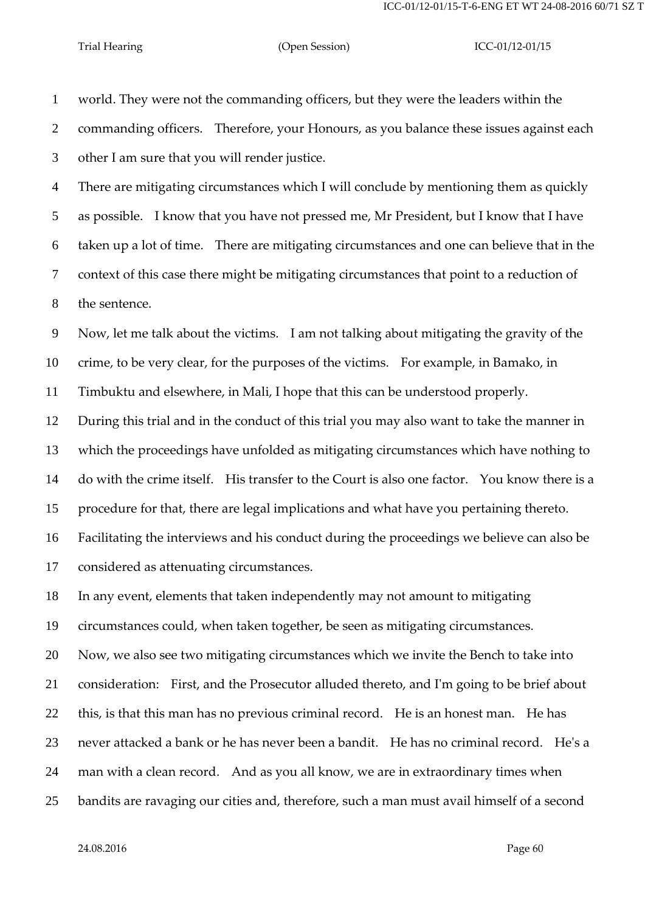world. They were not the commanding officers, but they were the leaders within the commanding officers. Therefore, your Honours, as you balance these issues against each other I am sure that you will render justice.

There are mitigating circumstances which I will conclude by mentioning them as quickly as possible. I know that you have not pressed me, Mr President, but I know that I have taken up a lot of time. There are mitigating circumstances and one can believe that in the context of this case there might be mitigating circumstances that point to a reduction of the sentence.

Now, let me talk about the victims. I am not talking about mitigating the gravity of the crime, to be very clear, for the purposes of the victims. For example, in Bamako, in Timbuktu and elsewhere, in Mali, I hope that this can be understood properly.

During this trial and in the conduct of this trial you may also want to take the manner in which the proceedings have unfolded as mitigating circumstances which have nothing to do with the crime itself. His transfer to the Court is also one factor. You know there is a procedure for that, there are legal implications and what have you pertaining thereto. Facilitating the interviews and his conduct during the proceedings we believe can also be considered as attenuating circumstances.

In any event, elements that taken independently may not amount to mitigating circumstances could, when taken together, be seen as mitigating circumstances.

Now, we also see two mitigating circumstances which we invite the Bench to take into consideration: First, and the Prosecutor alluded thereto, and I'm going to be brief about this, is that this man has no previous criminal record. He is an honest man. He has never attacked a bank or he has never been a bandit. He has no criminal record. He's a man with a clean record. And as you all know, we are in extraordinary times when bandits are ravaging our cities and, therefore, such a man must avail himself of a second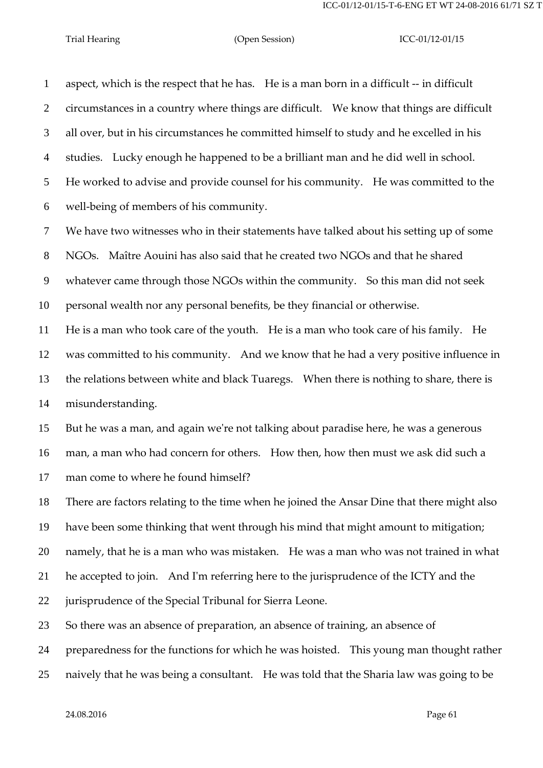aspect, which is the respect that he has. He is a man born in a difficult -- in difficult circumstances in a country where things are difficult. We know that things are difficult all over, but in his circumstances he committed himself to study and he excelled in his studies. Lucky enough he happened to be a brilliant man and he did well in school. He worked to advise and provide counsel for his community. He was committed to the well-being of members of his community.

We have two witnesses who in their statements have talked about his setting up of some NGOs. Maître Aouini has also said that he created two NGOs and that he shared whatever came through those NGOs within the community. So this man did not seek personal wealth nor any personal benefits, be they financial or otherwise.

He is a man who took care of the youth. He is a man who took care of his family. He was committed to his community. And we know that he had a very positive influence in the relations between white and black Tuaregs. When there is nothing to share, there is misunderstanding.

But he was a man, and again we're not talking about paradise here, he was a generous man, a man who had concern for others. How then, how then must we ask did such a man come to where he found himself?

There are factors relating to the time when he joined the Ansar Dine that there might also have been some thinking that went through his mind that might amount to mitigation; namely, that he is a man who was mistaken. He was a man who was not trained in what he accepted to join. And I'm referring here to the jurisprudence of the ICTY and the jurisprudence of the Special Tribunal for Sierra Leone.

So there was an absence of preparation, an absence of training, an absence of preparedness for the functions for which he was hoisted. This young man thought rather naively that he was being a consultant. He was told that the Sharia law was going to be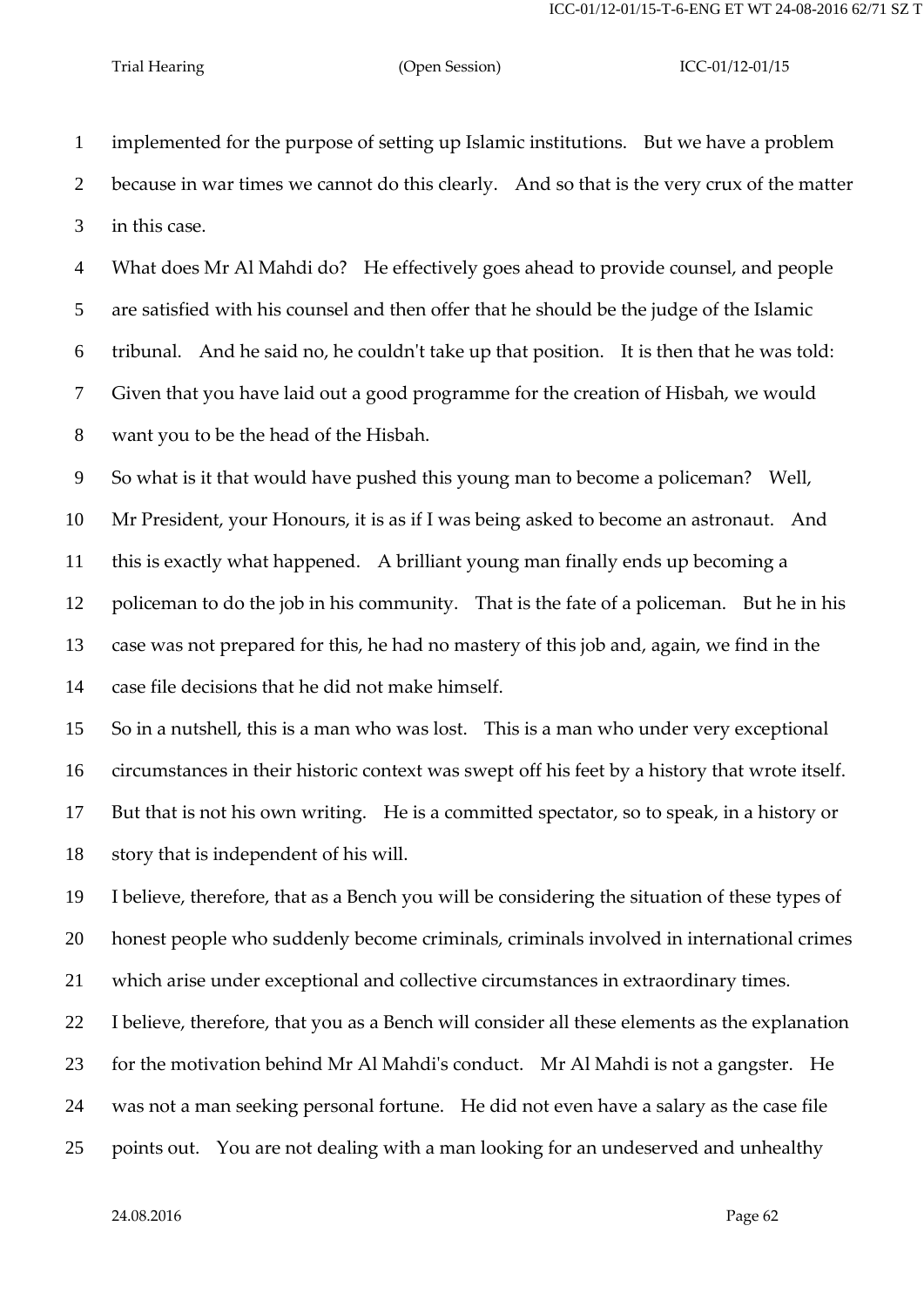implemented for the purpose of setting up Islamic institutions. But we have a problem because in war times we cannot do this clearly. And so that is the very crux of the matter in this case.

What does Mr Al Mahdi do? He effectively goes ahead to provide counsel, and people are satisfied with his counsel and then offer that he should be the judge of the Islamic tribunal. And he said no, he couldn't take up that position. It is then that he was told: Given that you have laid out a good programme for the creation of Hisbah, we would want you to be the head of the Hisbah.

So what is it that would have pushed this young man to become a policeman? Well, Mr President, your Honours, it is as if I was being asked to become an astronaut. And this is exactly what happened. A brilliant young man finally ends up becoming a policeman to do the job in his community. That is the fate of a policeman. But he in his case was not prepared for this, he had no mastery of this job and, again, we find in the case file decisions that he did not make himself.

So in a nutshell, this is a man who was lost. This is a man who under very exceptional circumstances in their historic context was swept off his feet by a history that wrote itself. But that is not his own writing. He is a committed spectator, so to speak, in a history or story that is independent of his will.

I believe, therefore, that as a Bench you will be considering the situation of these types of honest people who suddenly become criminals, criminals involved in international crimes which arise under exceptional and collective circumstances in extraordinary times.

I believe, therefore, that you as a Bench will consider all these elements as the explanation for the motivation behind Mr Al Mahdi's conduct. Mr Al Mahdi is not a gangster. He was not a man seeking personal fortune. He did not even have a salary as the case file points out. You are not dealing with a man looking for an undeserved and unhealthy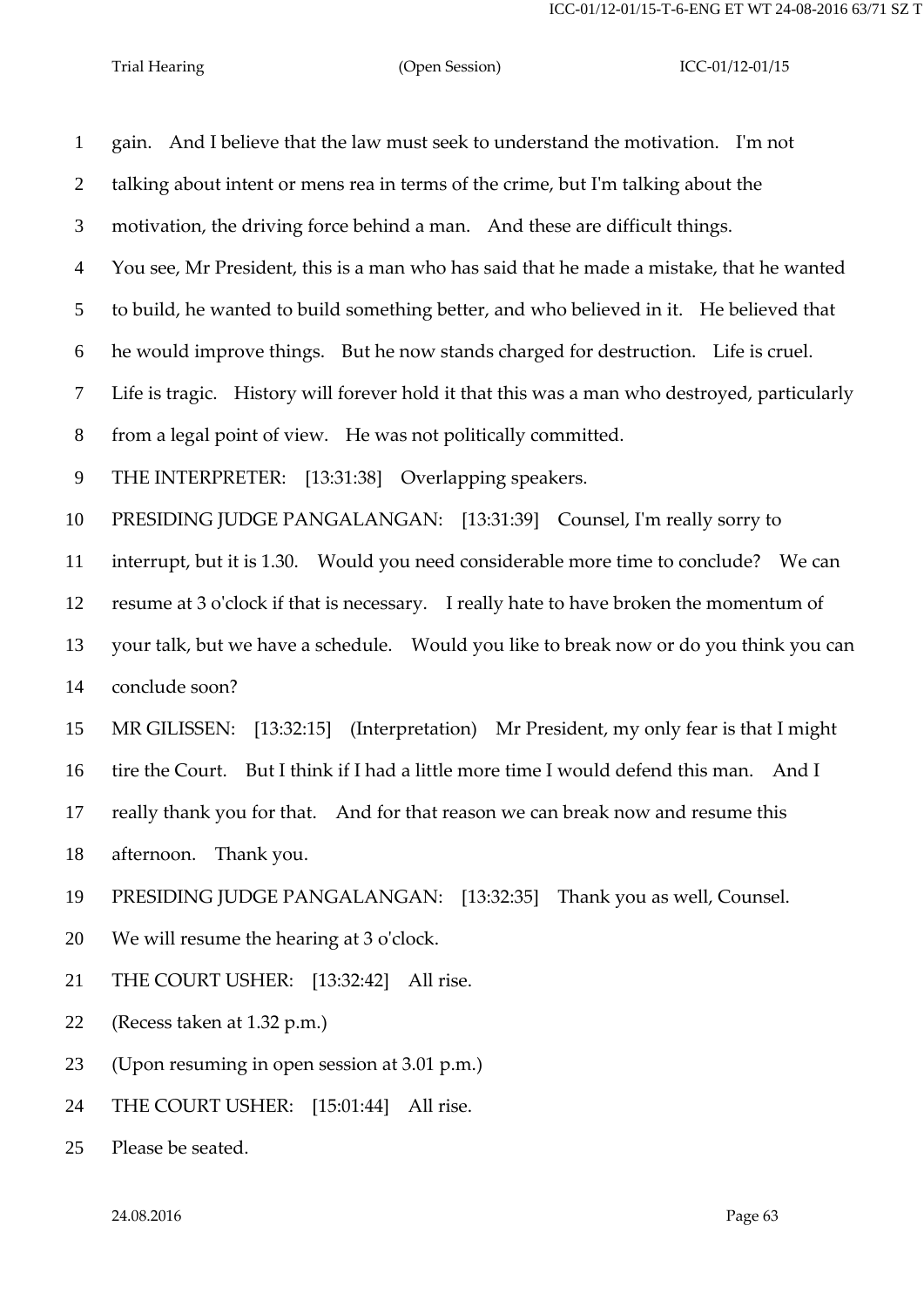gain. And I believe that the law must seek to understand the motivation. I'm not talking about intent or mens rea in terms of the crime, but I'm talking about the motivation, the driving force behind a man. And these are difficult things.

You see, Mr President, this is a man who has said that he made a mistake, that he wanted to build, he wanted to build something better, and who believed in it. He believed that he would improve things. But he now stands charged for destruction. Life is cruel. Life is tragic. History will forever hold it that this was a man who destroyed, particularly from a legal point of view. He was not politically committed.

THE INTERPRETER: [13:31:38] Overlapping speakers.

PRESIDING JUDGE PANGALANGAN: [13:31:39] Counsel, I'm really sorry to interrupt, but it is 1.30. Would you need considerable more time to conclude? We can resume at 3 o'clock if that is necessary. I really hate to have broken the momentum of your talk, but we have a schedule. Would you like to break now or do you think you can conclude soon?

MR GILISSEN: [13:32:15] (Interpretation) Mr President, my only fear is that I might tire the Court. But I think if I had a little more time I would defend this man. And I really thank you for that. And for that reason we can break now and resume this afternoon. Thank you.

PRESIDING JUDGE PANGALANGAN: [13:32:35] Thank you as well, Counsel. We will resume the hearing at 3 o'clock.

THE COURT USHER: [13:32:42] All rise.

(Recess taken at 1.32 p.m.)

(Upon resuming in open session at 3.01 p.m.)

THE COURT USHER: [15:01:44] All rise.

Please be seated.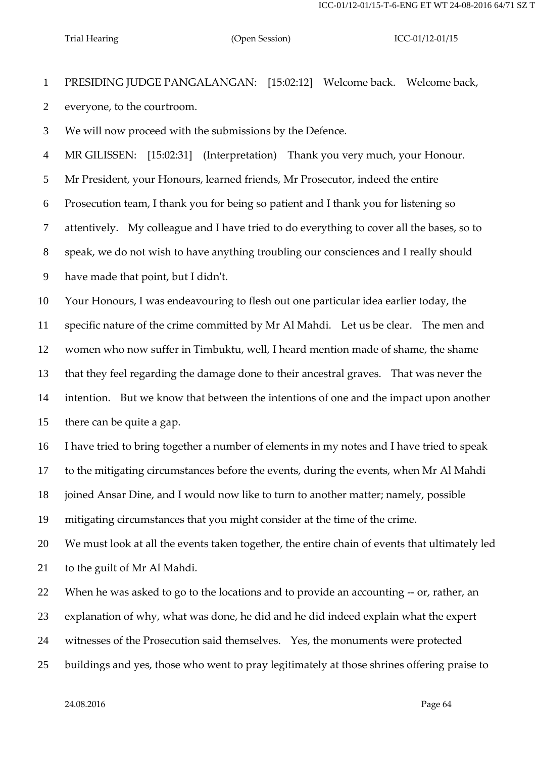PRESIDING JUDGE PANGALANGAN: [15:02:12] Welcome back. Welcome back, everyone, to the courtroom.

We will now proceed with the submissions by the Defence.

MR GILISSEN: [15:02:31] (Interpretation) Thank you very much, your Honour.

Mr President, your Honours, learned friends, Mr Prosecutor, indeed the entire Prosecution team, I thank you for being so patient and I thank you for listening so attentively. My colleague and I have tried to do everything to cover all the bases, so to speak, we do not wish to have anything troubling our consciences and I really should have made that point, but I didn't.

Your Honours, I was endeavouring to flesh out one particular idea earlier today, the specific nature of the crime committed by Mr Al Mahdi. Let us be clear. The men and women who now suffer in Timbuktu, well, I heard mention made of shame, the shame that they feel regarding the damage done to their ancestral graves. That was never the intention. But we know that between the intentions of one and the impact upon another there can be quite a gap.

I have tried to bring together a number of elements in my notes and I have tried to speak to the mitigating circumstances before the events, during the events, when Mr Al Mahdi joined Ansar Dine, and I would now like to turn to another matter; namely, possible mitigating circumstances that you might consider at the time of the crime.

We must look at all the events taken together, the entire chain of events that ultimately led to the guilt of Mr Al Mahdi.

When he was asked to go to the locations and to provide an accounting -- or, rather, an explanation of why, what was done, he did and he did indeed explain what the expert witnesses of the Prosecution said themselves. Yes, the monuments were protected buildings and yes, those who went to pray legitimately at those shrines offering praise to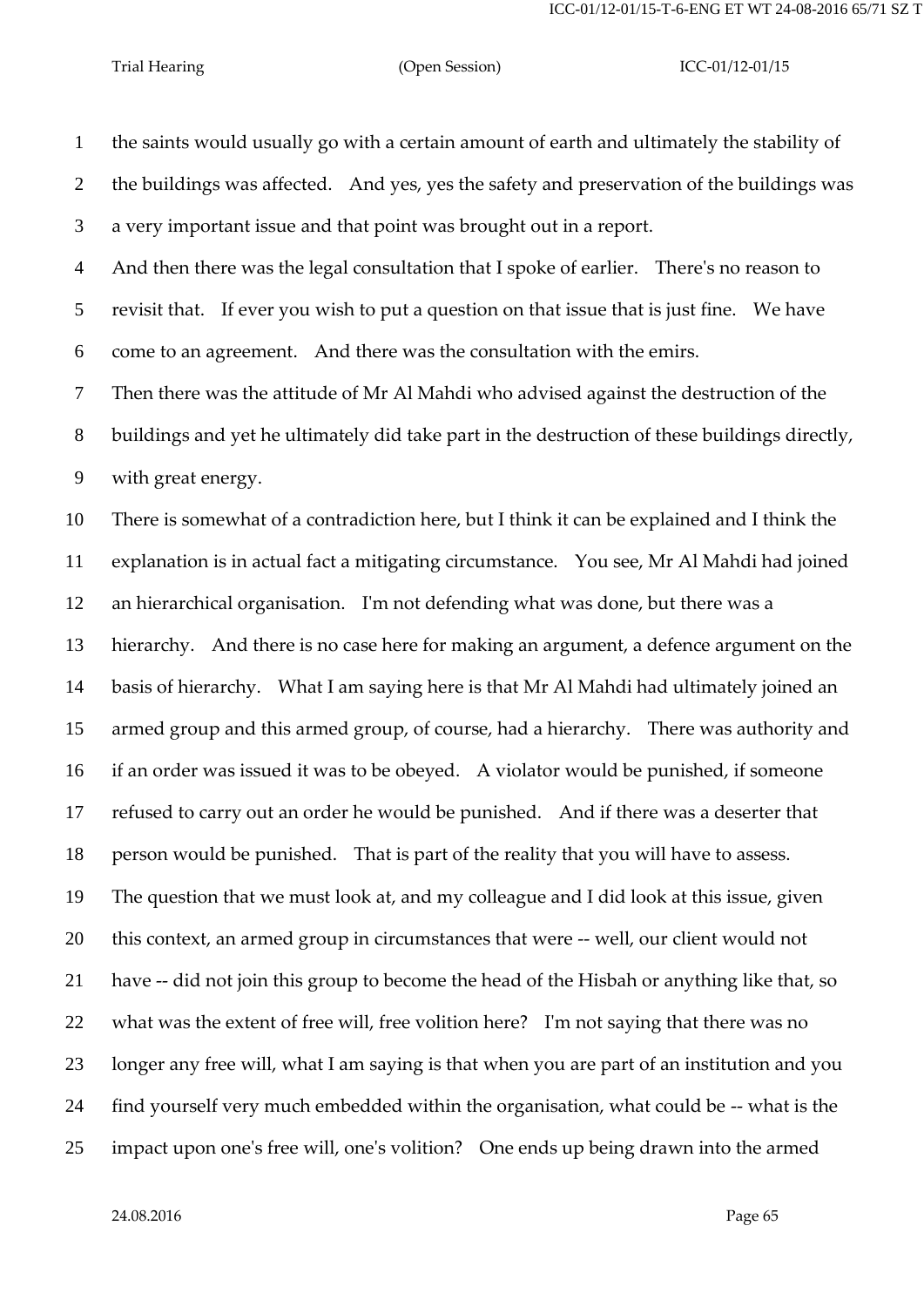the saints would usually go with a certain amount of earth and ultimately the stability of the buildings was affected. And yes, yes the safety and preservation of the buildings was a very important issue and that point was brought out in a report.

And then there was the legal consultation that I spoke of earlier. There's no reason to revisit that. If ever you wish to put a question on that issue that is just fine. We have come to an agreement. And there was the consultation with the emirs.

Then there was the attitude of Mr Al Mahdi who advised against the destruction of the buildings and yet he ultimately did take part in the destruction of these buildings directly, with great energy.

There is somewhat of a contradiction here, but I think it can be explained and I think the explanation is in actual fact a mitigating circumstance. You see, Mr Al Mahdi had joined an hierarchical organisation. I'm not defending what was done, but there was a hierarchy. And there is no case here for making an argument, a defence argument on the basis of hierarchy. What I am saying here is that Mr Al Mahdi had ultimately joined an armed group and this armed group, of course, had a hierarchy. There was authority and if an order was issued it was to be obeyed. A violator would be punished, if someone refused to carry out an order he would be punished. And if there was a deserter that person would be punished. That is part of the reality that you will have to assess.

The question that we must look at, and my colleague and I did look at this issue, given this context, an armed group in circumstances that were -- well, our client would not have -- did not join this group to become the head of the Hisbah or anything like that, so what was the extent of free will, free volition here? I'm not saying that there was no longer any free will, what I am saying is that when you are part of an institution and you find yourself very much embedded within the organisation, what could be -- what is the impact upon one's free will, one's volition? One ends up being drawn into the armed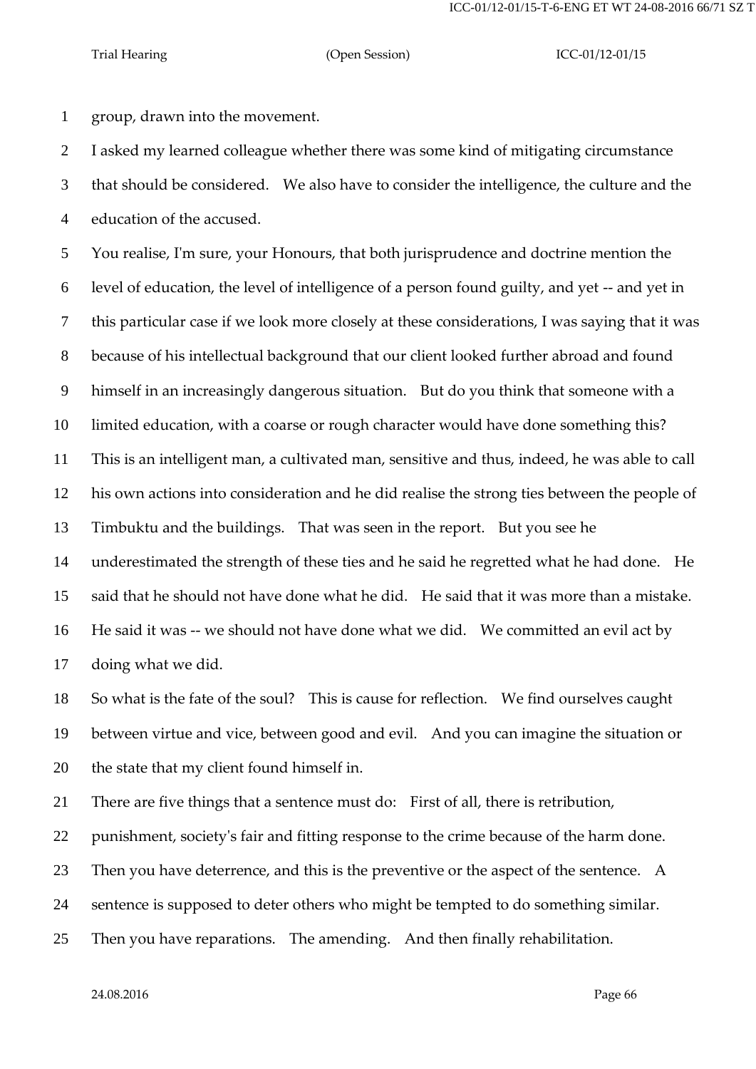group, drawn into the movement.

I asked my learned colleague whether there was some kind of mitigating circumstance that should be considered. We also have to consider the intelligence, the culture and the education of the accused.

You realise, I'm sure, your Honours, that both jurisprudence and doctrine mention the level of education, the level of intelligence of a person found guilty, and yet -- and yet in this particular case if we look more closely at these considerations, I was saying that it was because of his intellectual background that our client looked further abroad and found himself in an increasingly dangerous situation. But do you think that someone with a limited education, with a coarse or rough character would have done something this? This is an intelligent man, a cultivated man, sensitive and thus, indeed, he was able to call his own actions into consideration and he did realise the strong ties between the people of Timbuktu and the buildings. That was seen in the report. But you see he underestimated the strength of these ties and he said he regretted what he had done. He said that he should not have done what he did. He said that it was more than a mistake. He said it was -- we should not have done what we did. We committed an evil act by doing what we did.

So what is the fate of the soul? This is cause for reflection. We find ourselves caught between virtue and vice, between good and evil. And you can imagine the situation or the state that my client found himself in.

There are five things that a sentence must do: First of all, there is retribution, punishment, society's fair and fitting response to the crime because of the harm done. Then you have deterrence, and this is the preventive or the aspect of the sentence. A sentence is supposed to deter others who might be tempted to do something similar. Then you have reparations. The amending. And then finally rehabilitation.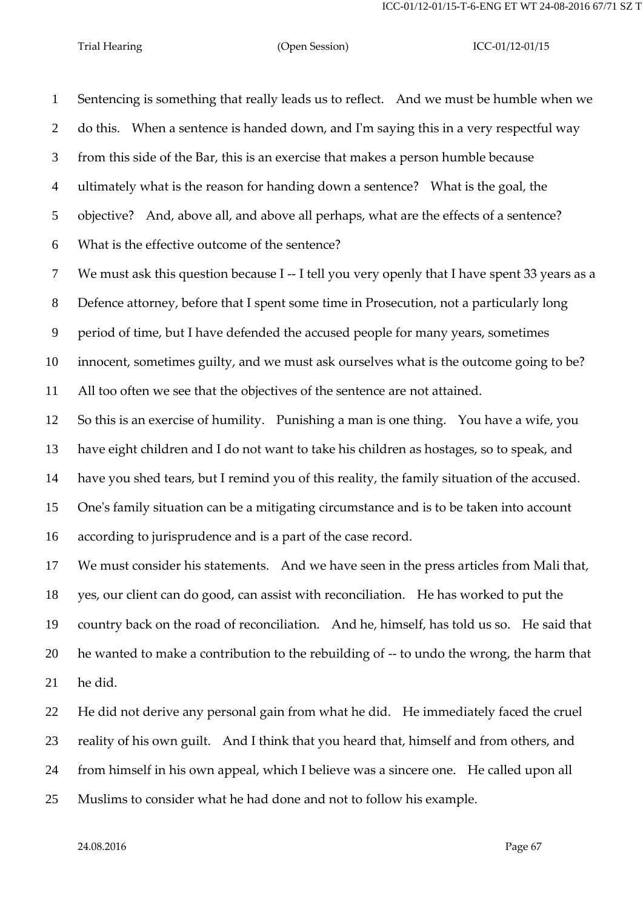Sentencing is something that really leads us to reflect. And we must be humble when we do this. When a sentence is handed down, and I'm saying this in a very respectful way from this side of the Bar, this is an exercise that makes a person humble because ultimately what is the reason for handing down a sentence? What is the goal, the objective? And, above all, and above all perhaps, what are the effects of a sentence? What is the effective outcome of the sentence?

We must ask this question because I -- I tell you very openly that I have spent 33 years as a Defence attorney, before that I spent some time in Prosecution, not a particularly long period of time, but I have defended the accused people for many years, sometimes innocent, sometimes guilty, and we must ask ourselves what is the outcome going to be? All too often we see that the objectives of the sentence are not attained.

So this is an exercise of humility. Punishing a man is one thing. You have a wife, you have eight children and I do not want to take his children as hostages, so to speak, and have you shed tears, but I remind you of this reality, the family situation of the accused. One's family situation can be a mitigating circumstance and is to be taken into account according to jurisprudence and is a part of the case record.

We must consider his statements. And we have seen in the press articles from Mali that, yes, our client can do good, can assist with reconciliation. He has worked to put the country back on the road of reconciliation. And he, himself, has told us so. He said that he wanted to make a contribution to the rebuilding of -- to undo the wrong, the harm that he did.

He did not derive any personal gain from what he did. He immediately faced the cruel reality of his own guilt. And I think that you heard that, himself and from others, and from himself in his own appeal, which I believe was a sincere one. He called upon all Muslims to consider what he had done and not to follow his example.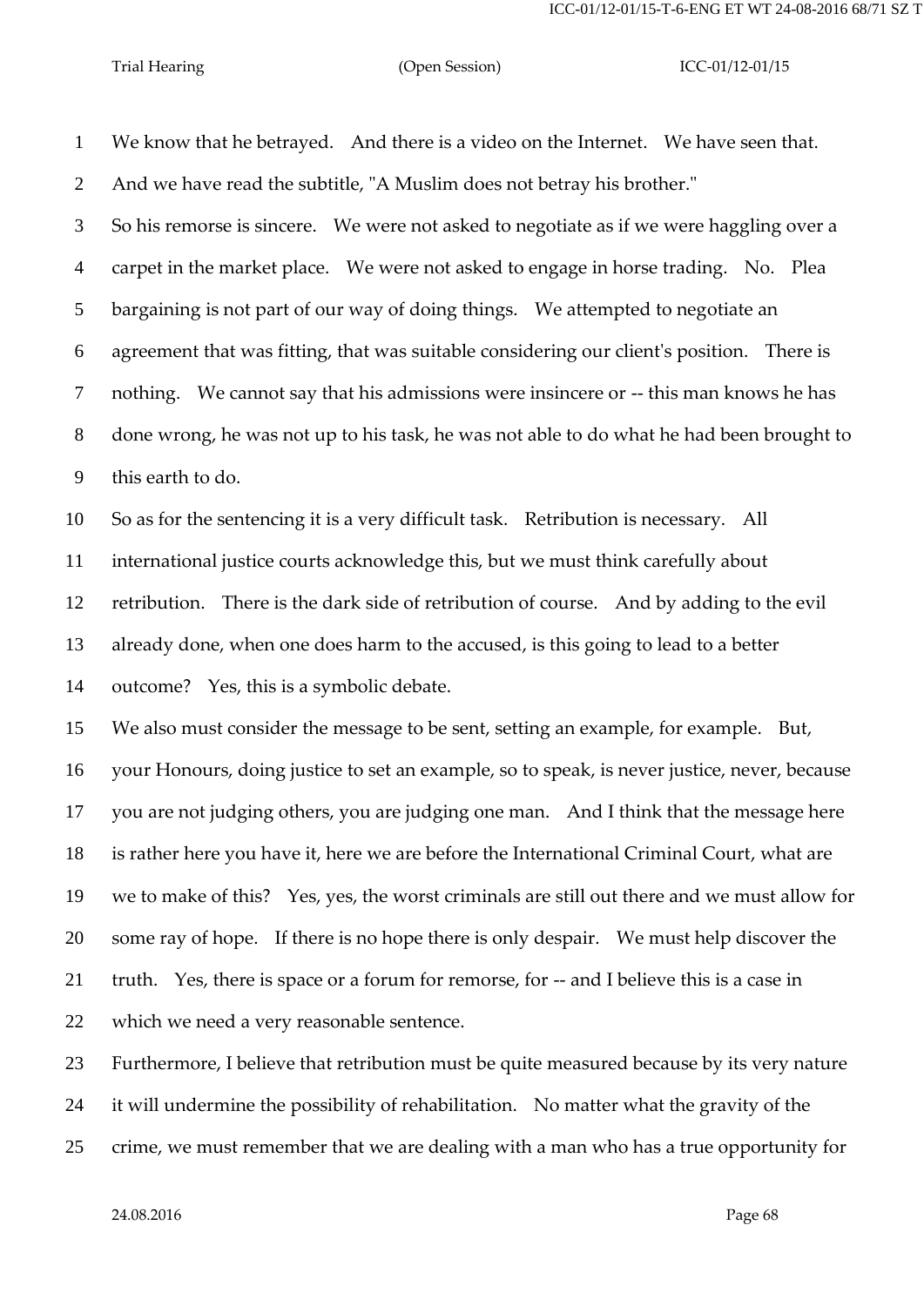We know that he betrayed. And there is a video on the Internet. We have seen that. And we have read the subtitle, "A Muslim does not betray his brother."

So his remorse is sincere. We were not asked to negotiate as if we were haggling over a carpet in the market place. We were not asked to engage in horse trading. No. Plea bargaining is not part of our way of doing things. We attempted to negotiate an agreement that was fitting, that was suitable considering our client's position. There is nothing. We cannot say that his admissions were insincere or -- this man knows he has done wrong, he was not up to his task, he was not able to do what he had been brought to this earth to do.

So as for the sentencing it is a very difficult task. Retribution is necessary. All international justice courts acknowledge this, but we must think carefully about retribution. There is the dark side of retribution of course. And by adding to the evil already done, when one does harm to the accused, is this going to lead to a better outcome? Yes, this is a symbolic debate.

We also must consider the message to be sent, setting an example, for example. But, your Honours, doing justice to set an example, so to speak, is never justice, never, because you are not judging others, you are judging one man. And I think that the message here is rather here you have it, here we are before the International Criminal Court, what are we to make of this? Yes, yes, the worst criminals are still out there and we must allow for some ray of hope. If there is no hope there is only despair. We must help discover the truth. Yes, there is space or a forum for remorse, for -- and I believe this is a case in which we need a very reasonable sentence.

Furthermore, I believe that retribution must be quite measured because by its very nature it will undermine the possibility of rehabilitation. No matter what the gravity of the crime, we must remember that we are dealing with a man who has a true opportunity for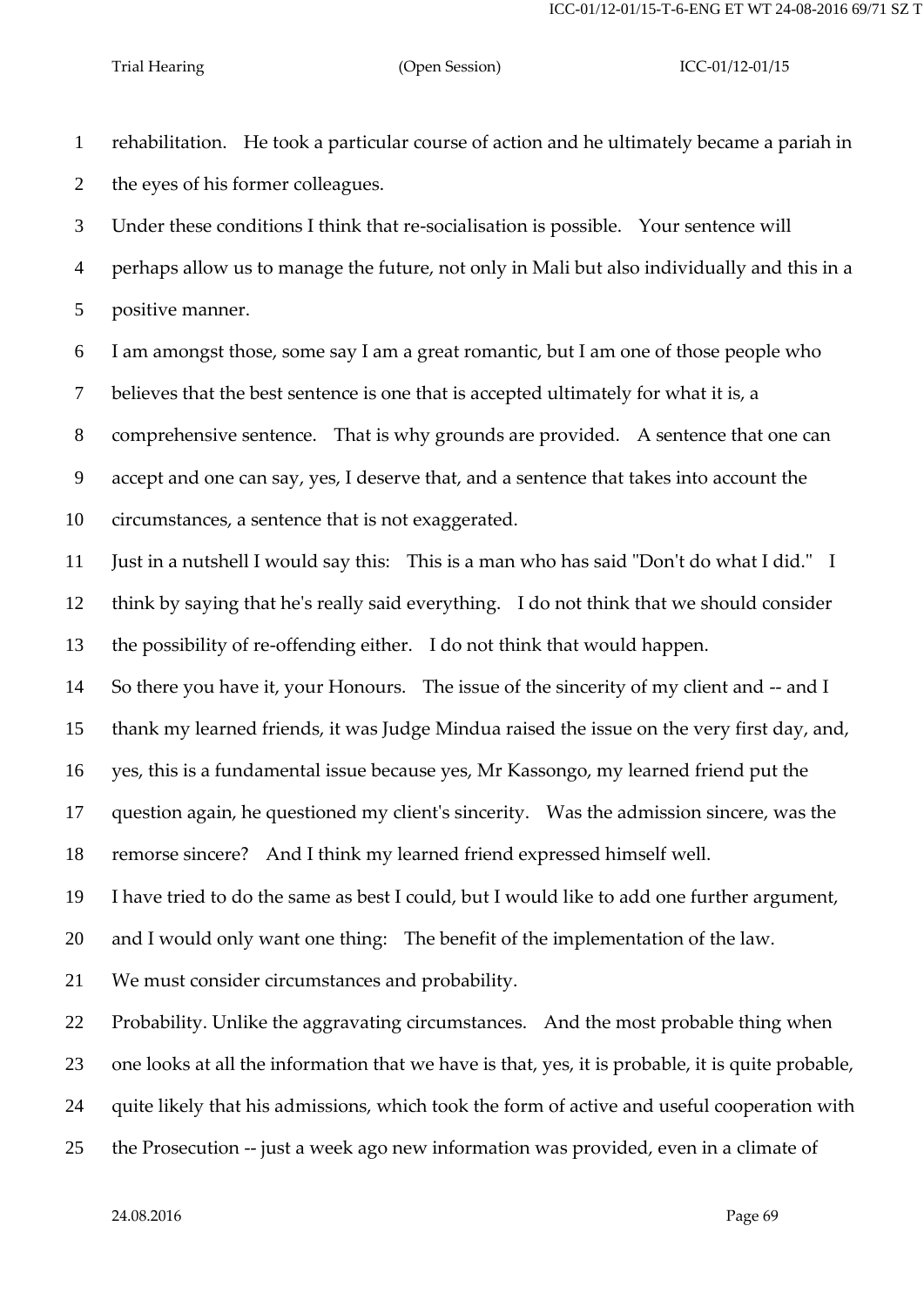rehabilitation. He took a particular course of action and he ultimately became a pariah in the eyes of his former colleagues.

Under these conditions I think that re-socialisation is possible. Your sentence will perhaps allow us to manage the future, not only in Mali but also individually and this in a positive manner.

I am amongst those, some say I am a great romantic, but I am one of those people who believes that the best sentence is one that is accepted ultimately for what it is, a comprehensive sentence. That is why grounds are provided. A sentence that one can accept and one can say, yes, I deserve that, and a sentence that takes into account the circumstances, a sentence that is not exaggerated.

Just in a nutshell I would say this: This is a man who has said "Don't do what I did." I think by saying that he's really said everything. I do not think that we should consider the possibility of re-offending either. I do not think that would happen.

So there you have it, your Honours. The issue of the sincerity of my client and -- and I thank my learned friends, it was Judge Mindua raised the issue on the very first day, and, yes, this is a fundamental issue because yes, Mr Kassongo, my learned friend put the question again, he questioned my client's sincerity. Was the admission sincere, was the remorse sincere? And I think my learned friend expressed himself well.

I have tried to do the same as best I could, but I would like to add one further argument, and I would only want one thing: The benefit of the implementation of the law.

We must consider circumstances and probability.

Probability. Unlike the aggravating circumstances. And the most probable thing when one looks at all the information that we have is that, yes, it is probable, it is quite probable, quite likely that his admissions, which took the form of active and useful cooperation with the Prosecution -- just a week ago new information was provided, even in a climate of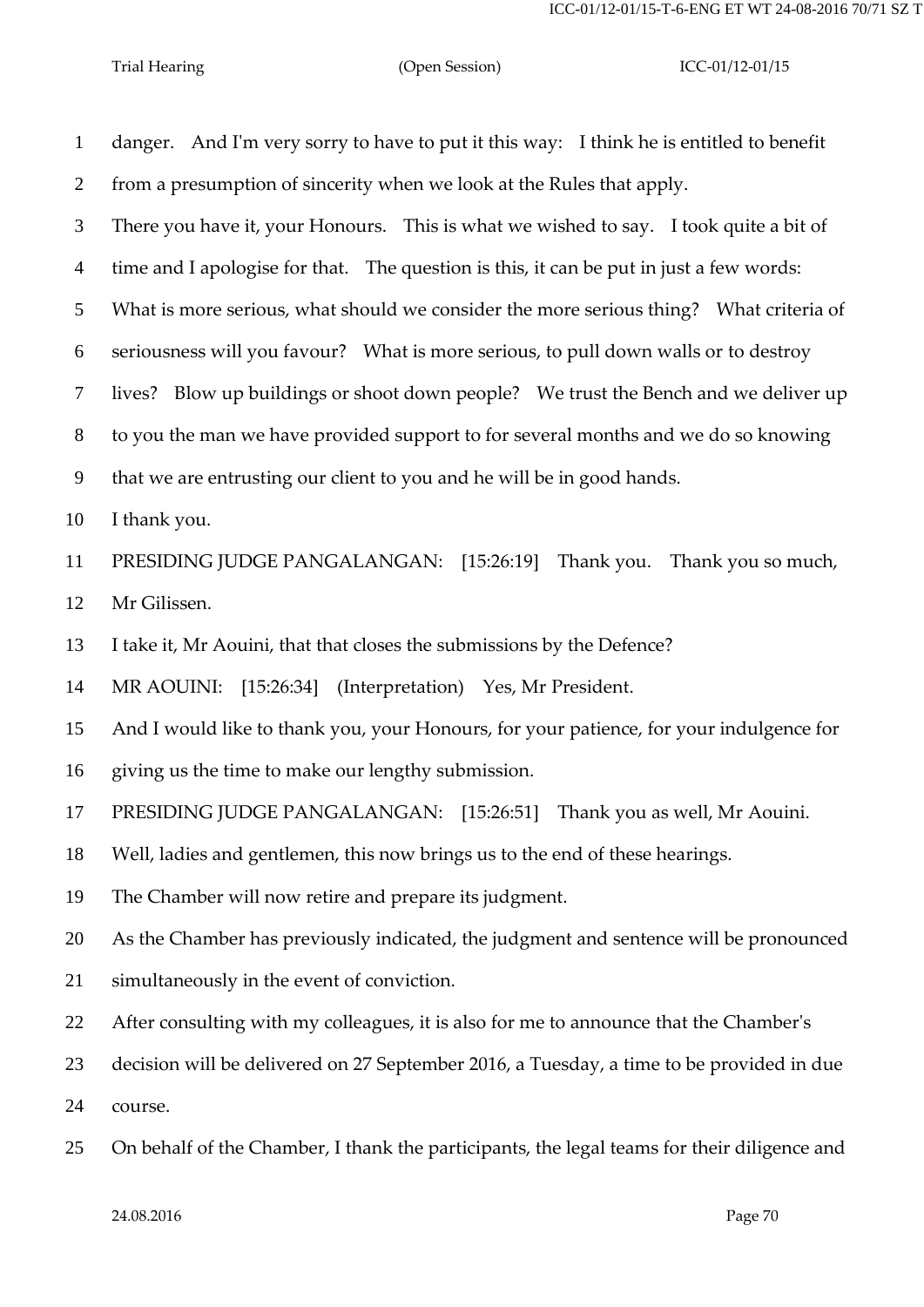danger. And I'm very sorry to have to put it this way: I think he is entitled to benefit from a presumption of sincerity when we look at the Rules that apply.

There you have it, your Honours. This is what we wished to say. I took quite a bit of time and I apologise for that. The question is this, it can be put in just a few words: What is more serious, what should we consider the more serious thing? What criteria of seriousness will you favour? What is more serious, to pull down walls or to destroy lives? Blow up buildings or shoot down people? We trust the Bench and we deliver up to you the man we have provided support to for several months and we do so knowing that we are entrusting our client to you and he will be in good hands.

I thank you.

PRESIDING JUDGE PANGALANGAN: [15:26:19] Thank you. Thank you so much, Mr Gilissen.

I take it, Mr Aouini, that that closes the submissions by the Defence?

MR AOUINI: [15:26:34] (Interpretation) Yes, Mr President.

And I would like to thank you, your Honours, for your patience, for your indulgence for giving us the time to make our lengthy submission.

PRESIDING JUDGE PANGALANGAN: [15:26:51] Thank you as well, Mr Aouini.

Well, ladies and gentlemen, this now brings us to the end of these hearings.

The Chamber will now retire and prepare its judgment.

As the Chamber has previously indicated, the judgment and sentence will be pronounced simultaneously in the event of conviction.

After consulting with my colleagues, it is also for me to announce that the Chamber's decision will be delivered on 27 September 2016, a Tuesday, a time to be provided in due course.

On behalf of the Chamber, I thank the participants, the legal teams for their diligence and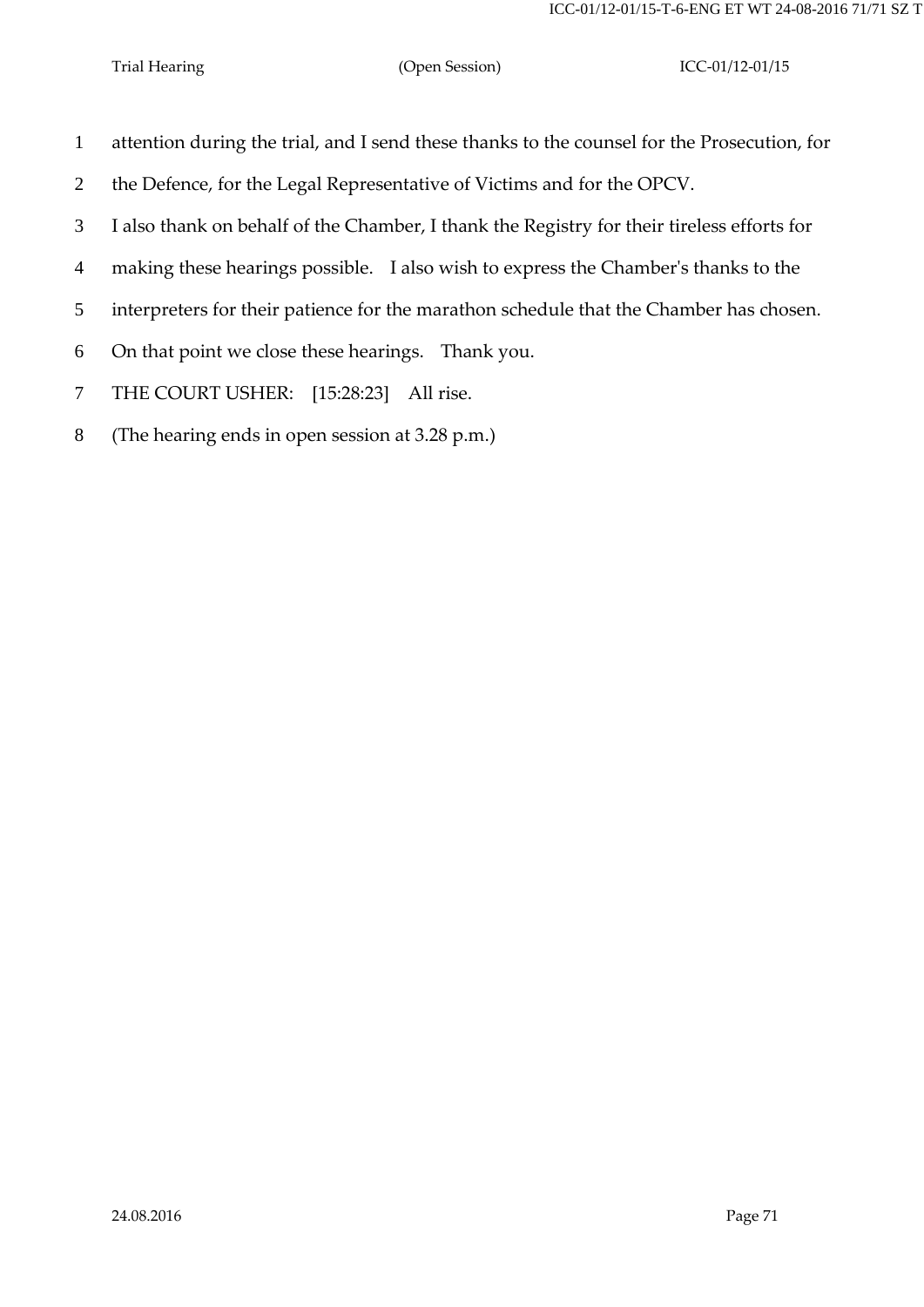attention during the trial, and I send these thanks to the counsel for the Prosecution, for the Defence, for the Legal Representative of Victims and for the OPCV.

I also thank on behalf of the Chamber, I thank the Registry for their tireless efforts for making these hearings possible. I also wish to express the Chamber's thanks to the interpreters for their patience for the marathon schedule that the Chamber has chosen.

On that point we close these hearings. Thank you.

THE COURT USHER: [15:28:23] All rise.

(The hearing ends in open session at 3.28 p.m.)